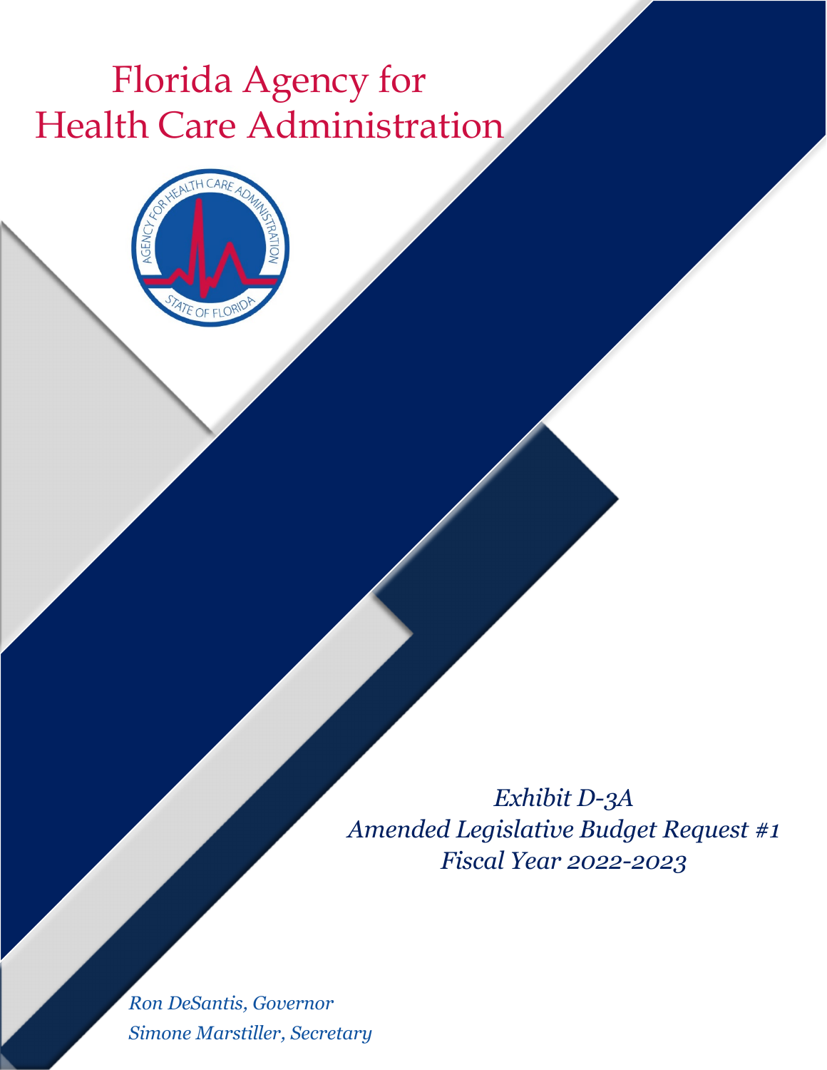# Florida Agency for Health Care Administration

*Exhibit D-3A*
*Amended Legislative Budget Request #1*
*Fiscal Year 2022-2023*

*Ron DeSantis, Governor*
*Simone Marstiller, Secretary*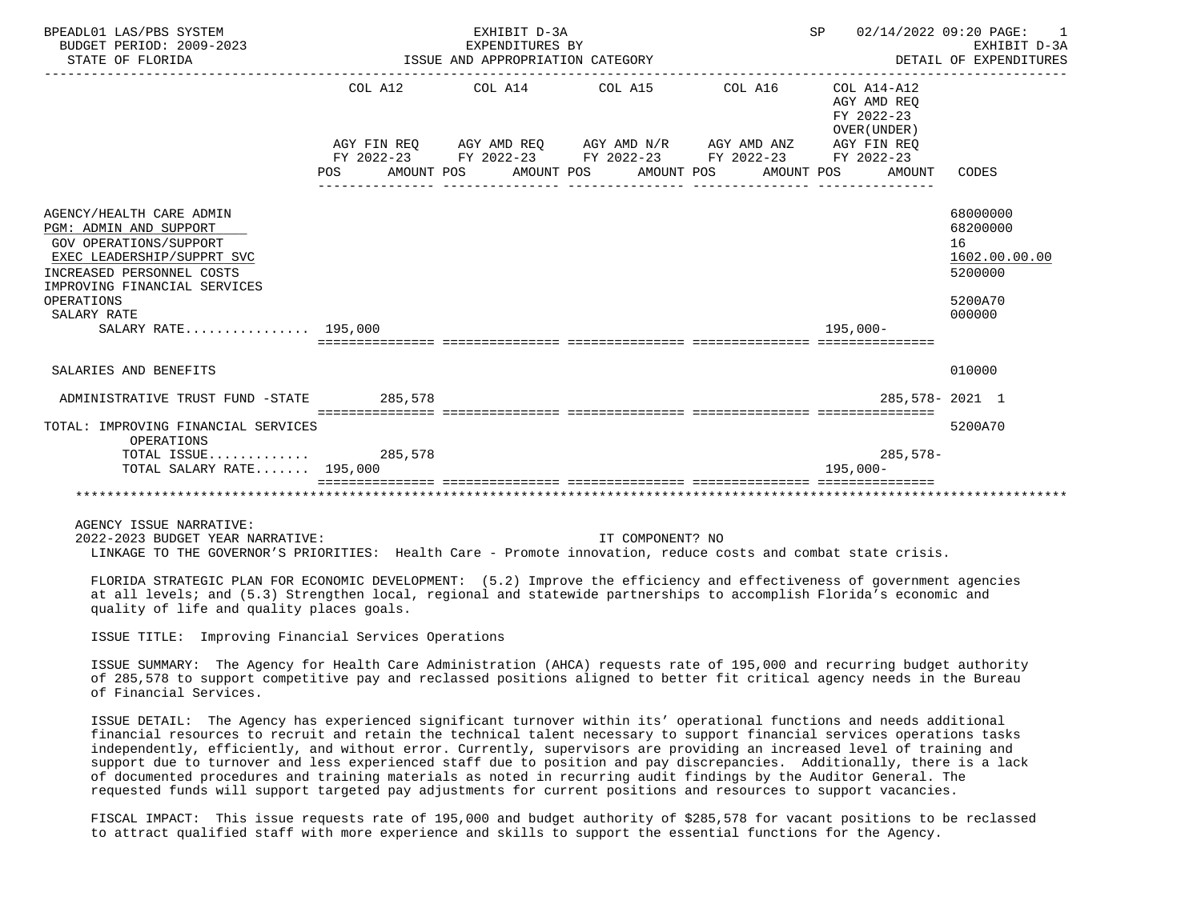BPEADL01 LAS/PBS SYSTEM — EXHIBIT D-3A — EXPENDITURES BY ISSUE AND APPROPRIATION CATEGORY
BUDGET PERIOD: 2009-2023 — STATE OF FLORIDA — DETAIL OF EXPENDITURES
SP 02/14/2022 09:20 — EXHIBIT D-3A

| | COL A12 AGY FIN REQ FY 2022-23 POS AMOUNT | COL A14 AGY AMD REQ FY 2022-23 POS AMOUNT | COL A15 AGY AMD N/R FY 2022-23 POS AMOUNT | COL A16 AGY AMD ANZ FY 2022-23 POS AMOUNT | COL A14-A12 AGY AMD REQ FY 2022-23 OVER(UNDER) AGY FIN REQ FY 2022-23 POS AMOUNT | CODES |
|---|---|---|---|---|---|---|
| AGENCY/HEALTH CARE ADMIN | | | | | | 68000000 |
| PGM: ADMIN AND SUPPORT | | | | | | 68200000 |
| GOV OPERATIONS/SUPPORT | | | | | | 16 |
| EXEC LEADERSHIP/SUPPRT SVC | | | | | | 1602.00.00.00 |
| INCREASED PERSONNEL COSTS | | | | | | 5200000 |
| IMPROVING FINANCIAL SERVICES OPERATIONS | | | | | | 5200A70 |
| SALARY RATE | | | | | | 000000 |
| SALARY RATE................ | 195,000 | | | | 195,000- | |
| SALARIES AND BENEFITS | | | | | | 010000 |
| ADMINISTRATIVE TRUST FUND -STATE | 285,578 | | | | 285,578- | 2021 1 |
| TOTAL: IMPROVING FINANCIAL SERVICES OPERATIONS | | | | | | 5200A70 |
| TOTAL ISSUE............. | 285,578 | | | | 285,578- | |
| TOTAL SALARY RATE....... | 195,000 | | | | 195,000- | |

AGENCY ISSUE NARRATIVE:

2022-2023 BUDGET YEAR NARRATIVE: IT COMPONENT? NO

LINKAGE TO THE GOVERNOR'S PRIORITIES: Health Care - Promote innovation, reduce costs and combat state crisis.

FLORIDA STRATEGIC PLAN FOR ECONOMIC DEVELOPMENT: (5.2) Improve the efficiency and effectiveness of government agencies at all levels; and (5.3) Strengthen local, regional and statewide partnerships to accomplish Florida's economic and quality of life and quality places goals.

ISSUE TITLE: Improving Financial Services Operations

ISSUE SUMMARY: The Agency for Health Care Administration (AHCA) requests rate of 195,000 and recurring budget authority of 285,578 to support competitive pay and reclassed positions aligned to better fit critical agency needs in the Bureau of Financial Services.

ISSUE DETAIL: The Agency has experienced significant turnover within its' operational functions and needs additional financial resources to recruit and retain the technical talent necessary to support financial services operations tasks independently, efficiently, and without error. Currently, supervisors are providing an increased level of training and support due to turnover and less experienced staff due to position and pay discrepancies. Additionally, there is a lack of documented procedures and training materials as noted in recurring audit findings by the Auditor General. The requested funds will support targeted pay adjustments for current positions and resources to support vacancies.

FISCAL IMPACT: This issue requests rate of 195,000 and budget authority of $285,578 for vacant positions to be reclassed to attract qualified staff with more experience and skills to support the essential functions for the Agency.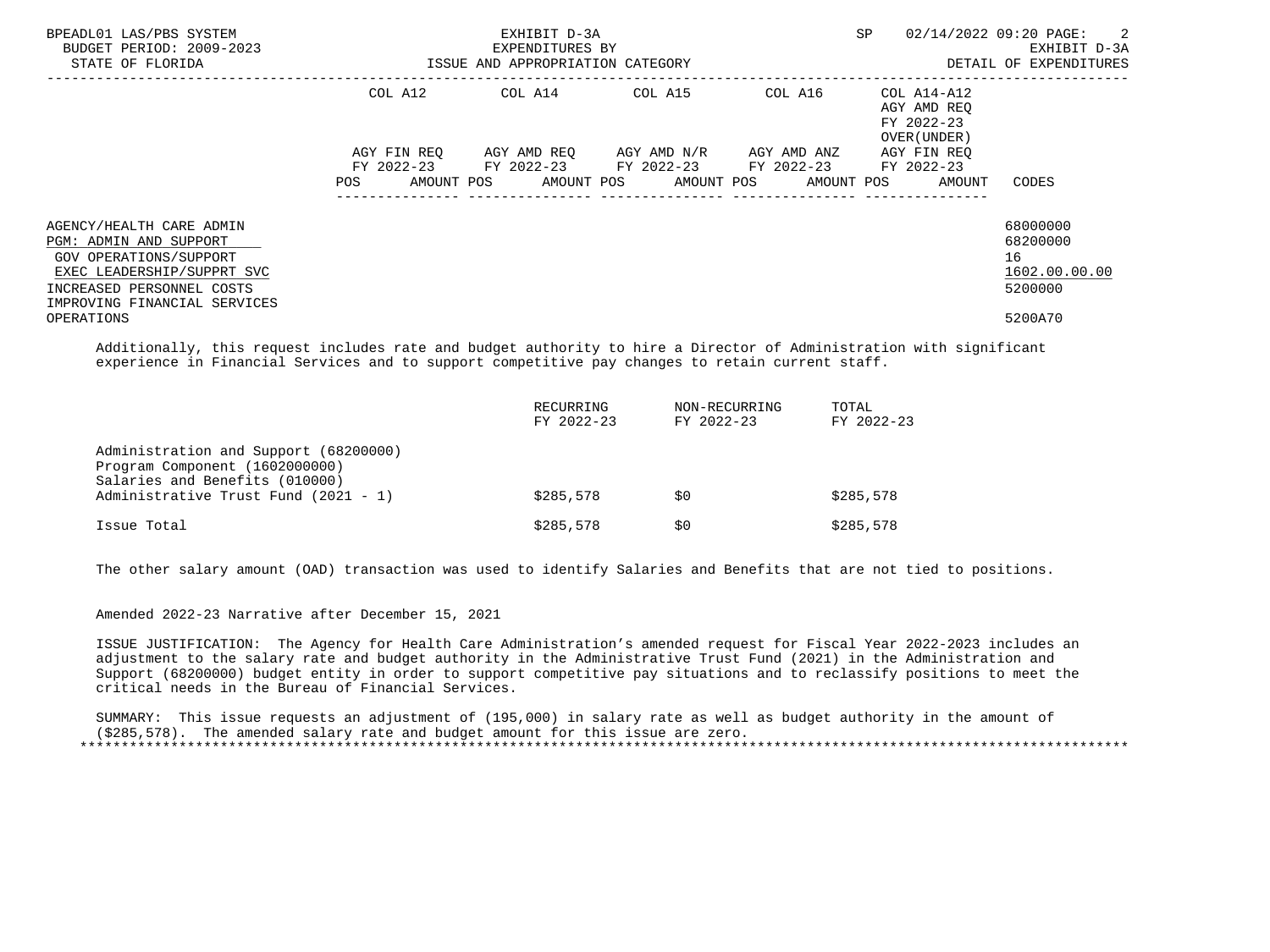BPEADL01 LAS/PBS SYSTEM — EXHIBIT D-3A — EXPENDITURES BY ISSUE AND APPROPRIATION CATEGORY — SP 02/14/2022 09:20

BUDGET PERIOD: 2009-2023 — STATE OF FLORIDA — EXHIBIT D-3A — DETAIL OF EXPENDITURES

| | COL A12 | COL A14 | COL A15 | COL A16 | COL A14-A12 AGY AMD REQ FY 2022-23 OVER(UNDER) AGY FIN REQ FY 2022-23 | CODES |
|---|---|---|---|---|---|---|
| | AGY FIN REQ FY 2022-23 POS AMOUNT | AGY AMD REQ FY 2022-23 POS AMOUNT | AGY AMD N/R FY 2022-23 POS AMOUNT | AGY AMD ANZ FY 2022-23 POS AMOUNT | POS AMOUNT | |
| AGENCY/HEALTH CARE ADMIN | | | | | | 68000000 |
| PGM: ADMIN AND SUPPORT | | | | | | 68200000 |
| GOV OPERATIONS/SUPPORT | | | | | | 16 |
| EXEC LEADERSHIP/SUPPRT SVC | | | | | | 1602.00.00.00 |
| INCREASED PERSONNEL COSTS | | | | | | 5200000 |
| IMPROVING FINANCIAL SERVICES OPERATIONS | | | | | | 5200A70 |

Additionally, this request includes rate and budget authority to hire a Director of Administration with significant experience in Financial Services and to support competitive pay changes to retain current staff.

| | RECURRING FY 2022-23 | NON-RECURRING FY 2022-23 | TOTAL FY 2022-23 |
|---|---|---|---|
| Administration and Support (68200000) Program Component (1602000000) Salaries and Benefits (010000) Administrative Trust Fund (2021 - 1) | $285,578 | $0 | $285,578 |
| Issue Total | $285,578 | $0 | $285,578 |

The other salary amount (OAD) transaction was used to identify Salaries and Benefits that are not tied to positions.

Amended 2022-23 Narrative after December 15, 2021

ISSUE JUSTIFICATION: The Agency for Health Care Administration's amended request for Fiscal Year 2022-2023 includes an adjustment to the salary rate and budget authority in the Administrative Trust Fund (2021) in the Administration and Support (68200000) budget entity in order to support competitive pay situations and to reclassify positions to meet the critical needs in the Bureau of Financial Services.

SUMMARY: This issue requests an adjustment of (195,000) in salary rate as well as budget authority in the amount of ($285,578). The amended salary rate and budget amount for this issue are zero.

*******************************************************************************************************************************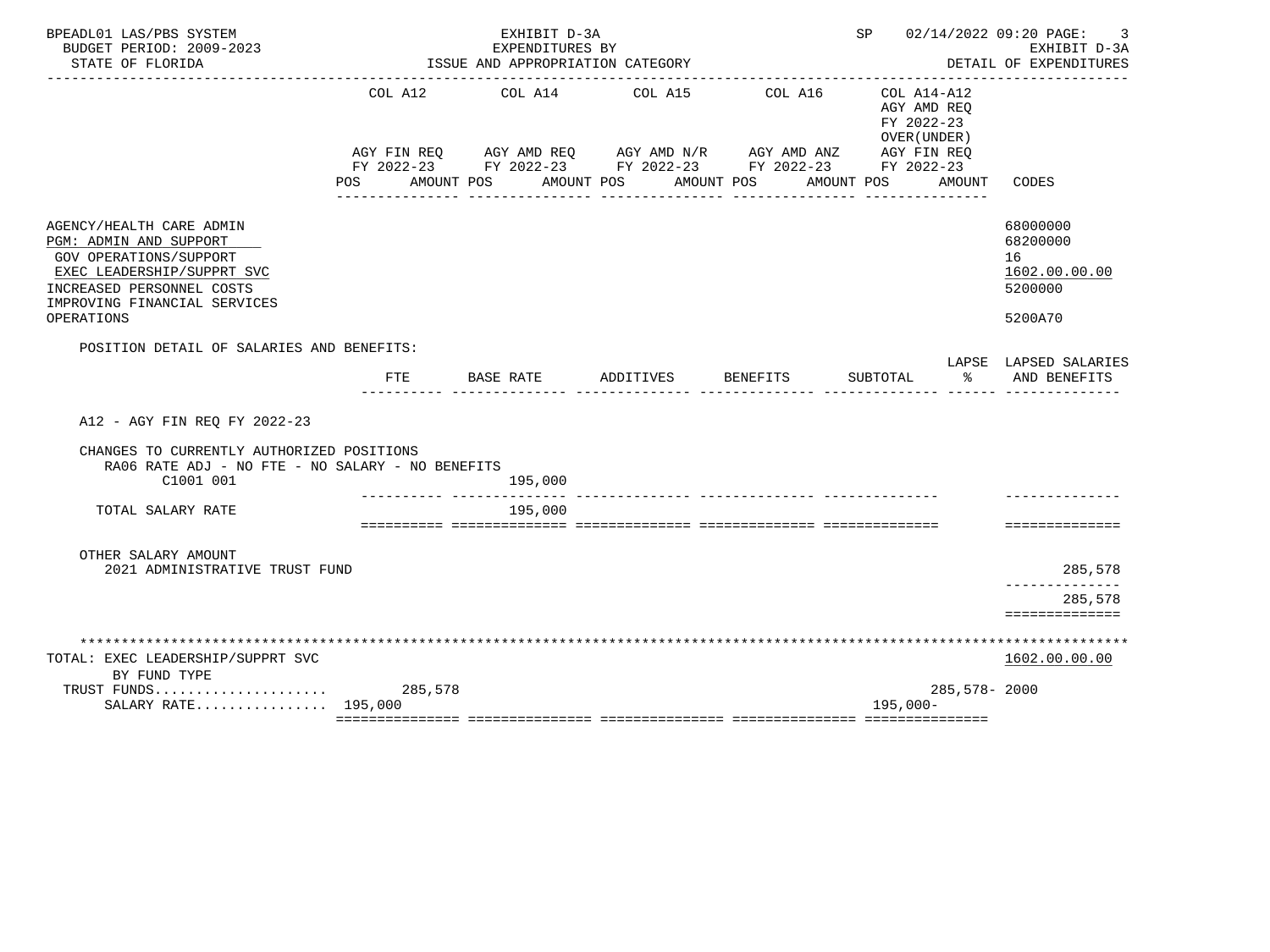BPEADL01 LAS/PBS SYSTEM — EXHIBIT D-3A — EXPENDITURES BY ISSUE AND APPROPRIATION CATEGORY
BUDGET PERIOD: 2009-2023 — STATE OF FLORIDA
SP 02/14/2022 09:20 PAGE: 3 — EXHIBIT D-3A — DETAIL OF EXPENDITURES

| | COL A12 AGY FIN REQ FY 2022-23 POS AMOUNT | COL A14 AGY AMD REQ FY 2022-23 POS AMOUNT | COL A15 AGY AMD N/R FY 2022-23 POS AMOUNT | COL A16 AGY AMD ANZ FY 2022-23 POS AMOUNT | COL A14-A12 AGY AMD REQ FY 2022-23 OVER(UNDER) AGY FIN REQ FY 2022-23 POS AMOUNT | CODES |
|---|---|---|---|---|---|---|
| AGENCY/HEALTH CARE ADMIN | | | | | | 68000000 |
| PGM: ADMIN AND SUPPORT | | | | | | 68200000 |
| GOV OPERATIONS/SUPPORT | | | | | | 16 |
| EXEC LEADERSHIP/SUPPRT SVC | | | | | | 1602.00.00.00 |
| INCREASED PERSONNEL COSTS | | | | | | 5200000 |
| IMPROVING FINANCIAL SERVICES OPERATIONS | | | | | | 5200A70 |

POSITION DETAIL OF SALARIES AND BENEFITS:

| | FTE | BASE RATE | ADDITIVES | BENEFITS | SUBTOTAL | LAPSE % | LAPSED SALARIES AND BENEFITS |
|---|---|---|---|---|---|---|---|
| A12 - AGY FIN REQ FY 2022-23 | | | | | | | |
| CHANGES TO CURRENTLY AUTHORIZED POSITIONS | | | | | | | |
| RA06 RATE ADJ - NO FTE - NO SALARY - NO BENEFITS | | | | | | | |
| C1001 001 | | 195,000 | | | | | |
| TOTAL SALARY RATE | | 195,000 | | | | | |
| OTHER SALARY AMOUNT | | | | | | | |
| 2021 ADMINISTRATIVE TRUST FUND | | | | | | | 285,578 |
| | | | | | | | 285,578 |

| TOTAL: EXEC LEADERSHIP/SUPPRT SVC BY FUND TYPE | COL A12 | COL A14 | COL A15 | COL A16 | COL A14-A12 | CODES |
|---|---|---|---|---|---|---|
| | | | | | | 1602.00.00.00 |
| TRUST FUNDS | 285,578 | | | | 285,578- | 2000 |
| SALARY RATE | 195,000 | | | | 195,000- | |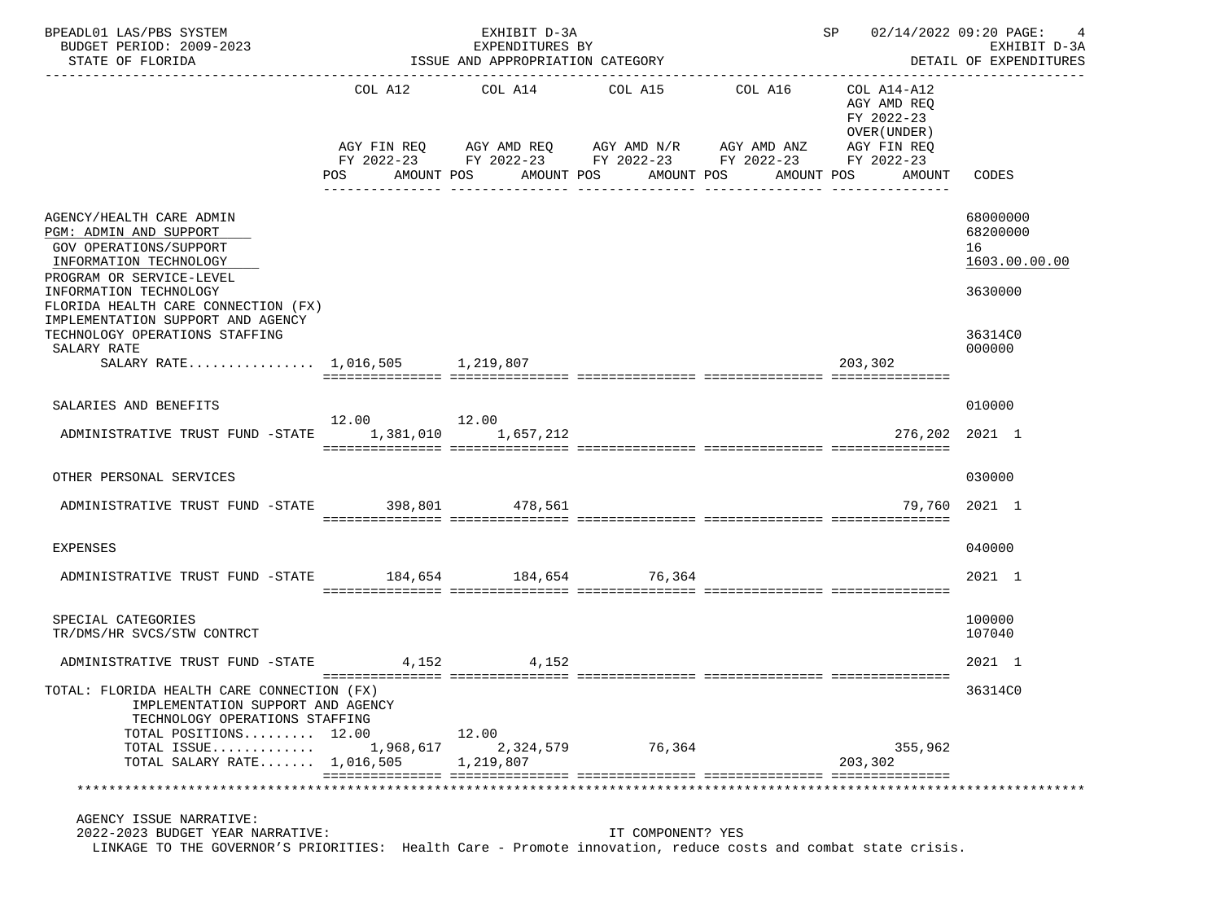BPEADL01 LAS/PBS SYSTEM — EXHIBIT D-3A — SP 02/14/2022 09:20

BUDGET PERIOD: 2009-2023 — EXPENDITURES BY — EXHIBIT D-3A

STATE OF FLORIDA — ISSUE AND APPROPRIATION CATEGORY — DETAIL OF EXPENDITURES

| | COL A12 AGY FIN REQ FY 2022-23 POS AMOUNT | COL A14 AGY AMD REQ FY 2022-23 POS AMOUNT | COL A15 AGY AMD N/R FY 2022-23 POS AMOUNT | COL A16 AGY AMD ANZ FY 2022-23 POS AMOUNT | COL A14-A12 AGY AMD REQ FY 2022-23 OVER(UNDER) AGY FIN REQ FY 2022-23 POS AMOUNT | CODES |
|---|---|---|---|---|---|---|
| AGENCY/HEALTH CARE ADMIN | | | | | | 68000000 |
| PGM: ADMIN AND SUPPORT | | | | | | 68200000 |
| GOV OPERATIONS/SUPPORT | | | | | | 16 |
| INFORMATION TECHNOLOGY | | | | | | 1603.00.00.00 |
| PROGRAM OR SERVICE-LEVEL INFORMATION TECHNOLOGY | | | | | | 3630000 |
| FLORIDA HEALTH CARE CONNECTION (FX) IMPLEMENTATION SUPPORT AND AGENCY TECHNOLOGY OPERATIONS STAFFING | | | | | | 36314C0 |
| SALARY RATE | | | | | | 000000 |
| SALARY RATE................ | 1,016,505 | 1,219,807 | | | 203,302 | |
| SALARIES AND BENEFITS | | | | | | 010000 |
| ADMINISTRATIVE TRUST FUND -STATE | 12.00 1,381,010 | 12.00 1,657,212 | | | 276,202 | 2021 1 |
| OTHER PERSONAL SERVICES | | | | | | 030000 |
| ADMINISTRATIVE TRUST FUND -STATE | 398,801 | 478,561 | | | 79,760 | 2021 1 |
| EXPENSES | | | | | | 040000 |
| ADMINISTRATIVE TRUST FUND -STATE | 184,654 | 184,654 | 76,364 | | | 2021 1 |
| SPECIAL CATEGORIES | | | | | | 100000 |
| TR/DMS/HR SVCS/STW CONTRCT | | | | | | 107040 |
| ADMINISTRATIVE TRUST FUND -STATE | 4,152 | 4,152 | | | | 2021 1 |
| TOTAL: FLORIDA HEALTH CARE CONNECTION (FX) IMPLEMENTATION SUPPORT AND AGENCY TECHNOLOGY OPERATIONS STAFFING | | | | | | 36314C0 |
| TOTAL POSITIONS......... | 12.00 | 12.00 | | | | |
| TOTAL ISSUE............. | 1,968,617 | 2,324,579 | 76,364 | | 355,962 | |
| TOTAL SALARY RATE....... | 1,016,505 | 1,219,807 | | | 203,302 | |

AGENCY ISSUE NARRATIVE:

2022-2023 BUDGET YEAR NARRATIVE: IT COMPONENT? YES

LINKAGE TO THE GOVERNOR'S PRIORITIES: Health Care - Promote innovation, reduce costs and combat state crisis.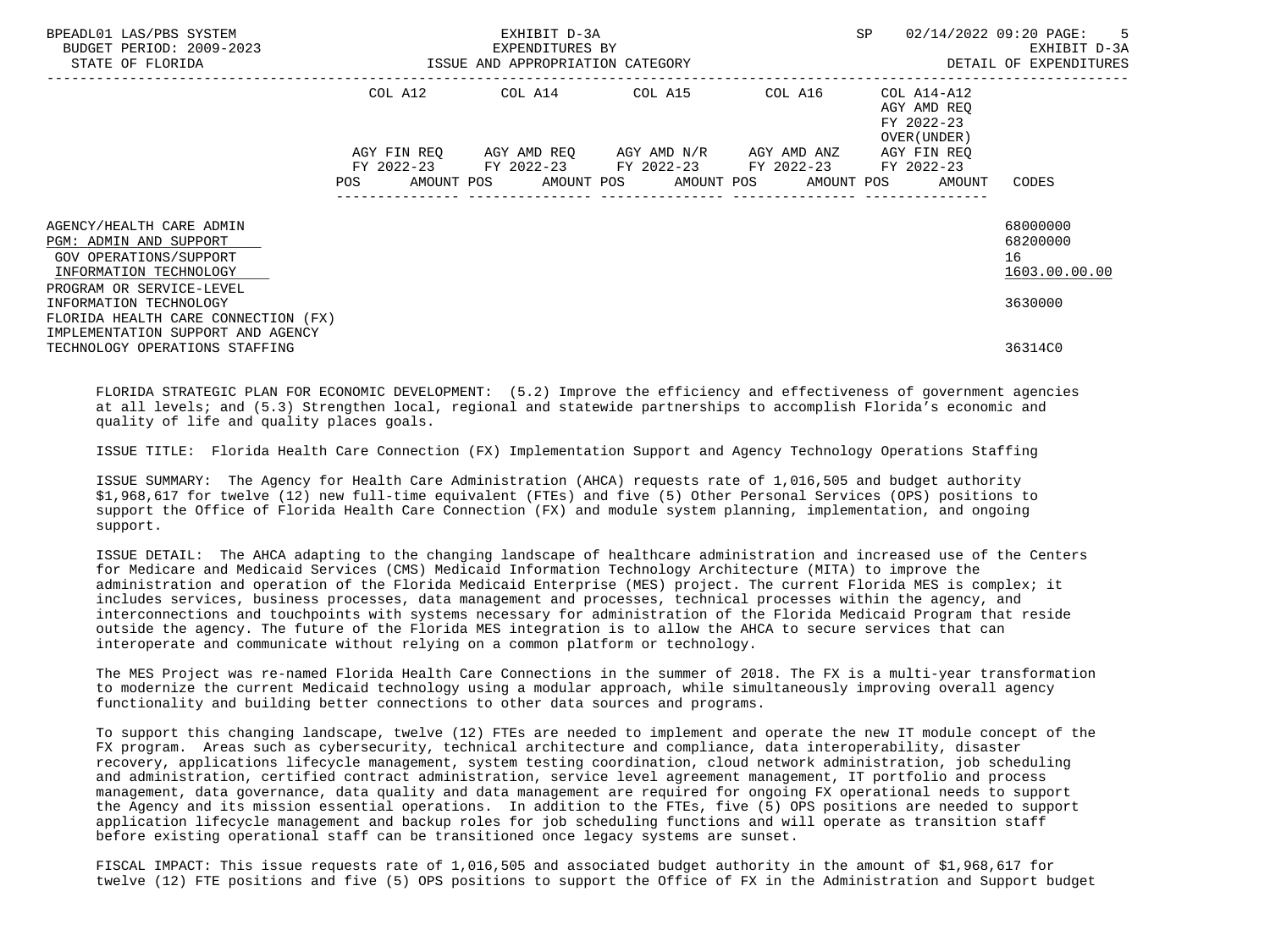| | COL A12 | | COL A14 | | COL A15 | | COL A16 | | COL A14-A12 AGY AMD REQ FY 2022-23 OVER(UNDER) | |
|---|---|---|---|---|---|---|---|---|---|---|
| | AGY FIN REQ FY 2022-23 | | AGY AMD REQ FY 2022-23 | | AGY AMD N/R FY 2022-23 | | AGY AMD ANZ FY 2022-23 | | AGY FIN REQ FY 2022-23 | |
| | POS | AMOUNT | POS | AMOUNT | POS | AMOUNT | POS | AMOUNT | POS AMOUNT | CODES |
| AGENCY/HEALTH CARE ADMIN | | | | | | | | | | 68000000 |
| PGM: ADMIN AND SUPPORT | | | | | | | | | | 68200000 |
| GOV OPERATIONS/SUPPORT | | | | | | | | | | 16 |
| INFORMATION TECHNOLOGY | | | | | | | | | | 1603.00.00.00 |
| PROGRAM OR SERVICE-LEVEL INFORMATION TECHNOLOGY | | | | | | | | | | 3630000 |
| FLORIDA HEALTH CARE CONNECTION (FX) IMPLEMENTATION SUPPORT AND AGENCY TECHNOLOGY OPERATIONS STAFFING | | | | | | | | | | 36314C0 |

FLORIDA STRATEGIC PLAN FOR ECONOMIC DEVELOPMENT: (5.2) Improve the efficiency and effectiveness of government agencies at all levels; and (5.3) Strengthen local, regional and statewide partnerships to accomplish Florida's economic and quality of life and quality places goals.

ISSUE TITLE: Florida Health Care Connection (FX) Implementation Support and Agency Technology Operations Staffing

ISSUE SUMMARY: The Agency for Health Care Administration (AHCA) requests rate of 1,016,505 and budget authority $1,968,617 for twelve (12) new full-time equivalent (FTEs) and five (5) Other Personal Services (OPS) positions to support the Office of Florida Health Care Connection (FX) and module system planning, implementation, and ongoing support.

ISSUE DETAIL: The AHCA adapting to the changing landscape of healthcare administration and increased use of the Centers for Medicare and Medicaid Services (CMS) Medicaid Information Technology Architecture (MITA) to improve the administration and operation of the Florida Medicaid Enterprise (MES) project. The current Florida MES is complex; it includes services, business processes, data management and processes, technical processes within the agency, and interconnections and touchpoints with systems necessary for administration of the Florida Medicaid Program that reside outside the agency. The future of the Florida MES integration is to allow the AHCA to secure services that can interoperate and communicate without relying on a common platform or technology.

The MES Project was re-named Florida Health Care Connections in the summer of 2018. The FX is a multi-year transformation to modernize the current Medicaid technology using a modular approach, while simultaneously improving overall agency functionality and building better connections to other data sources and programs.

To support this changing landscape, twelve (12) FTEs are needed to implement and operate the new IT module concept of the FX program. Areas such as cybersecurity, technical architecture and compliance, data interoperability, disaster recovery, applications lifecycle management, system testing coordination, cloud network administration, job scheduling and administration, certified contract administration, service level agreement management, IT portfolio and process management, data governance, data quality and data management are required for ongoing FX operational needs to support the Agency and its mission essential operations. In addition to the FTEs, five (5) OPS positions are needed to support application lifecycle management and backup roles for job scheduling functions and will operate as transition staff before existing operational staff can be transitioned once legacy systems are sunset.

FISCAL IMPACT: This issue requests rate of 1,016,505 and associated budget authority in the amount of $1,968,617 for twelve (12) FTE positions and five (5) OPS positions to support the Office of FX in the Administration and Support budget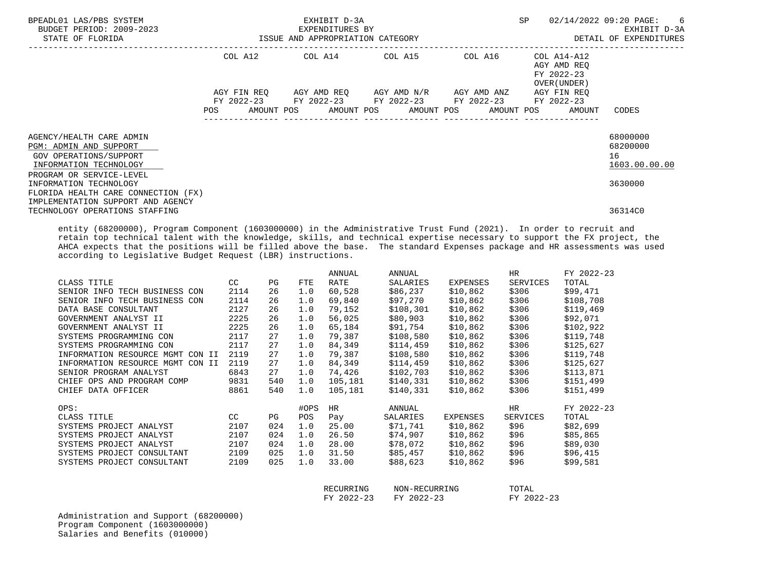| | COL A12 | | COL A14 | | COL A15 | | COL A16 | | COL A14-A12 AGY AMD REQ FY 2022-23 OVER(UNDER) | |
|---|---|---|---|---|---|---|---|---|---|---|
| | AGY FIN REQ FY 2022-23 | | AGY AMD REQ FY 2022-23 | | AGY AMD N/R FY 2022-23 | | AGY AMD ANZ FY 2022-23 | | AGY FIN REQ FY 2022-23 | |
| | POS | AMOUNT | POS | AMOUNT | POS | AMOUNT | POS | AMOUNT | AMOUNT | CODES |
| AGENCY/HEALTH CARE ADMIN | | | | | | | | | | 68000000 |
| PGM: ADMIN AND SUPPORT | | | | | | | | | | 68200000 |
| GOV OPERATIONS/SUPPORT | | | | | | | | | | 16 |
| INFORMATION TECHNOLOGY | | | | | | | | | | 1603.00.00.00 |
| PROGRAM OR SERVICE-LEVEL INFORMATION TECHNOLOGY | | | | | | | | | | 3630000 |
| FLORIDA HEALTH CARE CONNECTION (FX) IMPLEMENTATION SUPPORT AND AGENCY TECHNOLOGY OPERATIONS STAFFING | | | | | | | | | | 36314C0 |

entity (68200000), Program Component (1603000000) in the Administrative Trust Fund (2021). In order to recruit and retain top technical talent with the knowledge, skills, and technical expertise necessary to support the FX project, the AHCA expects that the positions will be filled above the base. The standard Expenses package and HR assessments was used according to Legislative Budget Request (LBR) instructions.

| CLASS TITLE | CC | PG | FTE | ANNUAL RATE | ANNUAL SALARIES | EXPENSES | HR SERVICES | FY 2022-23 TOTAL |
|---|---|---|---|---|---|---|---|---|
| SENIOR INFO TECH BUSINESS CON | 2114 | 26 | 1.0 | 60,528 | $86,237 | $10,862 | $306 | $99,471 |
| SENIOR INFO TECH BUSINESS CON | 2114 | 26 | 1.0 | 69,840 | $97,270 | $10,862 | $306 | $108,708 |
| DATA BASE CONSULTANT | 2127 | 26 | 1.0 | 79,152 | $108,301 | $10,862 | $306 | $119,469 |
| GOVERNMENT ANALYST II | 2225 | 26 | 1.0 | 56,025 | $80,903 | $10,862 | $306 | $92,071 |
| GOVERNMENT ANALYST II | 2225 | 26 | 1.0 | 65,184 | $91,754 | $10,862 | $306 | $102,922 |
| SYSTEMS PROGRAMMING CON | 2117 | 27 | 1.0 | 79,387 | $108,580 | $10,862 | $306 | $119,748 |
| SYSTEMS PROGRAMMING CON | 2117 | 27 | 1.0 | 84,349 | $114,459 | $10,862 | $306 | $125,627 |
| INFORMATION RESOURCE MGMT CON II | 2119 | 27 | 1.0 | 79,387 | $108,580 | $10,862 | $306 | $119,748 |
| INFORMATION RESOURCE MGMT CON II | 2119 | 27 | 1.0 | 84,349 | $114,459 | $10,862 | $306 | $125,627 |
| SENIOR PROGRAM ANALYST | 6843 | 27 | 1.0 | 74,426 | $102,703 | $10,862 | $306 | $113,871 |
| CHIEF OPS AND PROGRAM COMP | 9831 | 540 | 1.0 | 105,181 | $140,331 | $10,862 | $306 | $151,499 |
| CHIEF DATA OFFICER | 8861 | 540 | 1.0 | 105,181 | $140,331 | $10,862 | $306 | $151,499 |

OPS:

| CLASS TITLE | CC | PG | #OPS POS | HR Pay | ANNUAL SALARIES | EXPENSES | HR SERVICES | FY 2022-23 TOTAL |
|---|---|---|---|---|---|---|---|---|
| SYSTEMS PROJECT ANALYST | 2107 | 024 | 1.0 | 25.00 | $71,741 | $10,862 | $96 | $82,699 |
| SYSTEMS PROJECT ANALYST | 2107 | 024 | 1.0 | 26.50 | $74,907 | $10,862 | $96 | $85,865 |
| SYSTEMS PROJECT ANALYST | 2107 | 024 | 1.0 | 28.00 | $78,072 | $10,862 | $96 | $89,030 |
| SYSTEMS PROJECT CONSULTANT | 2109 | 025 | 1.0 | 31.50 | $85,457 | $10,862 | $96 | $96,415 |
| SYSTEMS PROJECT CONSULTANT | 2109 | 025 | 1.0 | 33.00 | $88,623 | $10,862 | $96 | $99,581 |

| | RECURRING FY 2022-23 | NON-RECURRING FY 2022-23 | TOTAL FY 2022-23 |
|---|---|---|---|
| Administration and Support (68200000) | | | |
| Program Component (1603000000) | | | |
| Salaries and Benefits (010000) | | | |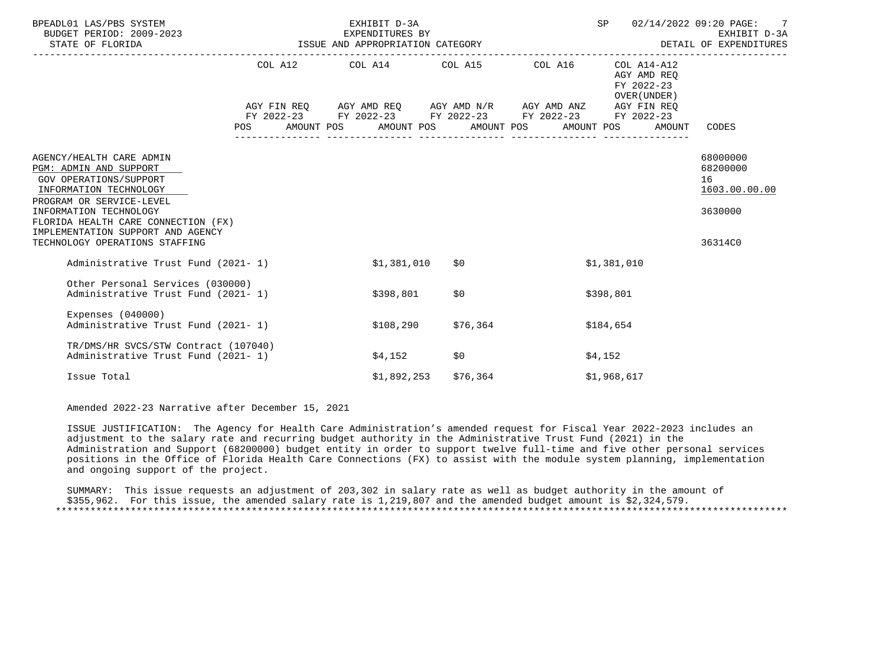BPEADL01 LAS/PBS SYSTEM — EXHIBIT D-3A — EXPENDITURES BY ISSUE AND APPROPRIATION CATEGORY
BUDGET PERIOD: 2009-2023
STATE OF FLORIDA
SP 02/14/2022 09:20 — EXHIBIT D-3A — DETAIL OF EXPENDITURES

| | COL A12 AGY FIN REQ FY 2022-23 POS AMOUNT | COL A14 AGY AMD REQ FY 2022-23 POS AMOUNT | COL A15 AGY AMD N/R FY 2022-23 POS AMOUNT | COL A16 AGY AMD ANZ FY 2022-23 POS AMOUNT | COL A14-A12 AGY AMD REQ FY 2022-23 OVER(UNDER) AGY FIN REQ FY 2022-23 POS AMOUNT | CODES |
|---|---|---|---|---|---|---|
| AGENCY/HEALTH CARE ADMIN | | | | | | 68000000 |
| PGM: ADMIN AND SUPPORT | | | | | | 68200000 |
| GOV OPERATIONS/SUPPORT | | | | | | 16 |
| INFORMATION TECHNOLOGY | | | | | | 1603.00.00.00 |
| PROGRAM OR SERVICE-LEVEL INFORMATION TECHNOLOGY | | | | | | 3630000 |
| FLORIDA HEALTH CARE CONNECTION (FX) IMPLEMENTATION SUPPORT AND AGENCY TECHNOLOGY OPERATIONS STAFFING | | | | | | 36314C0 |
| Administrative Trust Fund (2021- 1) | | $1,381,010 | $0 | | $1,381,010 | |
| Other Personal Services (030000) Administrative Trust Fund (2021- 1) | | $398,801 | $0 | | $398,801 | |
| Expenses (040000) Administrative Trust Fund (2021- 1) | | $108,290 | $76,364 | | $184,654 | |
| TR/DMS/HR SVCS/STW Contract (107040) Administrative Trust Fund (2021- 1) | | $4,152 | $0 | | $4,152 | |
| Issue Total | | $1,892,253 | $76,364 | | $1,968,617 | |

Amended 2022-23 Narrative after December 15, 2021

ISSUE JUSTIFICATION: The Agency for Health Care Administration's amended request for Fiscal Year 2022-2023 includes an adjustment to the salary rate and recurring budget authority in the Administrative Trust Fund (2021) in the Administration and Support (68200000) budget entity in order to support twelve full-time and five other personal services positions in the Office of Florida Health Care Connections (FX) to assist with the module system planning, implementation and ongoing support of the project.

SUMMARY: This issue requests an adjustment of 203,302 in salary rate as well as budget authority in the amount of $355,962. For this issue, the amended salary rate is 1,219,807 and the amended budget amount is $2,324,579.

******************************************************************************************************************************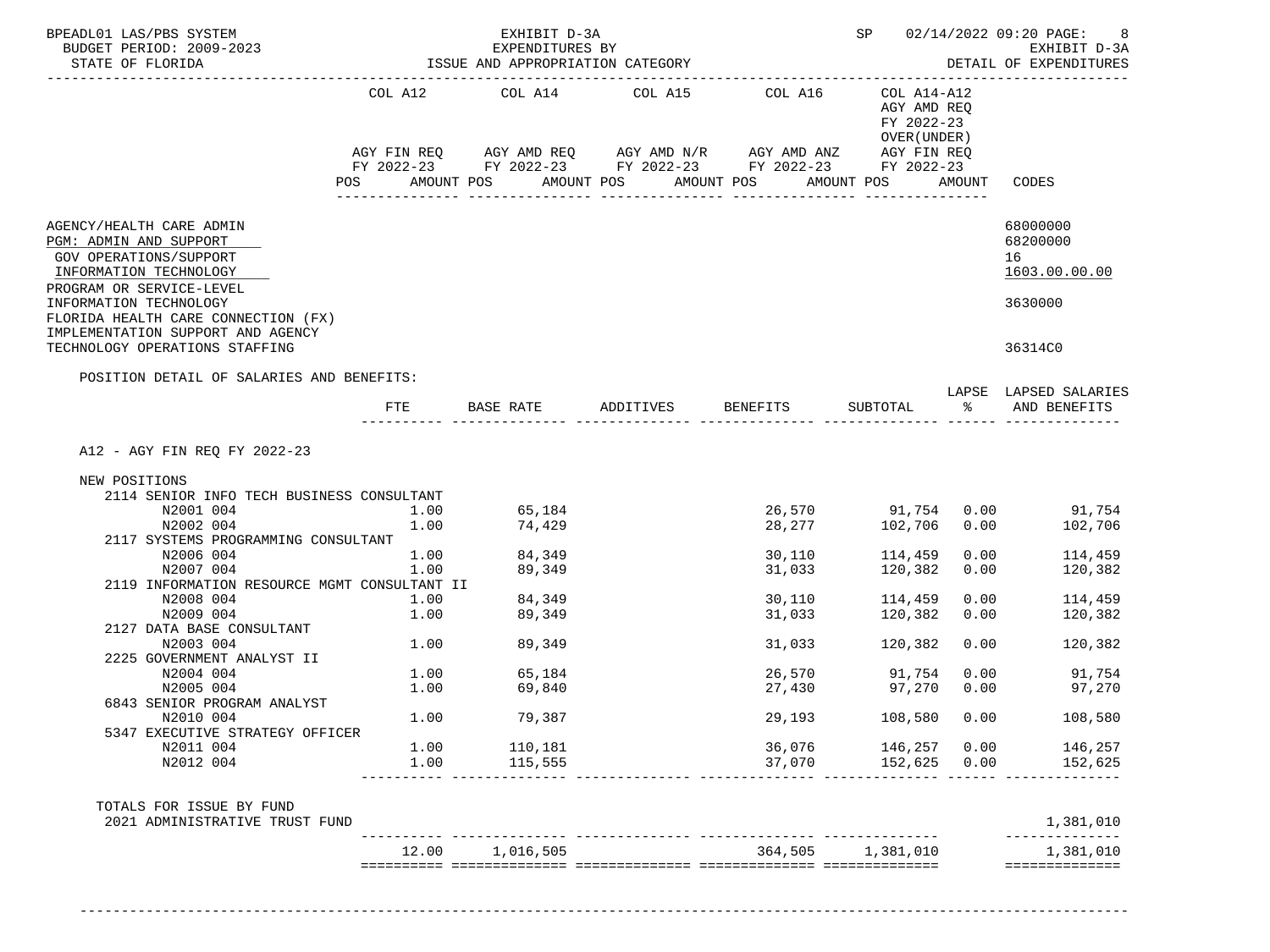BPEADL01 LAS/PBS SYSTEM — EXHIBIT D-3A — EXPENDITURES BY ISSUE AND APPROPRIATION CATEGORY — SP 02/14/2022 09:20 — EXHIBIT D-3A DETAIL OF EXPENDITURES

BUDGET PERIOD: 2009-2023
STATE OF FLORIDA

| | COL A12 AGY FIN REQ FY 2022-23 POS AMOUNT | COL A14 AGY AMD REQ FY 2022-23 POS AMOUNT | COL A15 AGY AMD N/R FY 2022-23 POS AMOUNT | COL A16 AGY AMD ANZ FY 2022-23 POS AMOUNT | COL A14-A12 AGY AMD REQ FY 2022-23 OVER(UNDER) AGY FIN REQ FY 2022-23 POS AMOUNT | CODES |
|---|---|---|---|---|---|---|

AGENCY/HEALTH CARE ADMIN — 68000000
PGM: ADMIN AND SUPPORT — 68200000
GOV OPERATIONS/SUPPORT — 16
INFORMATION TECHNOLOGY — 1603.00.00.00
PROGRAM OR SERVICE-LEVEL INFORMATION TECHNOLOGY — 3630000
FLORIDA HEALTH CARE CONNECTION (FX) IMPLEMENTATION SUPPORT AND AGENCY TECHNOLOGY OPERATIONS STAFFING — 36314C0

POSITION DETAIL OF SALARIES AND BENEFITS:

A12 - AGY FIN REQ FY 2022-23

| | FTE | BASE RATE | ADDITIVES | BENEFITS | SUBTOTAL | LAPSE % | LAPSED SALARIES AND BENEFITS |
|---|---|---|---|---|---|---|---|
| NEW POSITIONS | | | | | | | |
| 2114 SENIOR INFO TECH BUSINESS CONSULTANT | | | | | | | |
| N2001 004 | 1.00 | 65,184 | | 26,570 | 91,754 | 0.00 | 91,754 |
| N2002 004 | 1.00 | 74,429 | | 28,277 | 102,706 | 0.00 | 102,706 |
| 2117 SYSTEMS PROGRAMMING CONSULTANT | | | | | | | |
| N2006 004 | 1.00 | 84,349 | | 30,110 | 114,459 | 0.00 | 114,459 |
| N2007 004 | 1.00 | 89,349 | | 31,033 | 120,382 | 0.00 | 120,382 |
| 2119 INFORMATION RESOURCE MGMT CONSULTANT II | | | | | | | |
| N2008 004 | 1.00 | 84,349 | | 30,110 | 114,459 | 0.00 | 114,459 |
| N2009 004 | 1.00 | 89,349 | | 31,033 | 120,382 | 0.00 | 120,382 |
| 2127 DATA BASE CONSULTANT | | | | | | | |
| N2003 004 | 1.00 | 89,349 | | 31,033 | 120,382 | 0.00 | 120,382 |
| 2225 GOVERNMENT ANALYST II | | | | | | | |
| N2004 004 | 1.00 | 65,184 | | 26,570 | 91,754 | 0.00 | 91,754 |
| N2005 004 | 1.00 | 69,840 | | 27,430 | 97,270 | 0.00 | 97,270 |
| 6843 SENIOR PROGRAM ANALYST | | | | | | | |
| N2010 004 | 1.00 | 79,387 | | 29,193 | 108,580 | 0.00 | 108,580 |
| 5347 EXECUTIVE STRATEGY OFFICER | | | | | | | |
| N2011 004 | 1.00 | 110,181 | | 36,076 | 146,257 | 0.00 | 146,257 |
| N2012 004 | 1.00 | 115,555 | | 37,070 | 152,625 | 0.00 | 152,625 |
| TOTALS FOR ISSUE BY FUND | | | | | | | |
| 2021 ADMINISTRATIVE TRUST FUND | | | | | | | 1,381,010 |
| | 12.00 | 1,016,505 | | 364,505 | 1,381,010 | | 1,381,010 |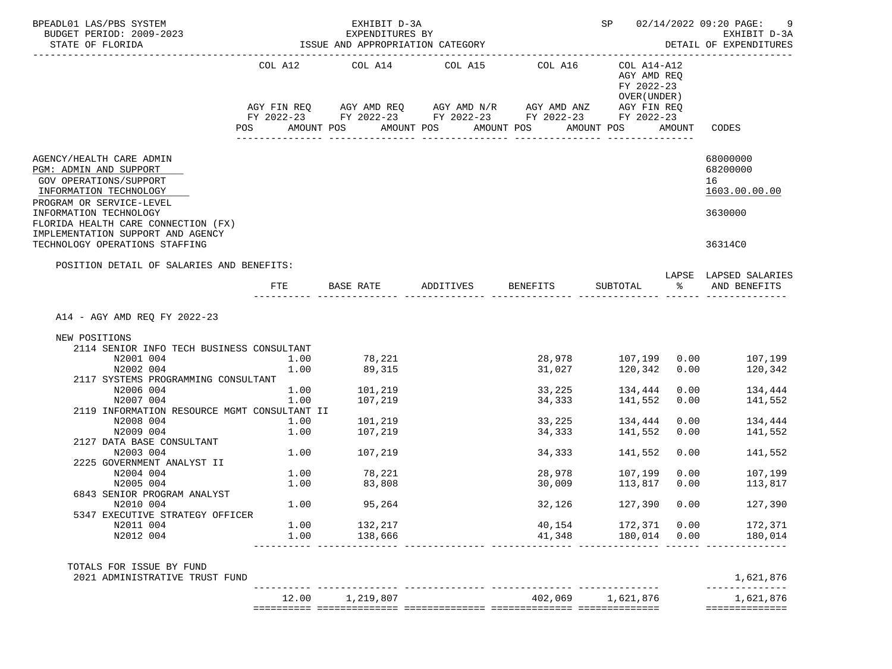BPEADL01 LAS/PBS SYSTEM — EXHIBIT D-3A — EXPENDITURES BY ISSUE AND APPROPRIATION CATEGORY — SP 02/14/2022 09:20
BUDGET PERIOD: 2009-2023 — EXHIBIT D-3A
STATE OF FLORIDA — DETAIL OF EXPENDITURES

| | COL A12 AGY FIN REQ FY 2022-23 POS AMOUNT | COL A14 AGY AMD REQ FY 2022-23 POS AMOUNT | COL A15 AGY AMD N/R FY 2022-23 POS AMOUNT | COL A16 AGY AMD ANZ FY 2022-23 POS AMOUNT | COL A14-A12 AGY AMD REQ FY 2022-23 OVER(UNDER) AGY FIN REQ FY 2022-23 POS AMOUNT | CODES |
|---|---|---|---|---|---|---|
| AGENCY/HEALTH CARE ADMIN | | | | | | 68000000 |
| PGM: ADMIN AND SUPPORT | | | | | | 68200000 |
| GOV OPERATIONS/SUPPORT | | | | | | 16 |
| INFORMATION TECHNOLOGY | | | | | | 1603.00.00.00 |
| PROGRAM OR SERVICE-LEVEL INFORMATION TECHNOLOGY | | | | | | 3630000 |
| FLORIDA HEALTH CARE CONNECTION (FX) IMPLEMENTATION SUPPORT AND AGENCY TECHNOLOGY OPERATIONS STAFFING | | | | | | 36314C0 |

POSITION DETAIL OF SALARIES AND BENEFITS:

| | FTE | BASE RATE | ADDITIVES | BENEFITS | SUBTOTAL | LAPSE % | LAPSED SALARIES AND BENEFITS |
|---|---|---|---|---|---|---|---|
| A14 - AGY AMD REQ FY 2022-23 | | | | | | | |
| NEW POSITIONS | | | | | | | |
| 2114 SENIOR INFO TECH BUSINESS CONSULTANT | | | | | | | |
| N2001 004 | 1.00 | 78,221 | | 28,978 | 107,199 | 0.00 | 107,199 |
| N2002 004 | 1.00 | 89,315 | | 31,027 | 120,342 | 0.00 | 120,342 |
| 2117 SYSTEMS PROGRAMMING CONSULTANT | | | | | | | |
| N2006 004 | 1.00 | 101,219 | | 33,225 | 134,444 | 0.00 | 134,444 |
| N2007 004 | 1.00 | 107,219 | | 34,333 | 141,552 | 0.00 | 141,552 |
| 2119 INFORMATION RESOURCE MGMT CONSULTANT II | | | | | | | |
| N2008 004 | 1.00 | 101,219 | | 33,225 | 134,444 | 0.00 | 134,444 |
| N2009 004 | 1.00 | 107,219 | | 34,333 | 141,552 | 0.00 | 141,552 |
| 2127 DATA BASE CONSULTANT | | | | | | | |
| N2003 004 | 1.00 | 107,219 | | 34,333 | 141,552 | 0.00 | 141,552 |
| 2225 GOVERNMENT ANALYST II | | | | | | | |
| N2004 004 | 1.00 | 78,221 | | 28,978 | 107,199 | 0.00 | 107,199 |
| N2005 004 | 1.00 | 83,808 | | 30,009 | 113,817 | 0.00 | 113,817 |
| 6843 SENIOR PROGRAM ANALYST | | | | | | | |
| N2010 004 | 1.00 | 95,264 | | 32,126 | 127,390 | 0.00 | 127,390 |
| 5347 EXECUTIVE STRATEGY OFFICER | | | | | | | |
| N2011 004 | 1.00 | 132,217 | | 40,154 | 172,371 | 0.00 | 172,371 |
| N2012 004 | 1.00 | 138,666 | | 41,348 | 180,014 | 0.00 | 180,014 |
| TOTALS FOR ISSUE BY FUND | | | | | | | |
| 2021 ADMINISTRATIVE TRUST FUND | | | | | | | 1,621,876 |
| | 12.00 | 1,219,807 | | 402,069 | 1,621,876 | | 1,621,876 |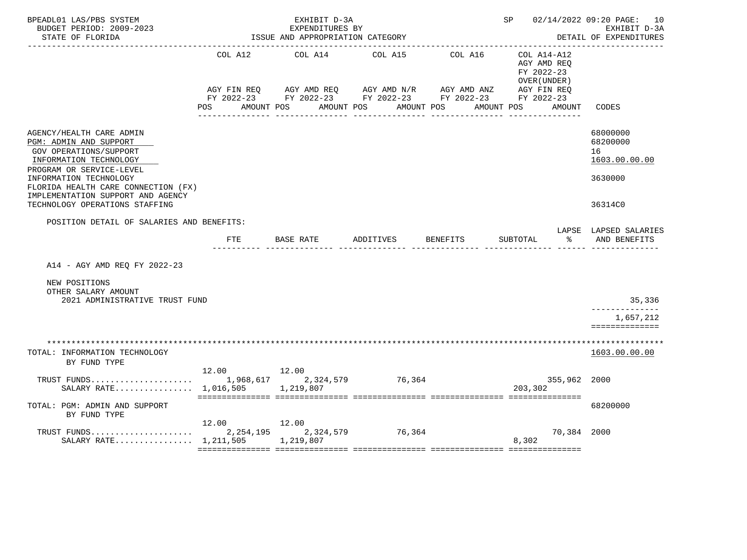BPEADL01 LAS/PBS SYSTEM — EXHIBIT D-3A — EXPENDITURES BY ISSUE AND APPROPRIATION CATEGORY — SP 02/14/2022 09:20 PAGE: 10
BUDGET PERIOD: 2009-2023 — EXHIBIT D-3A
STATE OF FLORIDA — DETAIL OF EXPENDITURES

| | COL A12 AGY FIN REQ FY 2022-23 POS AMOUNT | COL A14 AGY AMD REQ FY 2022-23 POS AMOUNT | COL A15 AGY AMD N/R FY 2022-23 POS AMOUNT | COL A16 AGY AMD ANZ FY 2022-23 POS AMOUNT | COL A14-A12 AGY AMD REQ FY 2022-23 OVER(UNDER) AGY FIN REQ FY 2022-23 POS AMOUNT | CODES |
|---|---|---|---|---|---|---|
| AGENCY/HEALTH CARE ADMIN | | | | | | 68000000 |
| PGM: ADMIN AND SUPPORT | | | | | | 68200000 |
| GOV OPERATIONS/SUPPORT | | | | | | 16 |
| INFORMATION TECHNOLOGY | | | | | | 1603.00.00.00 |
| PROGRAM OR SERVICE-LEVEL INFORMATION TECHNOLOGY | | | | | | 3630000 |
| FLORIDA HEALTH CARE CONNECTION (FX) IMPLEMENTATION SUPPORT AND AGENCY TECHNOLOGY OPERATIONS STAFFING | | | | | | 36314C0 |

POSITION DETAIL OF SALARIES AND BENEFITS:

| | FTE | BASE RATE | ADDITIVES | BENEFITS | SUBTOTAL | LAPSE % | LAPSED SALARIES AND BENEFITS |
|---|---|---|---|---|---|---|---|
| A14 - AGY AMD REQ FY 2022-23 | | | | | | | |
| NEW POSITIONS | | | | | | | |
| OTHER SALARY AMOUNT | | | | | | | |
| 2021 ADMINISTRATIVE TRUST FUND | | | | | | | 35,336 |
| | | | | | | | 1,657,212 |

| | COL A12 | COL A14 | COL A15 | COL A16 | COL A14-A12 | CODES |
|---|---|---|---|---|---|---|
| TOTAL: INFORMATION TECHNOLOGY BY FUND TYPE | | | | | | 1603.00.00.00 |
| TRUST FUNDS | 12.00 1,968,617 | 12.00 2,324,579 | 76,364 | | 355,962 | 2000 |
| SALARY RATE | 1,016,505 | 1,219,807 | | | 203,302 | |
| TOTAL: PGM: ADMIN AND SUPPORT BY FUND TYPE | | | | | | 68200000 |
| TRUST FUNDS | 12.00 2,254,195 | 12.00 2,324,579 | 76,364 | | 70,384 | 2000 |
| SALARY RATE | 1,211,505 | 1,219,807 | | | 8,302 | |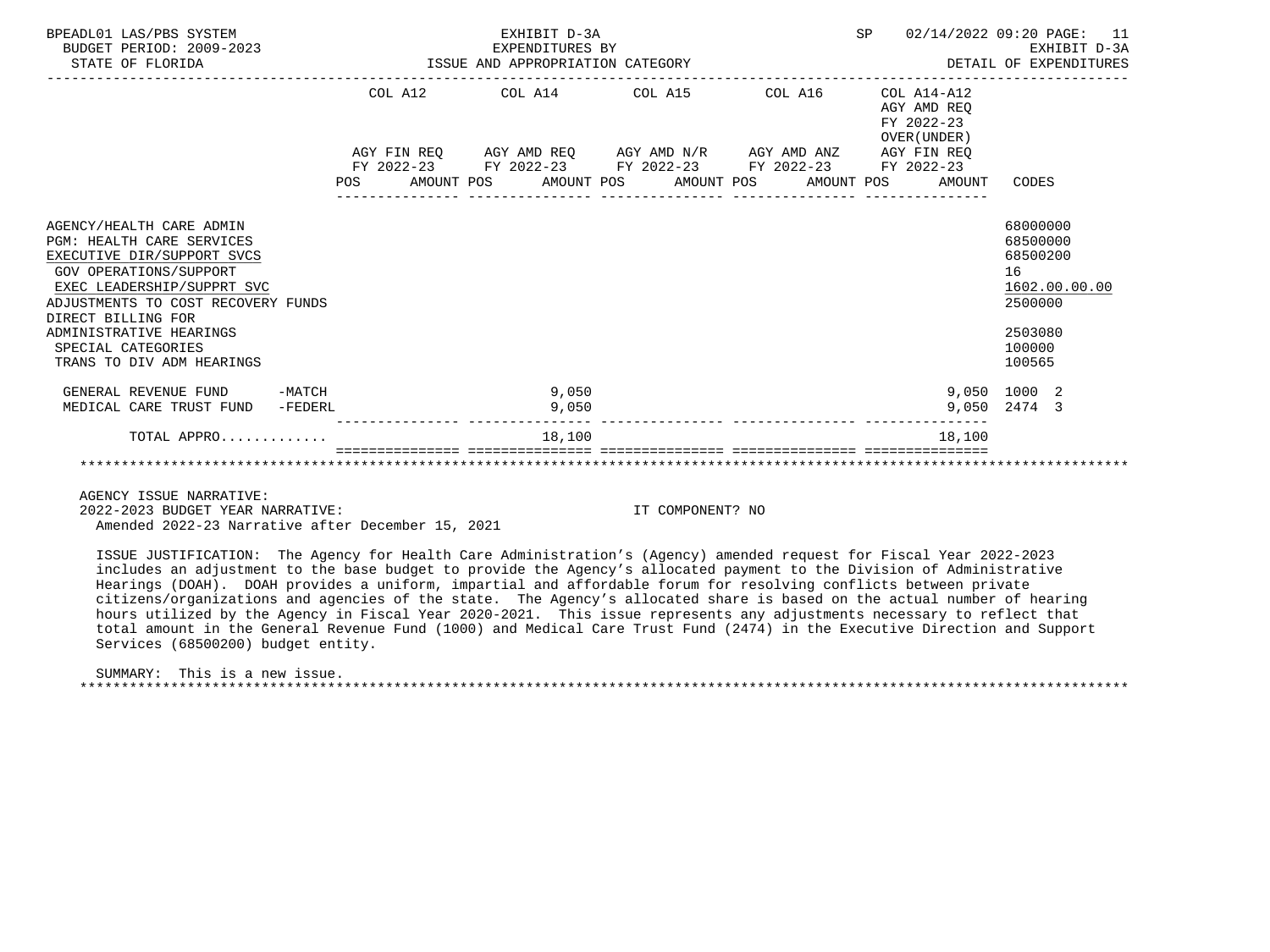| | COL A12 | COL A14 | COL A15 | COL A16 | COL A14-A12 AGY AMD REQ FY 2022-23 OVER(UNDER) | |
|---|---|---|---|---|---|---|
| | AGY FIN REQ FY 2022-23 POS AMOUNT | AGY AMD REQ FY 2022-23 POS AMOUNT | AGY AMD N/R FY 2022-23 POS AMOUNT | AGY AMD ANZ FY 2022-23 POS AMOUNT | AGY FIN REQ FY 2022-23 POS AMOUNT | CODES |
| AGENCY/HEALTH CARE ADMIN | | | | | | 68000000 |
| PGM: HEALTH CARE SERVICES | | | | | | 68500000 |
| EXECUTIVE DIR/SUPPORT SVCS | | | | | | 68500200 |
| GOV OPERATIONS/SUPPORT | | | | | | 16 |
| EXEC LEADERSHIP/SUPPRT SVC | | | | | | 1602.00.00.00 |
| ADJUSTMENTS TO COST RECOVERY FUNDS | | | | | | 2500000 |
| DIRECT BILLING FOR ADMINISTRATIVE HEARINGS | | | | | | 2503080 |
| SPECIAL CATEGORIES | | | | | | 100000 |
| TRANS TO DIV ADM HEARINGS | | | | | | 100565 |
| GENERAL REVENUE FUND -MATCH | | 9,050 | | | 9,050 | 1000 2 |
| MEDICAL CARE TRUST FUND -FEDERL | | 9,050 | | | 9,050 | 2474 3 |
| TOTAL APPRO............ | | 18,100 | | | 18,100 | |

AGENCY ISSUE NARRATIVE:

2022-2023 BUDGET YEAR NARRATIVE: IT COMPONENT? NO

Amended 2022-23 Narrative after December 15, 2021

ISSUE JUSTIFICATION: The Agency for Health Care Administration's (Agency) amended request for Fiscal Year 2022-2023 includes an adjustment to the base budget to provide the Agency's allocated payment to the Division of Administrative Hearings (DOAH). DOAH provides a uniform, impartial and affordable forum for resolving conflicts between private citizens/organizations and agencies of the state. The Agency's allocated share is based on the actual number of hearing hours utilized by the Agency in Fiscal Year 2020-2021. This issue represents any adjustments necessary to reflect that total amount in the General Revenue Fund (1000) and Medical Care Trust Fund (2474) in the Executive Direction and Support Services (68500200) budget entity.

SUMMARY: This is a new issue.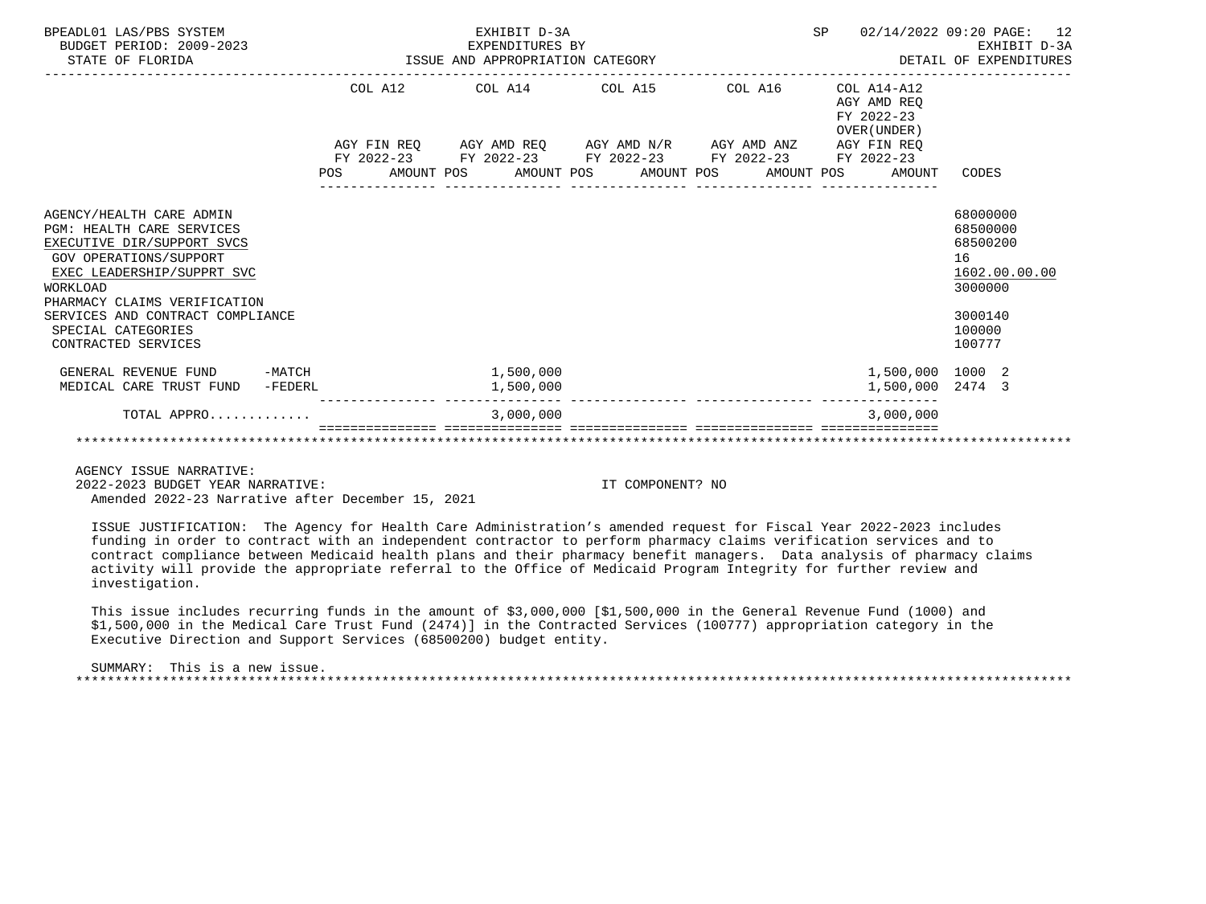| | COL A12 AGY FIN REQ FY 2022-23 POS AMOUNT | COL A14 AGY AMD REQ FY 2022-23 POS AMOUNT | COL A15 AGY AMD N/R FY 2022-23 POS AMOUNT | COL A16 AGY AMD ANZ FY 2022-23 POS AMOUNT | COL A14-A12 AGY AMD REQ FY 2022-23 OVER(UNDER) AGY FIN REQ FY 2022-23 POS AMOUNT | CODES |
|---|---|---|---|---|---|---|
| AGENCY/HEALTH CARE ADMIN | | | | | | 68000000 |
| PGM: HEALTH CARE SERVICES | | | | | | 68500000 |
| EXECUTIVE DIR/SUPPORT SVCS | | | | | | 68500200 |
| GOV OPERATIONS/SUPPORT | | | | | | 16 |
| EXEC LEADERSHIP/SUPPRT SVC | | | | | | 1602.00.00.00 |
| WORKLOAD | | | | | | 3000000 |
| PHARMACY CLAIMS VERIFICATION SERVICES AND CONTRACT COMPLIANCE | | | | | | 3000140 |
| SPECIAL CATEGORIES | | | | | | 100000 |
| CONTRACTED SERVICES | | | | | | 100777 |
| GENERAL REVENUE FUND -MATCH | | 1,500,000 | | | 1,500,000 | 1000 2 |
| MEDICAL CARE TRUST FUND -FEDERL | | 1,500,000 | | | 1,500,000 | 2474 3 |
| TOTAL APPRO............ | | 3,000,000 | | | 3,000,000 | |

AGENCY ISSUE NARRATIVE:
2022-2023 BUDGET YEAR NARRATIVE: IT COMPONENT? NO
Amended 2022-23 Narrative after December 15, 2021

ISSUE JUSTIFICATION: The Agency for Health Care Administration's amended request for Fiscal Year 2022-2023 includes funding in order to contract with an independent contractor to perform pharmacy claims verification services and to contract compliance between Medicaid health plans and their pharmacy benefit managers. Data analysis of pharmacy claims activity will provide the appropriate referral to the Office of Medicaid Program Integrity for further review and investigation.

This issue includes recurring funds in the amount of $3,000,000 [$1,500,000 in the General Revenue Fund (1000) and $1,500,000 in the Medical Care Trust Fund (2474)] in the Contracted Services (100777) appropriation category in the Executive Direction and Support Services (68500200) budget entity.

SUMMARY: This is a new issue.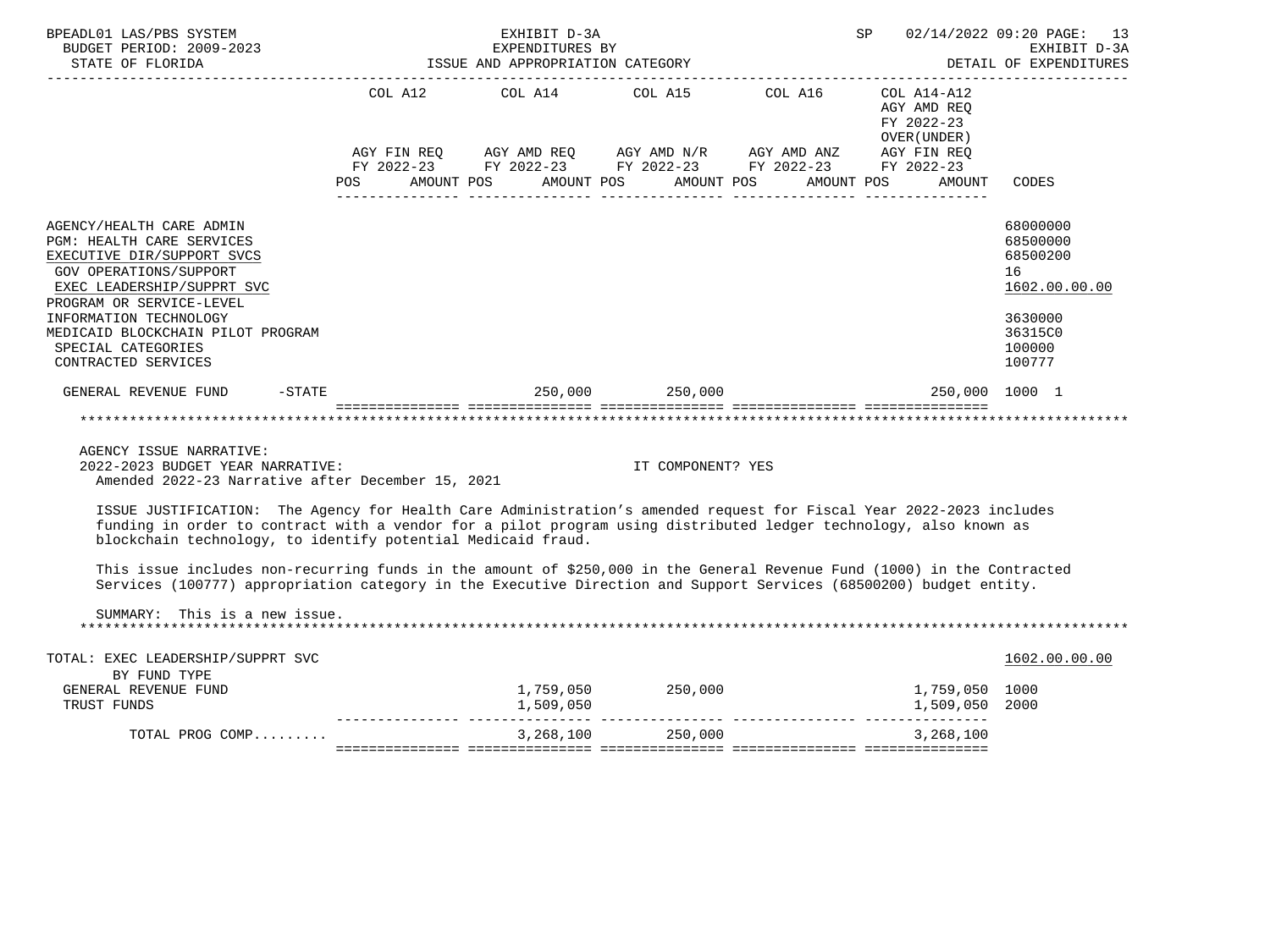BPEADL01 LAS/PBS SYSTEM — EXHIBIT D-3A — EXPENDITURES BY ISSUE AND APPROPRIATION CATEGORY
BUDGET PERIOD: 2009-2023 — STATE OF FLORIDA — SP 02/14/2022 09:20 — EXHIBIT D-3A DETAIL OF EXPENDITURES

| | COL A12 AGY FIN REQ FY 2022-23 POS AMOUNT | COL A14 AGY AMD REQ FY 2022-23 POS AMOUNT | COL A15 AGY AMD N/R FY 2022-23 POS AMOUNT | COL A16 AGY AMD ANZ FY 2022-23 POS AMOUNT | COL A14-A12 AGY AMD REQ FY 2022-23 OVER(UNDER) AGY FIN REQ FY 2022-23 POS AMOUNT | CODES |
|---|---|---|---|---|---|---|
| AGENCY/HEALTH CARE ADMIN | | | | | | 68000000 |
| PGM: HEALTH CARE SERVICES | | | | | | 68500000 |
| EXECUTIVE DIR/SUPPORT SVCS | | | | | | 68500200 |
| GOV OPERATIONS/SUPPORT | | | | | | 16 |
| EXEC LEADERSHIP/SUPPRT SVC | | | | | | 1602.00.00.00 |
| PROGRAM OR SERVICE-LEVEL | | | | | | |
| INFORMATION TECHNOLOGY | | | | | | 3630000 |
| MEDICAID BLOCKCHAIN PILOT PROGRAM | | | | | | 36315C0 |
| SPECIAL CATEGORIES | | | | | | 100000 |
| CONTRACTED SERVICES | | | | | | 100777 |
| GENERAL REVENUE FUND -STATE | | 250,000 | 250,000 | | 250,000 | 1000 1 |

AGENCY ISSUE NARRATIVE:
2022-2023 BUDGET YEAR NARRATIVE: IT COMPONENT? YES
Amended 2022-23 Narrative after December 15, 2021

ISSUE JUSTIFICATION: The Agency for Health Care Administration's amended request for Fiscal Year 2022-2023 includes funding in order to contract with a vendor for a pilot program using distributed ledger technology, also known as blockchain technology, to identify potential Medicaid fraud.

This issue includes non-recurring funds in the amount of $250,000 in the General Revenue Fund (1000) in the Contracted Services (100777) appropriation category in the Executive Direction and Support Services (68500200) budget entity.

SUMMARY: This is a new issue.

| | COL A12 | COL A14 | COL A15 | COL A16 | COL A14-A12 | CODES |
|---|---|---|---|---|---|---|
| TOTAL: EXEC LEADERSHIP/SUPPRT SVC | | | | | | 1602.00.00.00 |
| BY FUND TYPE | | | | | | |
| GENERAL REVENUE FUND | | 1,759,050 | 250,000 | | 1,759,050 | 1000 |
| TRUST FUNDS | | 1,509,050 | | | 1,509,050 | 2000 |
| TOTAL PROG COMP......... | | 3,268,100 | 250,000 | | 3,268,100 | |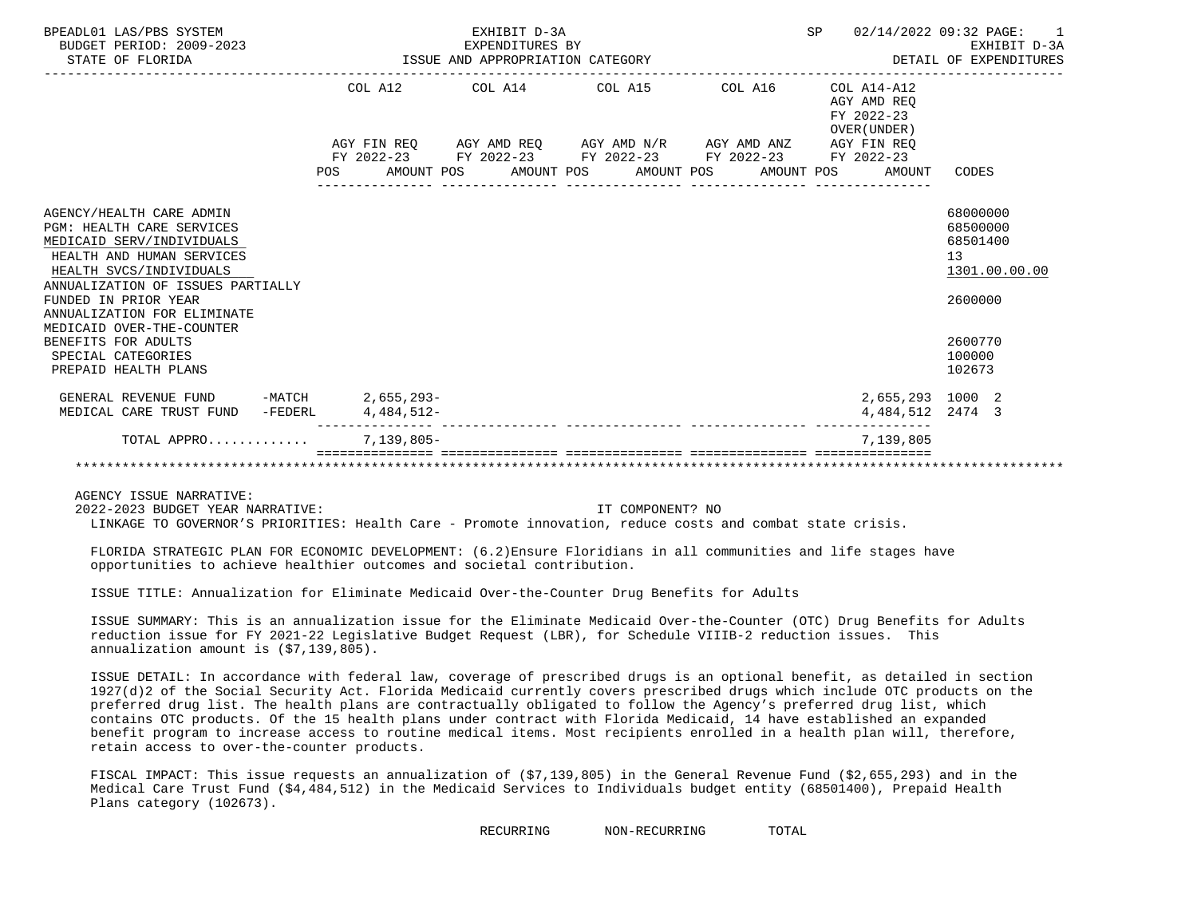BPEADL01 LAS/PBS SYSTEM | EXHIBIT D-3A | SP 02/14/2022 09:32

BUDGET PERIOD: 2009-2023 | EXPENDITURES BY | EXHIBIT D-3A

STATE OF FLORIDA | ISSUE AND APPROPRIATION CATEGORY | DETAIL OF EXPENDITURES

| | COL A12 AGY FIN REQ FY 2022-23 POS AMOUNT | COL A14 AGY AMD REQ FY 2022-23 POS AMOUNT | COL A15 AGY AMD N/R FY 2022-23 POS AMOUNT | COL A16 AGY AMD ANZ FY 2022-23 POS AMOUNT | COL A14-A12 AGY AMD REQ FY 2022-23 OVER(UNDER) AGY FIN REQ FY 2022-23 POS AMOUNT | CODES |
|---|---|---|---|---|---|---|
| AGENCY/HEALTH CARE ADMIN | | | | | | 68000000 |
| PGM: HEALTH CARE SERVICES | | | | | | 68500000 |
| MEDICAID SERV/INDIVIDUALS | | | | | | 68501400 |
| HEALTH AND HUMAN SERVICES | | | | | | 13 |
| HEALTH SVCS/INDIVIDUALS | | | | | | 1301.00.00.00 |
| ANNUALIZATION OF ISSUES PARTIALLY FUNDED IN PRIOR YEAR | | | | | | 2600000 |
| ANNUALIZATION FOR ELIMINATE MEDICAID OVER-THE-COUNTER BENEFITS FOR ADULTS | | | | | | 2600770 |
| SPECIAL CATEGORIES | | | | | | 100000 |
| PREPAID HEALTH PLANS | | | | | | 102673 |
| GENERAL REVENUE FUND -MATCH | 2,655,293- | | | | 2,655,293 | 1000 2 |
| MEDICAL CARE TRUST FUND -FEDERL | 4,484,512- | | | | 4,484,512 | 2474 3 |
| TOTAL APPRO............ | 7,139,805- | | | | 7,139,805 | |

AGENCY ISSUE NARRATIVE:

2022-2023 BUDGET YEAR NARRATIVE: IT COMPONENT? NO

LINKAGE TO GOVERNOR'S PRIORITIES: Health Care - Promote innovation, reduce costs and combat state crisis.

FLORIDA STRATEGIC PLAN FOR ECONOMIC DEVELOPMENT: (6.2)Ensure Floridians in all communities and life stages have opportunities to achieve healthier outcomes and societal contribution.

ISSUE TITLE: Annualization for Eliminate Medicaid Over-the-Counter Drug Benefits for Adults

ISSUE SUMMARY: This is an annualization issue for the Eliminate Medicaid Over-the-Counter (OTC) Drug Benefits for Adults reduction issue for FY 2021-22 Legislative Budget Request (LBR), for Schedule VIIIB-2 reduction issues. This annualization amount is ($7,139,805).

ISSUE DETAIL: In accordance with federal law, coverage of prescribed drugs is an optional benefit, as detailed in section 1927(d)2 of the Social Security Act. Florida Medicaid currently covers prescribed drugs which include OTC products on the preferred drug list. The health plans are contractually obligated to follow the Agency's preferred drug list, which contains OTC products. Of the 15 health plans under contract with Florida Medicaid, 14 have established an expanded benefit program to increase access to routine medical items. Most recipients enrolled in a health plan will, therefore, retain access to over-the-counter products.

FISCAL IMPACT: This issue requests an annualization of ($7,139,805) in the General Revenue Fund ($2,655,293) and in the Medical Care Trust Fund ($4,484,512) in the Medicaid Services to Individuals budget entity (68501400), Prepaid Health Plans category (102673).

RECURRING NON-RECURRING TOTAL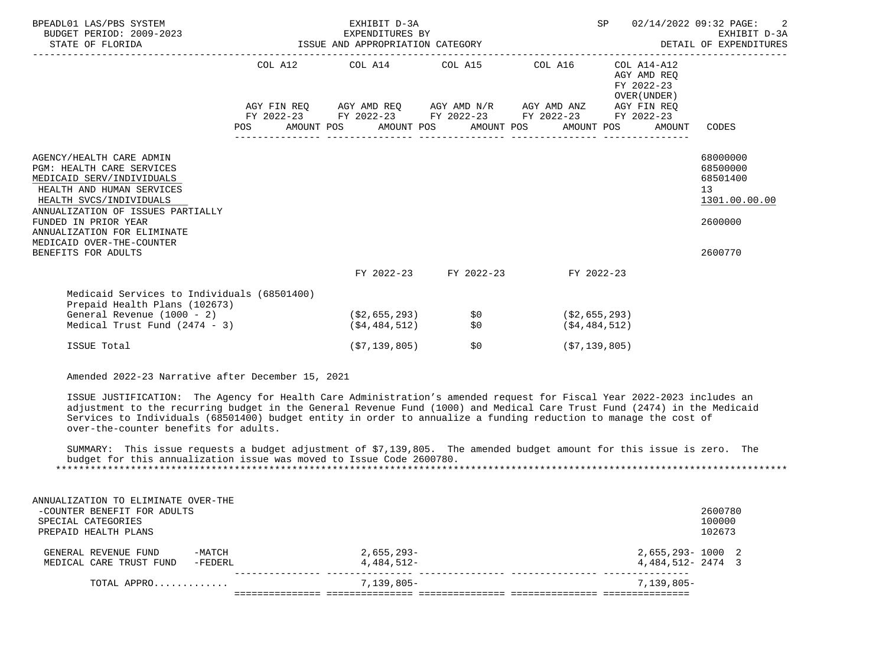| | COL A12 | COL A14 | COL A15 | COL A16 | COL A14-A12 AGY AMD REQ FY 2022-23 OVER(UNDER) | |
|---|---|---|---|---|---|---|
| | AGY FIN REQ FY 2022-23 | AGY AMD REQ FY 2022-23 | AGY AMD N/R FY 2022-23 | AGY AMD ANZ FY 2022-23 | AGY FIN REQ FY 2022-23 | |
| | POS AMOUNT | POS AMOUNT | POS AMOUNT | POS AMOUNT | POS AMOUNT | CODES |

AGENCY/HEALTH CARE ADMIN — 68000000
PGM: HEALTH CARE SERVICES — 68500000
MEDICAID SERV/INDIVIDUALS — 68501400
HEALTH AND HUMAN SERVICES — 13
HEALTH SVCS/INDIVIDUALS — 1301.00.00.00
ANNUALIZATION OF ISSUES PARTIALLY FUNDED IN PRIOR YEAR — 2600000
ANNUALIZATION FOR ELIMINATE MEDICAID OVER-THE-COUNTER BENEFITS FOR ADULTS — 2600770

| | FY 2022-23 | FY 2022-23 | FY 2022-23 |
|---|---|---|---|
| Medicaid Services to Individuals (68501400) | | | |
| Prepaid Health Plans (102673) | | | |
| General Revenue (1000 - 2) | ($2,655,293) | $0 | ($2,655,293) |
| Medical Trust Fund (2474 - 3) | ($4,484,512) | $0 | ($4,484,512) |
| ISSUE Total | ($7,139,805) | $0 | ($7,139,805) |

Amended 2022-23 Narrative after December 15, 2021

ISSUE JUSTIFICATION: The Agency for Health Care Administration's amended request for Fiscal Year 2022-2023 includes an adjustment to the recurring budget in the General Revenue Fund (1000) and Medical Care Trust Fund (2474) in the Medicaid Services to Individuals (68501400) budget entity in order to annualize a funding reduction to manage the cost of over-the-counter benefits for adults.

SUMMARY: This issue requests a budget adjustment of $7,139,805. The amended budget amount for this issue is zero. The budget for this annualization issue was moved to Issue Code 2600780.

*****************************************************************************************************************************

ANNUALIZATION TO ELIMINATE OVER-THE -COUNTER BENEFIT FOR ADULTS — 2600780
SPECIAL CATEGORIES — 100000
PREPAID HEALTH PLANS — 102673

| | COL A12 | COL A14 | COL A15 | COL A16 | COL A14-A12 | CODES |
|---|---|---|---|---|---|---|
| GENERAL REVENUE FUND -MATCH | | 2,655,293- | | | 2,655,293- | 1000 2 |
| MEDICAL CARE TRUST FUND -FEDERL | | 4,484,512- | | | 4,484,512- | 2474 3 |
| TOTAL APPRO............. | | 7,139,805- | | | 7,139,805- | |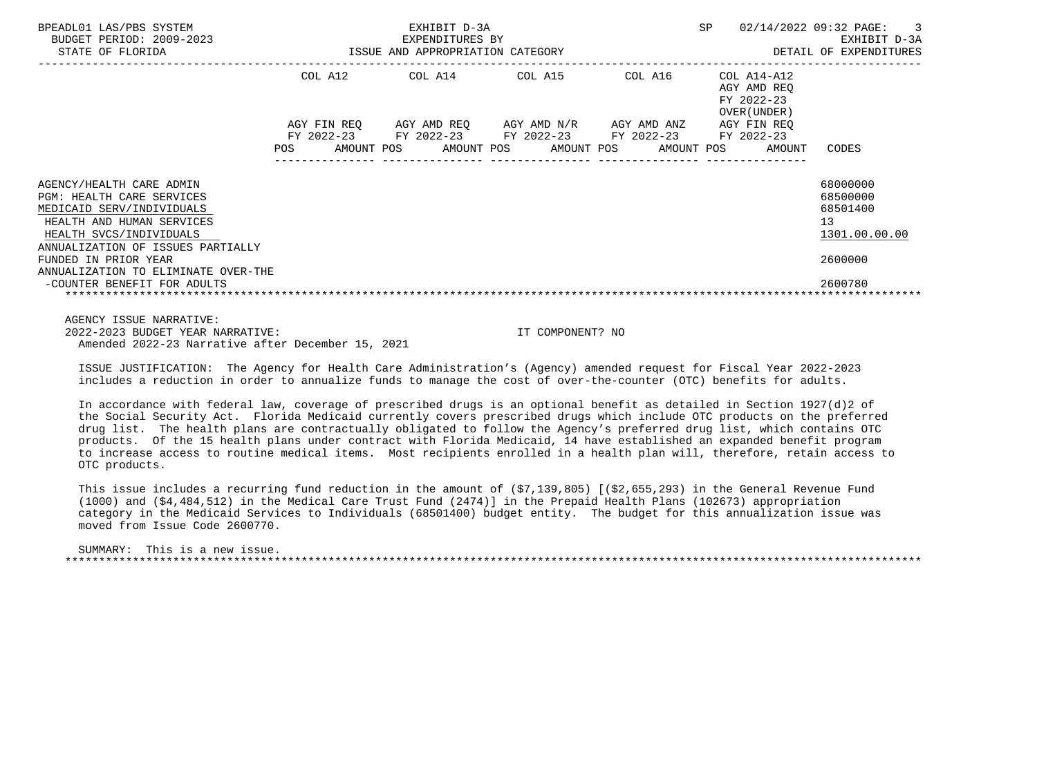| | COL A12 | COL A14 | COL A15 | COL A16 | COL A14-A12 AGY AMD REQ FY 2022-23 OVER(UNDER) | |
|---|---|---|---|---|---|---|
| | AGY FIN REQ FY 2022-23 | AGY AMD REQ FY 2022-23 | AGY AMD N/R FY 2022-23 | AGY AMD ANZ FY 2022-23 | AGY FIN REQ FY 2022-23 | |
| | POS AMOUNT | POS AMOUNT | POS AMOUNT | POS AMOUNT | POS AMOUNT | CODES |
| AGENCY/HEALTH CARE ADMIN | | | | | | 68000000 |
| PGM: HEALTH CARE SERVICES | | | | | | 68500000 |
| MEDICAID SERV/INDIVIDUALS | | | | | | 68501400 |
| HEALTH AND HUMAN SERVICES | | | | | | 13 |
| HEALTH SVCS/INDIVIDUALS | | | | | | 1301.00.00.00 |
| ANNUALIZATION OF ISSUES PARTIALLY FUNDED IN PRIOR YEAR | | | | | | 2600000 |
| ANNUALIZATION TO ELIMINATE OVER-THE -COUNTER BENEFIT FOR ADULTS | | | | | | 2600780 |

AGENCY ISSUE NARRATIVE:

2022-2023 BUDGET YEAR NARRATIVE: IT COMPONENT? NO

Amended 2022-23 Narrative after December 15, 2021

ISSUE JUSTIFICATION: The Agency for Health Care Administration's (Agency) amended request for Fiscal Year 2022-2023 includes a reduction in order to annualize funds to manage the cost of over-the-counter (OTC) benefits for adults.

In accordance with federal law, coverage of prescribed drugs is an optional benefit as detailed in Section 1927(d)2 of the Social Security Act. Florida Medicaid currently covers prescribed drugs which include OTC products on the preferred drug list. The health plans are contractually obligated to follow the Agency's preferred drug list, which contains OTC products. Of the 15 health plans under contract with Florida Medicaid, 14 have established an expanded benefit program to increase access to routine medical items. Most recipients enrolled in a health plan will, therefore, retain access to OTC products.

This issue includes a recurring fund reduction in the amount of ($7,139,805) [($2,655,293) in the General Revenue Fund (1000) and ($4,484,512) in the Medical Care Trust Fund (2474)] in the Prepaid Health Plans (102673) appropriation category in the Medicaid Services to Individuals (68501400) budget entity. The budget for this annualization issue was moved from Issue Code 2600770.

SUMMARY: This is a new issue.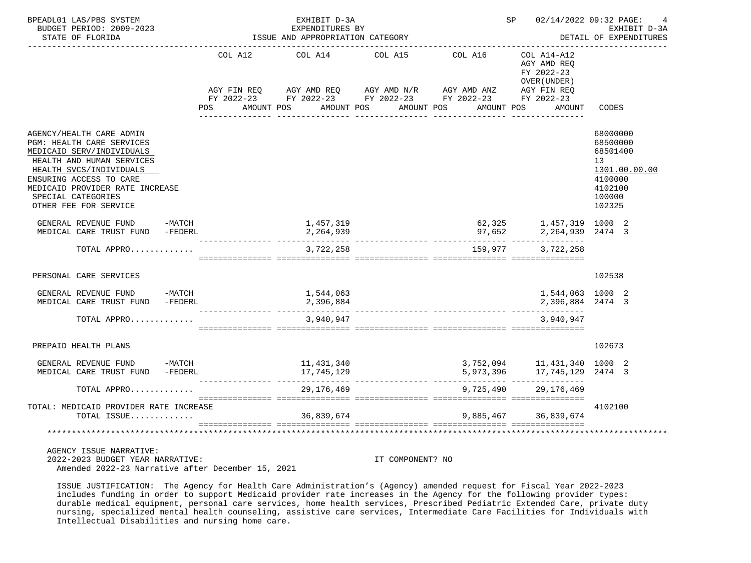BPEADL01 LAS/PBS SYSTEM — EXHIBIT D-3A — EXPENDITURES BY ISSUE AND APPROPRIATION CATEGORY

BUDGET PERIOD: 2009-2023 — STATE OF FLORIDA — SP 02/14/2022 09:32 — EXHIBIT D-3A DETAIL OF EXPENDITURES

| | COL A12 AGY FIN REQ FY 2022-23 POS AMOUNT | COL A14 AGY AMD REQ FY 2022-23 POS AMOUNT | COL A15 AGY AMD N/R FY 2022-23 POS AMOUNT | COL A16 AGY AMD ANZ FY 2022-23 POS AMOUNT | COL A14-A12 AGY AMD REQ FY 2022-23 OVER(UNDER) AGY FIN REQ FY 2022-23 POS AMOUNT | CODES |
|---|---|---|---|---|---|---|
| AGENCY/HEALTH CARE ADMIN | | | | | | 68000000 |
| PGM: HEALTH CARE SERVICES | | | | | | 68500000 |
| MEDICAID SERV/INDIVIDUALS | | | | | | 68501400 |
| HEALTH AND HUMAN SERVICES | | | | | | 13 |
| HEALTH SVCS/INDIVIDUALS | | | | | | 1301.00.00.00 |
| ENSURING ACCESS TO CARE | | | | | | 4100000 |
| MEDICAID PROVIDER RATE INCREASE | | | | | | 4102100 |
| SPECIAL CATEGORIES | | | | | | 100000 |
| OTHER FEE FOR SERVICE | | | | | | 102325 |
| GENERAL REVENUE FUND -MATCH | | 1,457,319 | | 62,325 | 1,457,319 | 1000 2 |
| MEDICAL CARE TRUST FUND -FEDERL | | 2,264,939 | | 97,652 | 2,264,939 | 2474 3 |
| TOTAL APPRO............ | | 3,722,258 | | 159,977 | 3,722,258 | |
| PERSONAL CARE SERVICES | | | | | | 102538 |
| GENERAL REVENUE FUND -MATCH | | 1,544,063 | | | 1,544,063 | 1000 2 |
| MEDICAL CARE TRUST FUND -FEDERL | | 2,396,884 | | | 2,396,884 | 2474 3 |
| TOTAL APPRO............ | | 3,940,947 | | | 3,940,947 | |
| PREPAID HEALTH PLANS | | | | | | 102673 |
| GENERAL REVENUE FUND -MATCH | | 11,431,340 | | 3,752,094 | 11,431,340 | 1000 2 |
| MEDICAL CARE TRUST FUND -FEDERL | | 17,745,129 | | 5,973,396 | 17,745,129 | 2474 3 |
| TOTAL APPRO............ | | 29,176,469 | | 9,725,490 | 29,176,469 | |
| TOTAL: MEDICAID PROVIDER RATE INCREASE | | | | | | 4102100 |
| TOTAL ISSUE............ | | 36,839,674 | | 9,885,467 | 36,839,674 | |

AGENCY ISSUE NARRATIVE:

2022-2023 BUDGET YEAR NARRATIVE: IT COMPONENT? NO

Amended 2022-23 Narrative after December 15, 2021

ISSUE JUSTIFICATION: The Agency for Health Care Administration's (Agency) amended request for Fiscal Year 2022-2023 includes funding in order to support Medicaid provider rate increases in the Agency for the following provider types: durable medical equipment, personal care services, home health services, Prescribed Pediatric Extended Care, private duty nursing, specialized mental health counseling, assistive care services, Intermediate Care Facilities for Individuals with Intellectual Disabilities and nursing home care.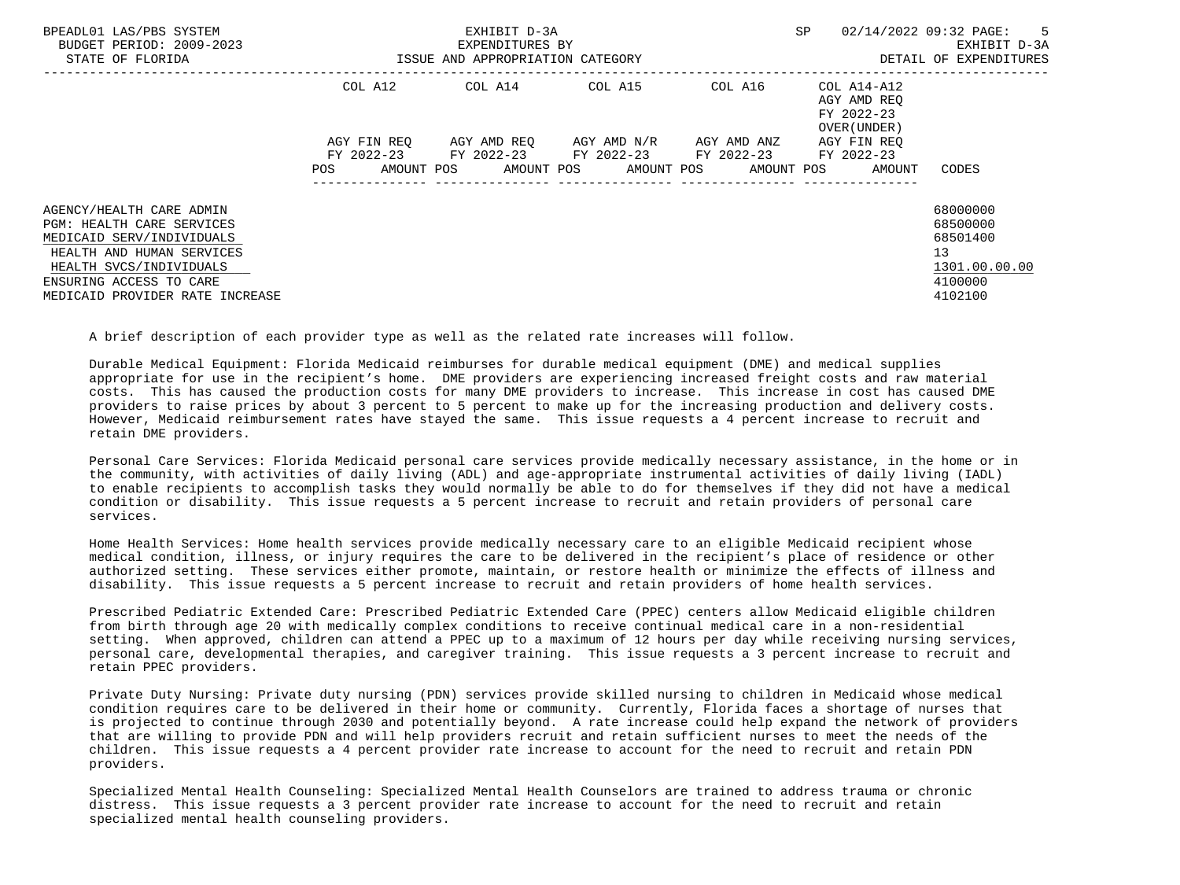| | COL A12 | COL A14 | COL A15 | COL A16 | COL A14-A12 AGY AMD REQ FY 2022-23 OVER(UNDER) | |
|---|---|---|---|---|---|---|
| | AGY FIN REQ FY 2022-23 | AGY AMD REQ FY 2022-23 | AGY AMD N/R FY 2022-23 | AGY AMD ANZ FY 2022-23 | AGY FIN REQ FY 2022-23 | |
| | POS AMOUNT | POS AMOUNT | POS AMOUNT | POS AMOUNT | POS AMOUNT | CODES |
| AGENCY/HEALTH CARE ADMIN | | | | | | 68000000 |
| PGM: HEALTH CARE SERVICES | | | | | | 68500000 |
| MEDICAID SERV/INDIVIDUALS | | | | | | 68501400 |
| HEALTH AND HUMAN SERVICES | | | | | | 13 |
| HEALTH SVCS/INDIVIDUALS | | | | | | 1301.00.00.00 |
| ENSURING ACCESS TO CARE | | | | | | 4100000 |
| MEDICAID PROVIDER RATE INCREASE | | | | | | 4102100 |

A brief description of each provider type as well as the related rate increases will follow.

Durable Medical Equipment: Florida Medicaid reimburses for durable medical equipment (DME) and medical supplies appropriate for use in the recipient's home. DME providers are experiencing increased freight costs and raw material costs. This has caused the production costs for many DME providers to increase. This increase in cost has caused DME providers to raise prices by about 3 percent to 5 percent to make up for the increasing production and delivery costs. However, Medicaid reimbursement rates have stayed the same. This issue requests a 4 percent increase to recruit and retain DME providers.

Personal Care Services: Florida Medicaid personal care services provide medically necessary assistance, in the home or in the community, with activities of daily living (ADL) and age-appropriate instrumental activities of daily living (IADL) to enable recipients to accomplish tasks they would normally be able to do for themselves if they did not have a medical condition or disability. This issue requests a 5 percent increase to recruit and retain providers of personal care services.

Home Health Services: Home health services provide medically necessary care to an eligible Medicaid recipient whose medical condition, illness, or injury requires the care to be delivered in the recipient's place of residence or other authorized setting. These services either promote, maintain, or restore health or minimize the effects of illness and disability. This issue requests a 5 percent increase to recruit and retain providers of home health services.

Prescribed Pediatric Extended Care: Prescribed Pediatric Extended Care (PPEC) centers allow Medicaid eligible children from birth through age 20 with medically complex conditions to receive continual medical care in a non-residential setting. When approved, children can attend a PPEC up to a maximum of 12 hours per day while receiving nursing services, personal care, developmental therapies, and caregiver training. This issue requests a 3 percent increase to recruit and retain PPEC providers.

Private Duty Nursing: Private duty nursing (PDN) services provide skilled nursing to children in Medicaid whose medical condition requires care to be delivered in their home or community. Currently, Florida faces a shortage of nurses that is projected to continue through 2030 and potentially beyond. A rate increase could help expand the network of providers that are willing to provide PDN and will help providers recruit and retain sufficient nurses to meet the needs of the children. This issue requests a 4 percent provider rate increase to account for the need to recruit and retain PDN providers.

Specialized Mental Health Counseling: Specialized Mental Health Counselors are trained to address trauma or chronic distress. This issue requests a 3 percent provider rate increase to account for the need to recruit and retain specialized mental health counseling providers.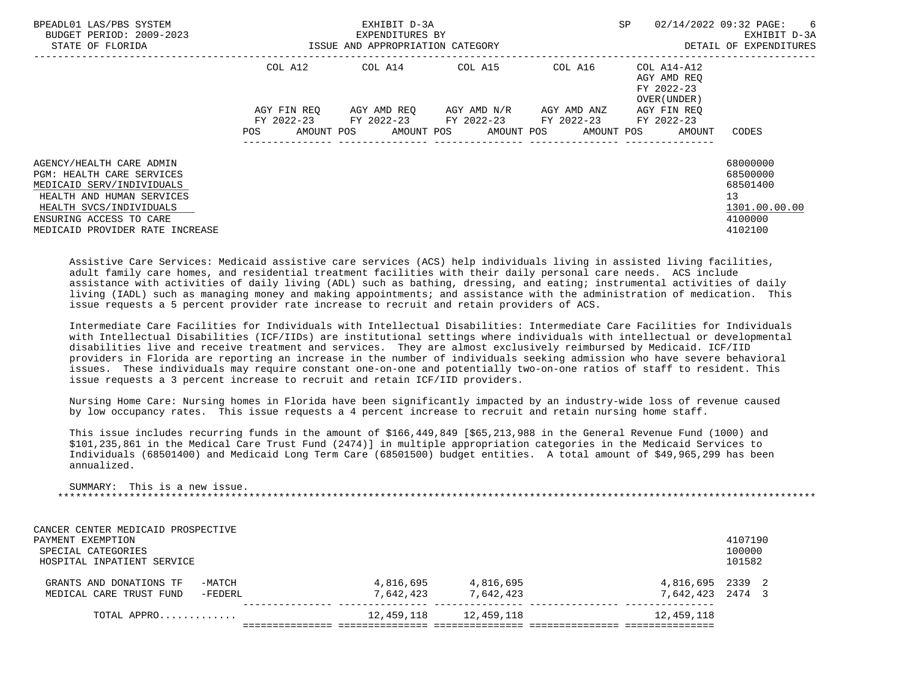AGENCY/HEALTH CARE ADMIN 68000000
PGM: HEALTH CARE SERVICES 68500000
MEDICAID SERV/INDIVIDUALS 68501400
HEALTH AND HUMAN SERVICES 13
HEALTH SVCS/INDIVIDUALS 1301.00.00.00
ENSURING ACCESS TO CARE 4100000
MEDICAID PROVIDER RATE INCREASE 4102100

Assistive Care Services: Medicaid assistive care services (ACS) help individuals living in assisted living facilities, adult family care homes, and residential treatment facilities with their daily personal care needs. ACS include assistance with activities of daily living (ADL) such as bathing, dressing, and eating; instrumental activities of daily living (IADL) such as managing money and making appointments; and assistance with the administration of medication. This issue requests a 5 percent provider rate increase to recruit and retain providers of ACS.

Intermediate Care Facilities for Individuals with Intellectual Disabilities: Intermediate Care Facilities for Individuals with Intellectual Disabilities (ICF/IIDs) are institutional settings where individuals with intellectual or developmental disabilities live and receive treatment and services. They are almost exclusively reimbursed by Medicaid. ICF/IID providers in Florida are reporting an increase in the number of individuals seeking admission who have severe behavioral issues. These individuals may require constant one-on-one and potentially two-on-one ratios of staff to resident. This issue requests a 3 percent increase to recruit and retain ICF/IID providers.

Nursing Home Care: Nursing homes in Florida have been significantly impacted by an industry-wide loss of revenue caused by low occupancy rates. This issue requests a 4 percent increase to recruit and retain nursing home staff.

This issue includes recurring funds in the amount of $166,449,849 [$65,213,988 in the General Revenue Fund (1000) and $101,235,861 in the Medical Care Trust Fund (2474)] in multiple appropriation categories in the Medicaid Services to Individuals (68501400) and Medicaid Long Term Care (68501500) budget entities. A total amount of $49,965,299 has been annualized.

SUMMARY: This is a new issue.

*****************************************************************************************************************************

| | COL A12 AGY FIN REQ FY 2022-23 POS AMOUNT | COL A14 AGY AMD REQ FY 2022-23 POS AMOUNT | COL A15 AGY AMD N/R FY 2022-23 POS AMOUNT | COL A16 AGY AMD ANZ FY 2022-23 POS AMOUNT | COL A14-A12 AGY AMD REQ FY 2022-23 OVER(UNDER) AGY FIN REQ FY 2022-23 POS AMOUNT | CODES |
|---|---|---|---|---|---|---|
| CANCER CENTER MEDICAID PROSPECTIVE PAYMENT EXEMPTION | | | | | | 4107190 |
| SPECIAL CATEGORIES | | | | | | 100000 |
| HOSPITAL INPATIENT SERVICE | | | | | | 101582 |
| GRANTS AND DONATIONS TF -MATCH | | 4,816,695 | 4,816,695 | | 4,816,695 | 2339 2 |
| MEDICAL CARE TRUST FUND -FEDERL | | 7,642,423 | 7,642,423 | | 7,642,423 | 2474 3 |
| TOTAL APPRO............ | | 12,459,118 | 12,459,118 | | 12,459,118 | |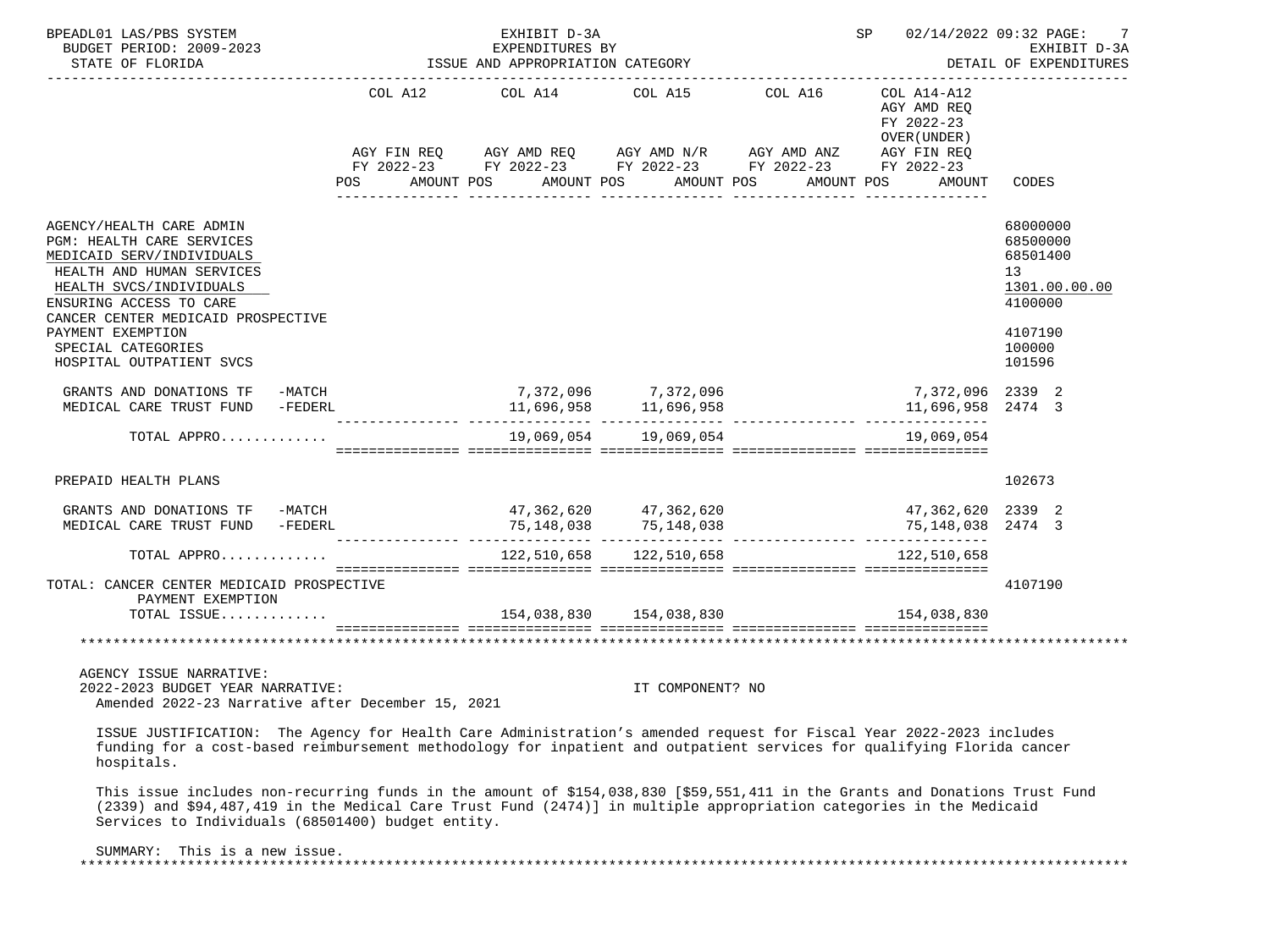BPEADL01 LAS/PBS SYSTEM — EXHIBIT D-3A — EXPENDITURES BY ISSUE AND APPROPRIATION CATEGORY — SP 02/14/2022 09:32
BUDGET PERIOD: 2009-2023 — EXHIBIT D-3A
STATE OF FLORIDA — DETAIL OF EXPENDITURES

| | COL A12 AGY FIN REQ FY 2022-23 POS AMOUNT | COL A14 AGY AMD REQ FY 2022-23 POS AMOUNT | COL A15 AGY AMD N/R FY 2022-23 POS AMOUNT | COL A16 AGY AMD ANZ FY 2022-23 POS AMOUNT | COL A14-A12 AGY AMD REQ FY 2022-23 OVER(UNDER) AGY FIN REQ FY 2022-23 POS AMOUNT | CODES |
|---|---|---|---|---|---|---|
| AGENCY/HEALTH CARE ADMIN | | | | | | 68000000 |
| PGM: HEALTH CARE SERVICES | | | | | | 68500000 |
| MEDICAID SERV/INDIVIDUALS | | | | | | 68501400 |
| HEALTH AND HUMAN SERVICES | | | | | | 13 |
| HEALTH SVCS/INDIVIDUALS | | | | | | 1301.00.00.00 |
| ENSURING ACCESS TO CARE | | | | | | 4100000 |
| CANCER CENTER MEDICAID PROSPECTIVE PAYMENT EXEMPTION | | | | | | 4107190 |
| SPECIAL CATEGORIES | | | | | | 100000 |
| HOSPITAL OUTPATIENT SVCS | | | | | | 101596 |
| GRANTS AND DONATIONS TF -MATCH | | 7,372,096 | 7,372,096 | | 7,372,096 | 2339 2 |
| MEDICAL CARE TRUST FUND -FEDERL | | 11,696,958 | 11,696,958 | | 11,696,958 | 2474 3 |
| TOTAL APPRO............. | | 19,069,054 | 19,069,054 | | 19,069,054 | |
| PREPAID HEALTH PLANS | | | | | | 102673 |
| GRANTS AND DONATIONS TF -MATCH | | 47,362,620 | 47,362,620 | | 47,362,620 | 2339 2 |
| MEDICAL CARE TRUST FUND -FEDERL | | 75,148,038 | 75,148,038 | | 75,148,038 | 2474 3 |
| TOTAL APPRO............. | | 122,510,658 | 122,510,658 | | 122,510,658 | |
| TOTAL: CANCER CENTER MEDICAID PROSPECTIVE PAYMENT EXEMPTION | | | | | | 4107190 |
| TOTAL ISSUE............. | | 154,038,830 | 154,038,830 | | 154,038,830 | |

AGENCY ISSUE NARRATIVE:
2022-2023 BUDGET YEAR NARRATIVE: IT COMPONENT? NO
Amended 2022-23 Narrative after December 15, 2021

ISSUE JUSTIFICATION: The Agency for Health Care Administration's amended request for Fiscal Year 2022-2023 includes funding for a cost-based reimbursement methodology for inpatient and outpatient services for qualifying Florida cancer hospitals.

This issue includes non-recurring funds in the amount of $154,038,830 [$59,551,411 in the Grants and Donations Trust Fund (2339) and $94,487,419 in the Medical Care Trust Fund (2474)] in multiple appropriation categories in the Medicaid Services to Individuals (68501400) budget entity.

SUMMARY: This is a new issue.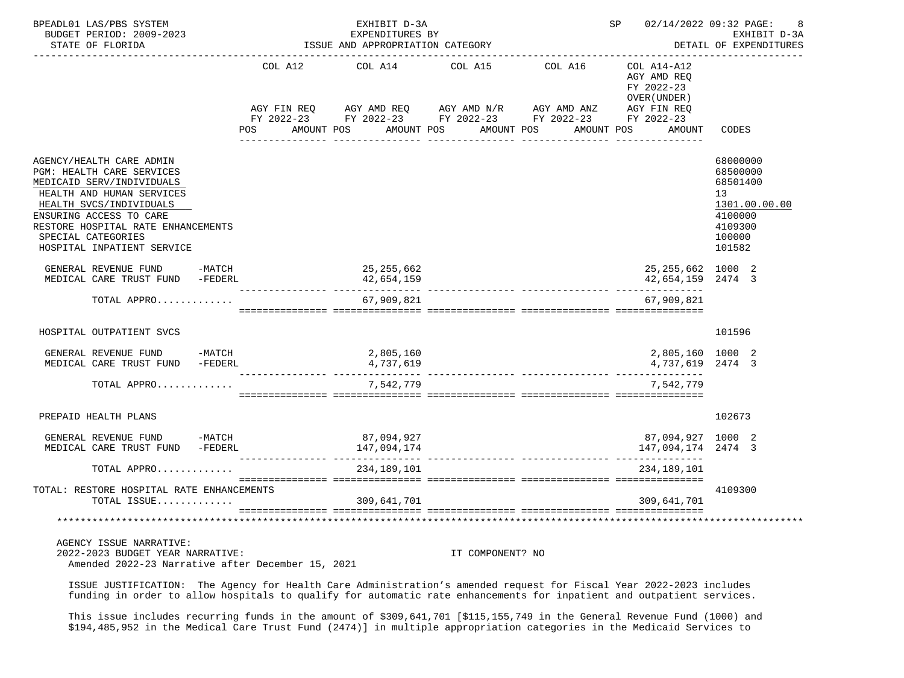| | COL A12 AGY FIN REQ FY 2022-23 POS AMOUNT | COL A14 AGY AMD REQ FY 2022-23 POS AMOUNT | COL A15 AGY AMD N/R FY 2022-23 POS AMOUNT | COL A16 AGY AMD ANZ FY 2022-23 POS AMOUNT | COL A14-A12 AGY AMD REQ FY 2022-23 OVER(UNDER) AGY FIN REQ FY 2022-23 POS AMOUNT | CODES |
|---|---|---|---|---|---|---|
| AGENCY/HEALTH CARE ADMIN | | | | | | 68000000 |
| PGM: HEALTH CARE SERVICES | | | | | | 68500000 |
| MEDICAID SERV/INDIVIDUALS | | | | | | 68501400 |
| HEALTH AND HUMAN SERVICES | | | | | | 13 |
| HEALTH SVCS/INDIVIDUALS | | | | | | 1301.00.00.00 |
| ENSURING ACCESS TO CARE | | | | | | 4100000 |
| RESTORE HOSPITAL RATE ENHANCEMENTS | | | | | | 4109300 |
| SPECIAL CATEGORIES | | | | | | 100000 |
| HOSPITAL INPATIENT SERVICE | | | | | | 101582 |
| GENERAL REVENUE FUND -MATCH | | 25,255,662 | | | 25,255,662 | 1000 2 |
| MEDICAL CARE TRUST FUND -FEDERL | | 42,654,159 | | | 42,654,159 | 2474 3 |
| TOTAL APPRO............ | | 67,909,821 | | | 67,909,821 | |
| HOSPITAL OUTPATIENT SVCS | | | | | | 101596 |
| GENERAL REVENUE FUND -MATCH | | 2,805,160 | | | 2,805,160 | 1000 2 |
| MEDICAL CARE TRUST FUND -FEDERL | | 4,737,619 | | | 4,737,619 | 2474 3 |
| TOTAL APPRO............ | | 7,542,779 | | | 7,542,779 | |
| PREPAID HEALTH PLANS | | | | | | 102673 |
| GENERAL REVENUE FUND -MATCH | | 87,094,927 | | | 87,094,927 | 1000 2 |
| MEDICAL CARE TRUST FUND -FEDERL | | 147,094,174 | | | 147,094,174 | 2474 3 |
| TOTAL APPRO............ | | 234,189,101 | | | 234,189,101 | |
| TOTAL: RESTORE HOSPITAL RATE ENHANCEMENTS | | | | | | 4109300 |
| TOTAL ISSUE............ | | 309,641,701 | | | 309,641,701 | |

AGENCY ISSUE NARRATIVE:
2022-2023 BUDGET YEAR NARRATIVE: IT COMPONENT? NO
Amended 2022-23 Narrative after December 15, 2021

ISSUE JUSTIFICATION: The Agency for Health Care Administration's amended request for Fiscal Year 2022-2023 includes funding in order to allow hospitals to qualify for automatic rate enhancements for inpatient and outpatient services.

This issue includes recurring funds in the amount of $309,641,701 [$115,155,749 in the General Revenue Fund (1000) and $194,485,952 in the Medical Care Trust Fund (2474)] in multiple appropriation categories in the Medicaid Services to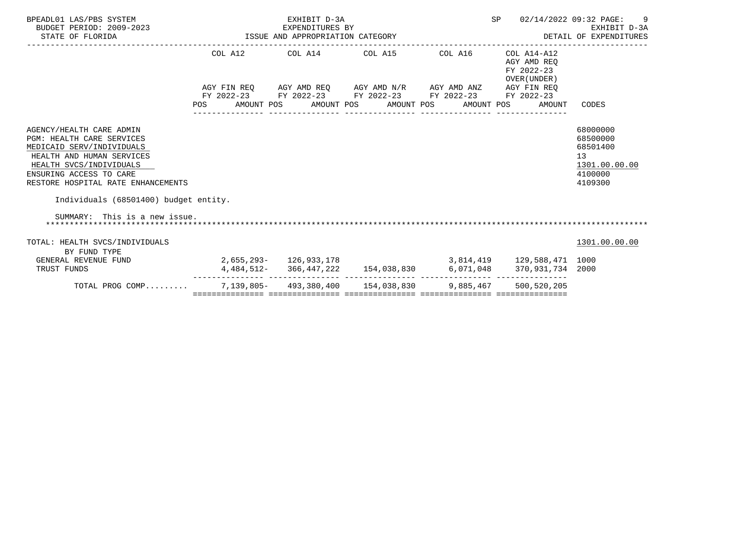BPEADL01 LAS/PBS SYSTEM — EXHIBIT D-3A — EXPENDITURES BY ISSUE AND APPROPRIATION CATEGORY — SP 02/14/2022 09:32 PAGE: 9
BUDGET PERIOD: 2009-2023 — EXHIBIT D-3A
STATE OF FLORIDA — DETAIL OF EXPENDITURES

| | COL A12 AGY FIN REQ FY 2022-23 POS AMOUNT | COL A14 AGY AMD REQ FY 2022-23 POS AMOUNT | COL A15 AGY AMD N/R FY 2022-23 POS AMOUNT | COL A16 AGY AMD ANZ FY 2022-23 POS AMOUNT | COL A14-A12 AGY AMD REQ FY 2022-23 OVER(UNDER) AGY FIN REQ FY 2022-23 POS AMOUNT | CODES |
|---|---|---|---|---|---|---|
| AGENCY/HEALTH CARE ADMIN | | | | | | 68000000 |
| PGM: HEALTH CARE SERVICES | | | | | | 68500000 |
| MEDICAID SERV/INDIVIDUALS | | | | | | 68501400 |
| HEALTH AND HUMAN SERVICES | | | | | | 13 |
| HEALTH SVCS/INDIVIDUALS | | | | | | 1301.00.00.00 |
| ENSURING ACCESS TO CARE | | | | | | 4100000 |
| RESTORE HOSPITAL RATE ENHANCEMENTS | | | | | | 4109300 |

Individuals (68501400) budget entity.

SUMMARY: This is a new issue.

| | COL A12 | COL A14 | COL A15 | COL A16 | COL A14-A12 | CODES |
|---|---|---|---|---|---|---|
| TOTAL: HEALTH SVCS/INDIVIDUALS | | | | | | 1301.00.00.00 |
| BY FUND TYPE | | | | | | |
| GENERAL REVENUE FUND | 2,655,293- | 126,933,178 | | 3,814,419 | 129,588,471 | 1000 |
| TRUST FUNDS | 4,484,512- | 366,447,222 | 154,038,830 | 6,071,048 | 370,931,734 | 2000 |
| TOTAL PROG COMP......... | 7,139,805- | 493,380,400 | 154,038,830 | 9,885,467 | 500,520,205 | |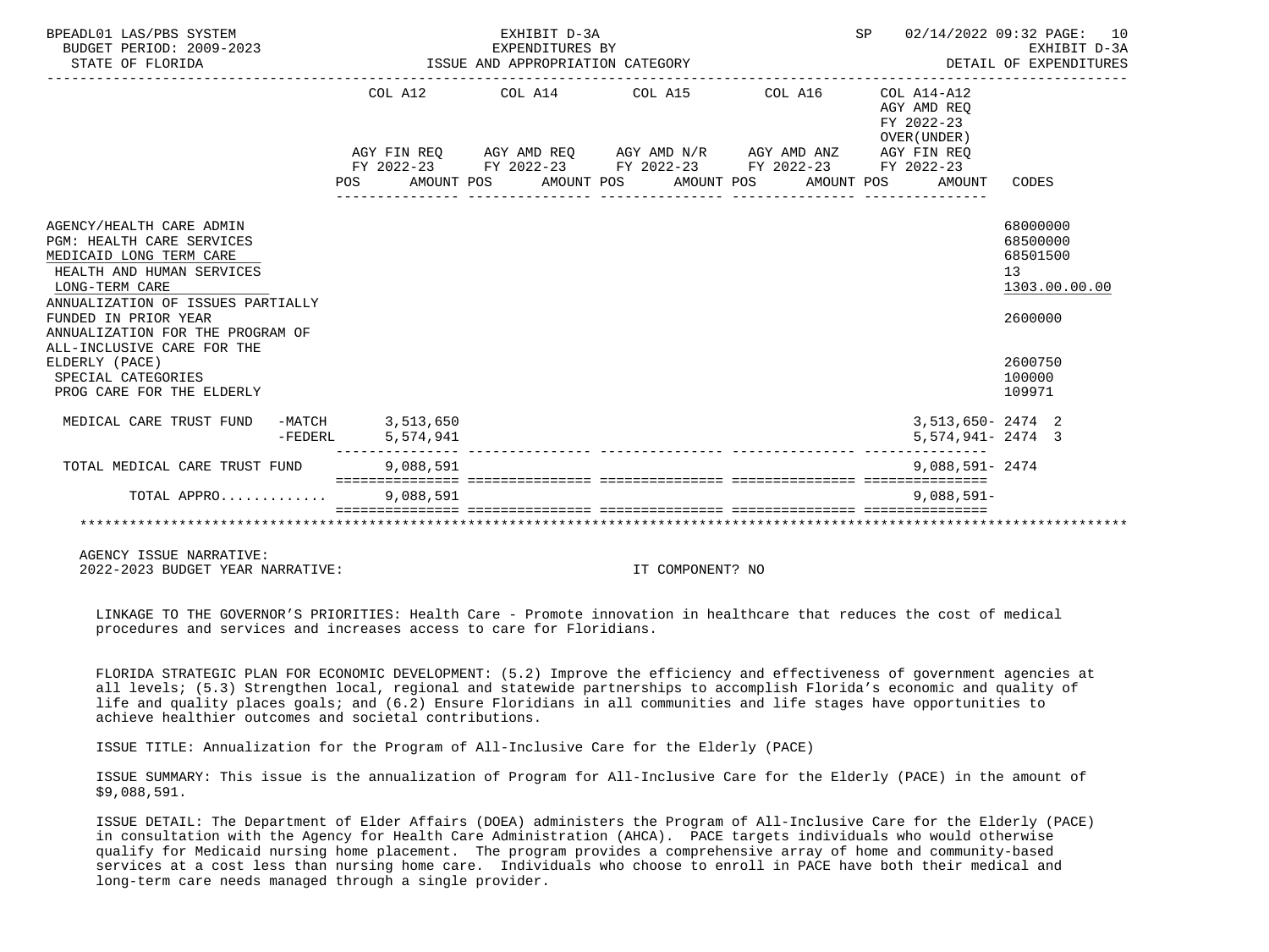BPEADL01 LAS/PBS SYSTEM — EXHIBIT D-3A — EXPENDITURES BY ISSUE AND APPROPRIATION CATEGORY — SP 02/14/2022 09:32 — EXHIBIT D-3A DETAIL OF EXPENDITURES
BUDGET PERIOD: 2009-2023
STATE OF FLORIDA

| | COL A12 AGY FIN REQ FY 2022-23 POS AMOUNT | COL A14 AGY AMD REQ FY 2022-23 POS AMOUNT | COL A15 AGY AMD N/R FY 2022-23 POS AMOUNT | COL A16 AGY AMD ANZ FY 2022-23 POS AMOUNT | COL A14-A12 AGY AMD REQ FY 2022-23 OVER(UNDER) AGY FIN REQ FY 2022-23 POS AMOUNT | CODES |
|---|---|---|---|---|---|---|
| AGENCY/HEALTH CARE ADMIN | | | | | | 68000000 |
| PGM: HEALTH CARE SERVICES | | | | | | 68500000 |
| MEDICAID LONG TERM CARE | | | | | | 68501500 |
| HEALTH AND HUMAN SERVICES | | | | | | 13 |
| LONG-TERM CARE | | | | | | 1303.00.00.00 |
| ANNUALIZATION OF ISSUES PARTIALLY FUNDED IN PRIOR YEAR | | | | | | 2600000 |
| ANNUALIZATION FOR THE PROGRAM OF ALL-INCLUSIVE CARE FOR THE ELDERLY (PACE) | | | | | | 2600750 |
| SPECIAL CATEGORIES | | | | | | 100000 |
| PROG CARE FOR THE ELDERLY | | | | | | 109971 |
| MEDICAL CARE TRUST FUND -MATCH | 3,513,650 | | | | 3,513,650- | 2474 2 |
| MEDICAL CARE TRUST FUND -FEDERL | 5,574,941 | | | | 5,574,941- | 2474 3 |
| TOTAL MEDICAL CARE TRUST FUND | 9,088,591 | | | | 9,088,591- | 2474 |
| TOTAL APPRO............ | 9,088,591 | | | | 9,088,591- | |

AGENCY ISSUE NARRATIVE:
2022-2023 BUDGET YEAR NARRATIVE: IT COMPONENT? NO

LINKAGE TO THE GOVERNOR'S PRIORITIES: Health Care - Promote innovation in healthcare that reduces the cost of medical procedures and services and increases access to care for Floridians.

FLORIDA STRATEGIC PLAN FOR ECONOMIC DEVELOPMENT: (5.2) Improve the efficiency and effectiveness of government agencies at all levels; (5.3) Strengthen local, regional and statewide partnerships to accomplish Florida's economic and quality of life and quality places goals; and (6.2) Ensure Floridians in all communities and life stages have opportunities to achieve healthier outcomes and societal contributions.

ISSUE TITLE: Annualization for the Program of All-Inclusive Care for the Elderly (PACE)

ISSUE SUMMARY: This issue is the annualization of Program for All-Inclusive Care for the Elderly (PACE) in the amount of $9,088,591.

ISSUE DETAIL: The Department of Elder Affairs (DOEA) administers the Program of All-Inclusive Care for the Elderly (PACE) in consultation with the Agency for Health Care Administration (AHCA). PACE targets individuals who would otherwise qualify for Medicaid nursing home placement. The program provides a comprehensive array of home and community-based services at a cost less than nursing home care. Individuals who choose to enroll in PACE have both their medical and long-term care needs managed through a single provider.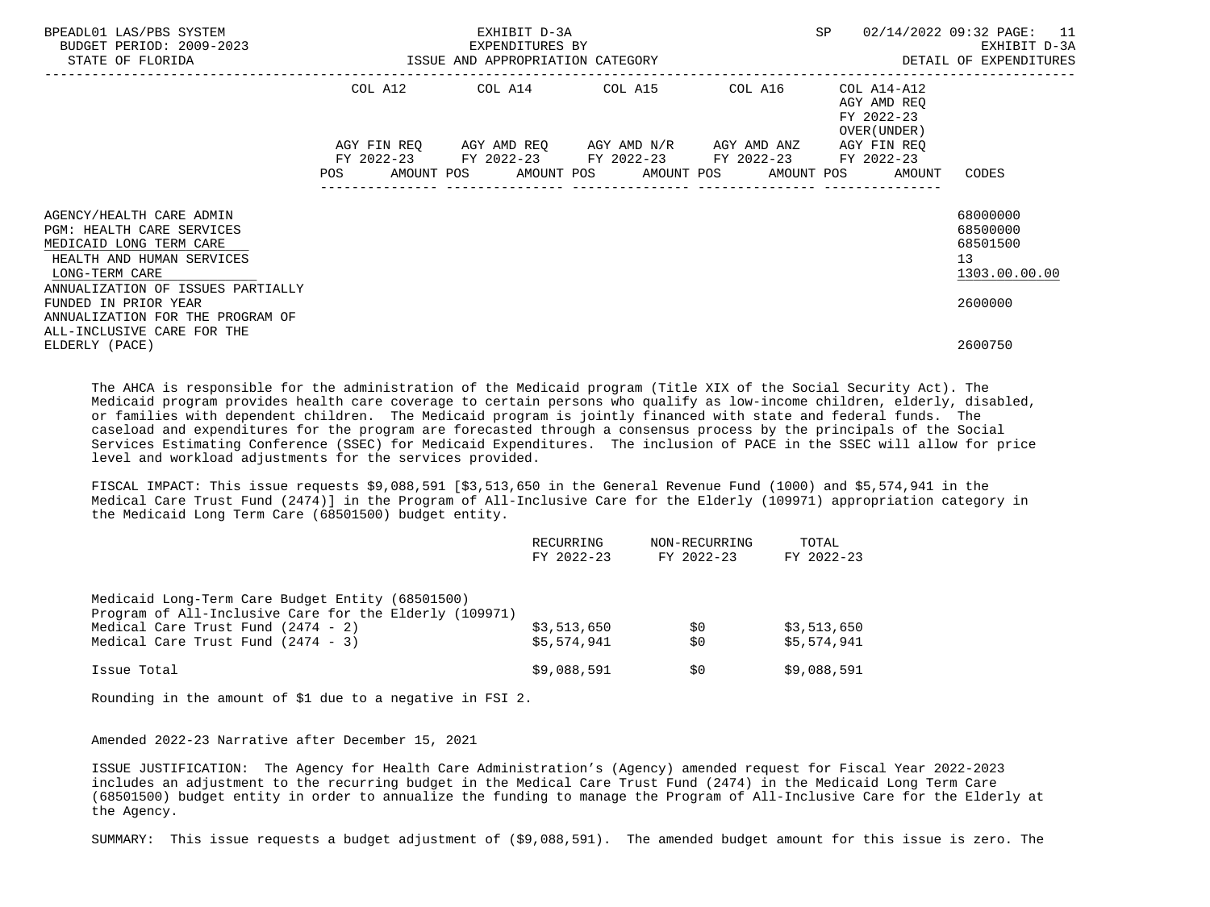| | COL A12 | | COL A14 | | COL A15 | | COL A16 | | COL A14-A12 AGY AMD REQ FY 2022-23 OVER(UNDER) | |
|---|---|---|---|---|---|---|---|---|---|---|
| | AGY FIN REQ FY 2022-23 | | AGY AMD REQ FY 2022-23 | | AGY AMD N/R FY 2022-23 | | AGY AMD ANZ FY 2022-23 | | AGY FIN REQ FY 2022-23 | |
| | POS | AMOUNT | POS | AMOUNT | POS | AMOUNT | POS | AMOUNT | POS | AMOUNT | CODES |

AGENCY/HEALTH CARE ADMIN — 68000000
PGM: HEALTH CARE SERVICES — 68500000
MEDICAID LONG TERM CARE — 68501500
HEALTH AND HUMAN SERVICES — 13
LONG-TERM CARE — 1303.00.00.00
ANNUALIZATION OF ISSUES PARTIALLY FUNDED IN PRIOR YEAR — 2600000
ANNUALIZATION FOR THE PROGRAM OF ALL-INCLUSIVE CARE FOR THE ELDERLY (PACE) — 2600750

The AHCA is responsible for the administration of the Medicaid program (Title XIX of the Social Security Act). The Medicaid program provides health care coverage to certain persons who qualify as low-income children, elderly, disabled, or families with dependent children. The Medicaid program is jointly financed with state and federal funds. The caseload and expenditures for the program are forecasted through a consensus process by the principals of the Social Services Estimating Conference (SSEC) for Medicaid Expenditures. The inclusion of PACE in the SSEC will allow for price level and workload adjustments for the services provided.

FISCAL IMPACT: This issue requests $9,088,591 [$3,513,650 in the General Revenue Fund (1000) and $5,574,941 in the Medical Care Trust Fund (2474)] in the Program of All-Inclusive Care for the Elderly (109971) appropriation category in the Medicaid Long Term Care (68501500) budget entity.

| | RECURRING FY 2022-23 | NON-RECURRING FY 2022-23 | TOTAL FY 2022-23 |
|---|---|---|---|
| Medicaid Long-Term Care Budget Entity (68501500) | | | |
| Program of All-Inclusive Care for the Elderly (109971) | | | |
| Medical Care Trust Fund (2474 - 2) | $3,513,650 | $0 | $3,513,650 |
| Medical Care Trust Fund (2474 - 3) | $5,574,941 | $0 | $5,574,941 |
| Issue Total | $9,088,591 | $0 | $9,088,591 |

Rounding in the amount of $1 due to a negative in FSI 2.

Amended 2022-23 Narrative after December 15, 2021

ISSUE JUSTIFICATION: The Agency for Health Care Administration's (Agency) amended request for Fiscal Year 2022-2023 includes an adjustment to the recurring budget in the Medical Care Trust Fund (2474) in the Medicaid Long Term Care (68501500) budget entity in order to annualize the funding to manage the Program of All-Inclusive Care for the Elderly at the Agency.

SUMMARY: This issue requests a budget adjustment of ($9,088,591). The amended budget amount for this issue is zero. The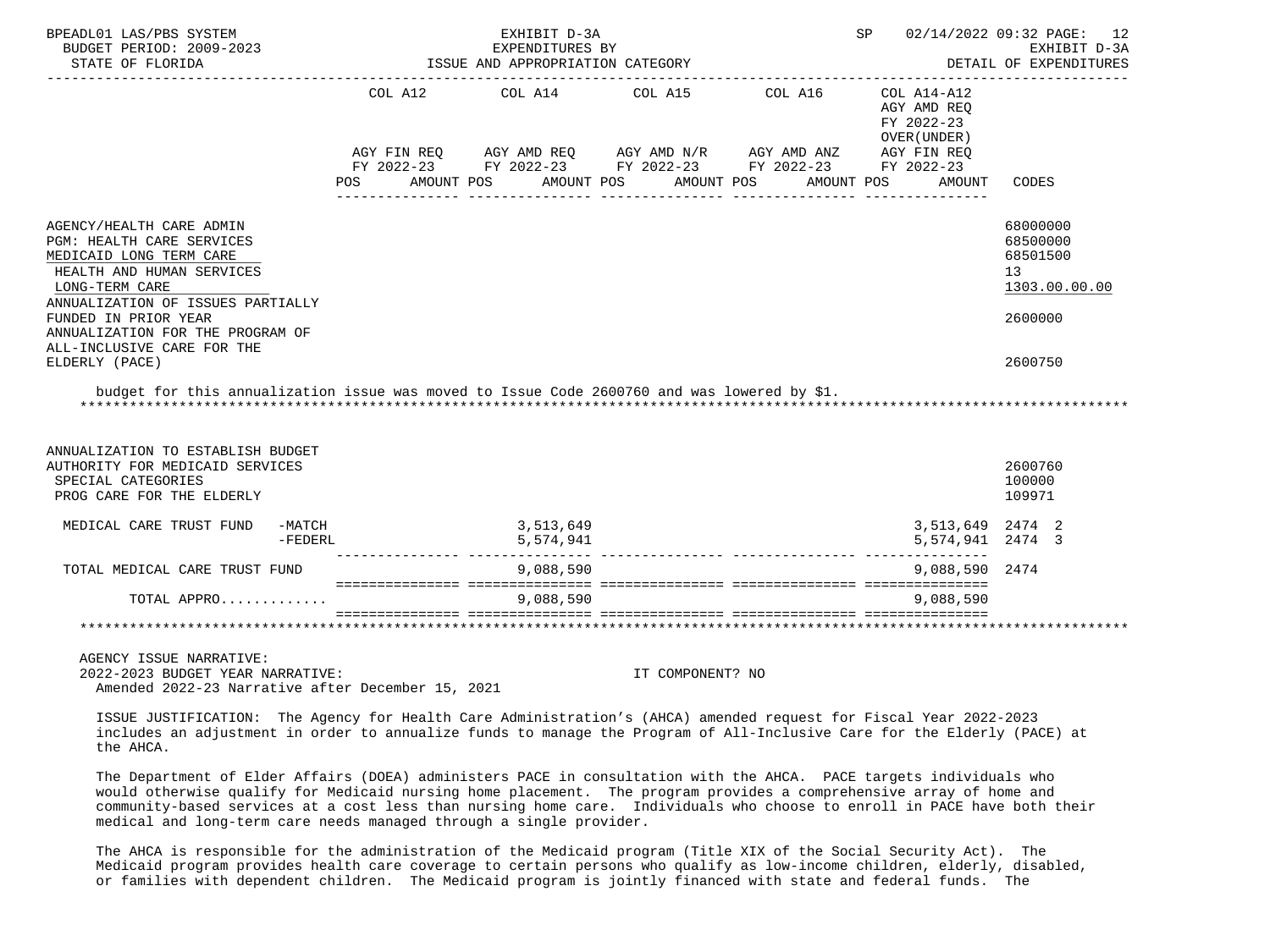EXHIBIT D-3A
EXPENDITURES BY
ISSUE AND APPROPRIATION CATEGORY

DETAIL OF EXPENDITURES

| | COL A12 AGY FIN REQ FY 2022-23 POS AMOUNT | COL A14 AGY AMD REQ FY 2022-23 POS AMOUNT | COL A15 AGY AMD N/R FY 2022-23 POS AMOUNT | COL A16 AGY AMD ANZ FY 2022-23 POS AMOUNT | COL A14-A12 AGY AMD REQ FY 2022-23 OVER(UNDER) AGY FIN REQ FY 2022-23 POS AMOUNT | CODES |
|---|---|---|---|---|---|---|
| AGENCY/HEALTH CARE ADMIN | | | | | | 68000000 |
| PGM: HEALTH CARE SERVICES | | | | | | 68500000 |
| MEDICAID LONG TERM CARE | | | | | | 68501500 |
| HEALTH AND HUMAN SERVICES | | | | | | 13 |
| LONG-TERM CARE | | | | | | 1303.00.00.00 |
| ANNUALIZATION OF ISSUES PARTIALLY FUNDED IN PRIOR YEAR | | | | | | 2600000 |
| ANNUALIZATION FOR THE PROGRAM OF ALL-INCLUSIVE CARE FOR THE ELDERLY (PACE) | | | | | | 2600750 |

budget for this annualization issue was moved to Issue Code 2600760 and was lowered by $1.

| | COL A12 | COL A14 | COL A15 | COL A16 | COL A14-A12 | CODES |
|---|---|---|---|---|---|---|
| ANNUALIZATION TO ESTABLISH BUDGET AUTHORITY FOR MEDICAID SERVICES | | | | | | 2600760 |
| SPECIAL CATEGORIES | | | | | | 100000 |
| PROG CARE FOR THE ELDERLY | | | | | | 109971 |
| MEDICAL CARE TRUST FUND -MATCH | | 3,513,649 | | | 3,513,649 | 2474 2 |
| -FEDERL | | 5,574,941 | | | 5,574,941 | 2474 3 |
| TOTAL MEDICAL CARE TRUST FUND | | 9,088,590 | | | 9,088,590 | 2474 |
| TOTAL APPRO............ | | 9,088,590 | | | 9,088,590 | |

AGENCY ISSUE NARRATIVE:
2022-2023 BUDGET YEAR NARRATIVE: IT COMPONENT? NO
Amended 2022-23 Narrative after December 15, 2021

ISSUE JUSTIFICATION: The Agency for Health Care Administration's (AHCA) amended request for Fiscal Year 2022-2023 includes an adjustment in order to annualize funds to manage the Program of All-Inclusive Care for the Elderly (PACE) at the AHCA.

The Department of Elder Affairs (DOEA) administers PACE in consultation with the AHCA. PACE targets individuals who would otherwise qualify for Medicaid nursing home placement. The program provides a comprehensive array of home and community-based services at a cost less than nursing home care. Individuals who choose to enroll in PACE have both their medical and long-term care needs managed through a single provider.

The AHCA is responsible for the administration of the Medicaid program (Title XIX of the Social Security Act). The Medicaid program provides health care coverage to certain persons who qualify as low-income children, elderly, disabled, or families with dependent children. The Medicaid program is jointly financed with state and federal funds. The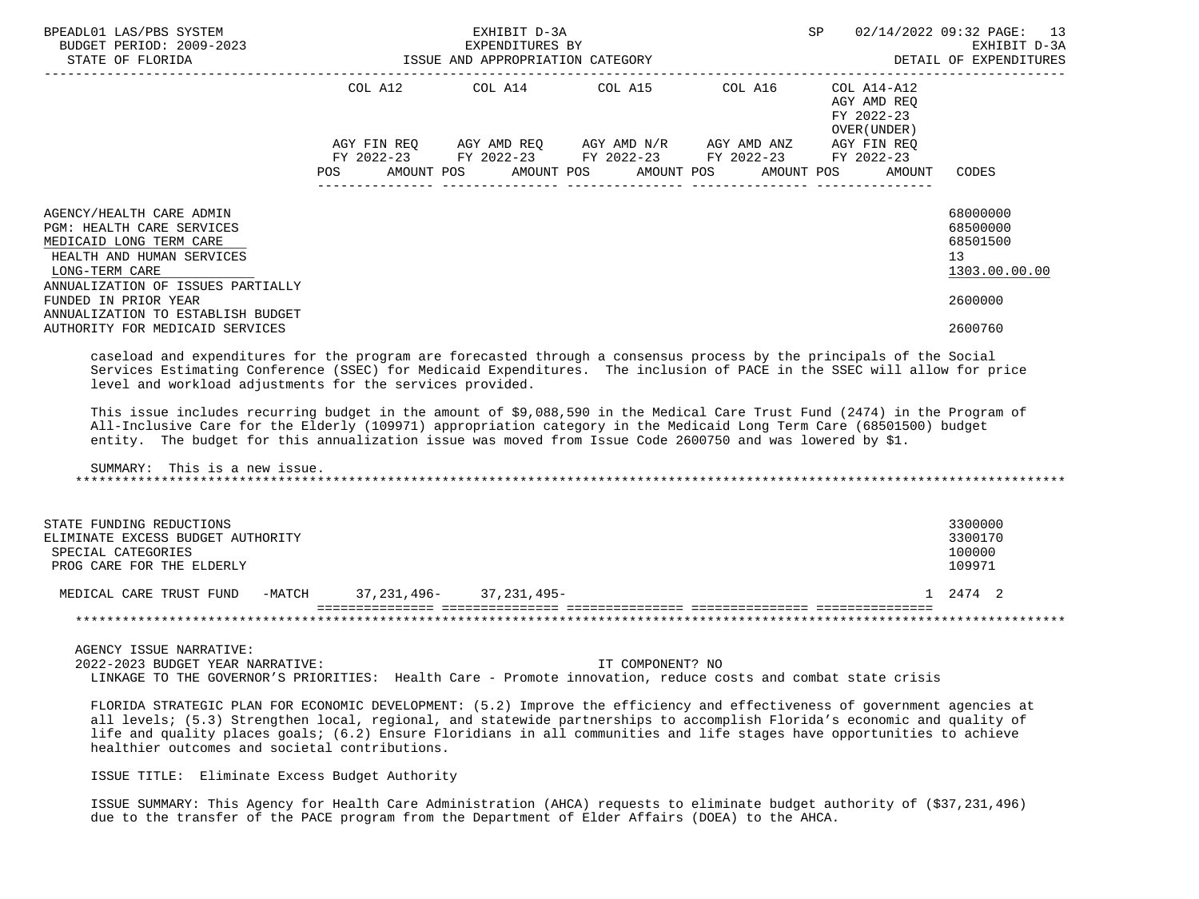| | COL A12 | COL A14 | COL A15 | COL A16 | COL A14-A12 | |
|---|---|---|---|---|---|---|
| | AGY FIN REQ FY 2022-23 | AGY AMD REQ FY 2022-23 | AGY AMD N/R FY 2022-23 | AGY AMD ANZ FY 2022-23 | AGY AMD REQ FY 2022-23 OVER(UNDER) AGY FIN REQ FY 2022-23 | |
| | POS AMOUNT | POS AMOUNT | POS AMOUNT | POS AMOUNT | POS AMOUNT | CODES |
| AGENCY/HEALTH CARE ADMIN | | | | | | 68000000 |
| PGM: HEALTH CARE SERVICES | | | | | | 68500000 |
| MEDICAID LONG TERM CARE | | | | | | 68501500 |
| HEALTH AND HUMAN SERVICES | | | | | | 13 |
| LONG-TERM CARE | | | | | | 1303.00.00.00 |
| ANNUALIZATION OF ISSUES PARTIALLY FUNDED IN PRIOR YEAR | | | | | | 2600000 |
| ANNUALIZATION TO ESTABLISH BUDGET AUTHORITY FOR MEDICAID SERVICES | | | | | | 2600760 |

caseload and expenditures for the program are forecasted through a consensus process by the principals of the Social Services Estimating Conference (SSEC) for Medicaid Expenditures. The inclusion of PACE in the SSEC will allow for price level and workload adjustments for the services provided.

This issue includes recurring budget in the amount of $9,088,590 in the Medical Care Trust Fund (2474) in the Program of All-Inclusive Care for the Elderly (109971) appropriation category in the Medicaid Long Term Care (68501500) budget entity. The budget for this annualization issue was moved from Issue Code 2600750 and was lowered by $1.

SUMMARY: This is a new issue.

******************************************************************************************************************

| | COL A12 | COL A14 | COL A15 | COL A16 | COL A14-A12 | CODES |
|---|---|---|---|---|---|---|
| STATE FUNDING REDUCTIONS | | | | | | 3300000 |
| ELIMINATE EXCESS BUDGET AUTHORITY | | | | | | 3300170 |
| SPECIAL CATEGORIES | | | | | | 100000 |
| PROG CARE FOR THE ELDERLY | | | | | | 109971 |
| MEDICAL CARE TRUST FUND -MATCH | 37,231,496- | 37,231,495- | | | 1 | 2474 2 |

******************************************************************************************************************

AGENCY ISSUE NARRATIVE:

2022-2023 BUDGET YEAR NARRATIVE: IT COMPONENT? NO

LINKAGE TO THE GOVERNOR'S PRIORITIES: Health Care - Promote innovation, reduce costs and combat state crisis

FLORIDA STRATEGIC PLAN FOR ECONOMIC DEVELOPMENT: (5.2) Improve the efficiency and effectiveness of government agencies at all levels; (5.3) Strengthen local, regional, and statewide partnerships to accomplish Florida's economic and quality of life and quality places goals; (6.2) Ensure Floridians in all communities and life stages have opportunities to achieve healthier outcomes and societal contributions.

ISSUE TITLE: Eliminate Excess Budget Authority

ISSUE SUMMARY: This Agency for Health Care Administration (AHCA) requests to eliminate budget authority of ($37,231,496) due to the transfer of the PACE program from the Department of Elder Affairs (DOEA) to the AHCA.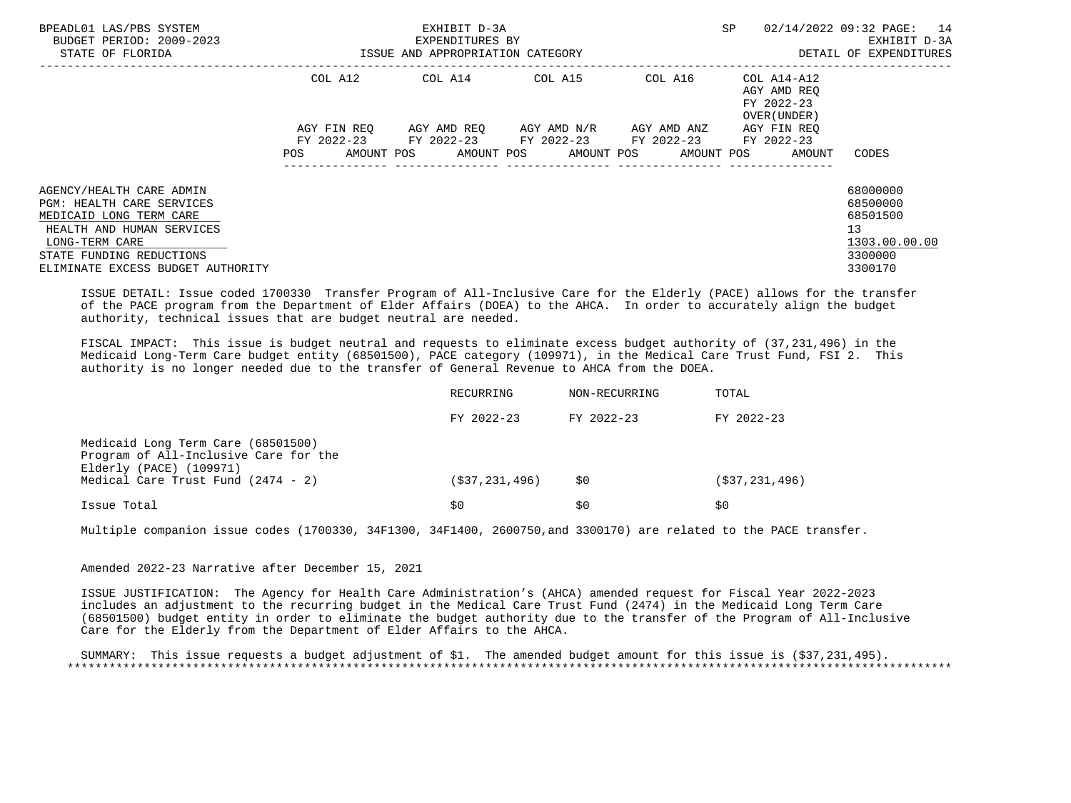| | COL A12 | | COL A14 | | COL A15 | | COL A16 | | COL A14-A12 AGY AMD REQ FY 2022-23 OVER(UNDER) | | |
|---|---|---|---|---|---|---|---|---|---|---|---|
| | AGY FIN REQ FY 2022-23 | | AGY AMD REQ FY 2022-23 | | AGY AMD N/R FY 2022-23 | | AGY AMD ANZ FY 2022-23 | | AGY FIN REQ FY 2022-23 | | |
| | POS | AMOUNT | POS | AMOUNT | POS | AMOUNT | POS | AMOUNT | POS | AMOUNT | CODES |
| AGENCY/HEALTH CARE ADMIN | | | | | | | | | | | 68000000 |
| PGM: HEALTH CARE SERVICES | | | | | | | | | | | 68500000 |
| MEDICAID LONG TERM CARE | | | | | | | | | | | 68501500 |
| HEALTH AND HUMAN SERVICES | | | | | | | | | | | 13 |
| LONG-TERM CARE | | | | | | | | | | | 1303.00.00.00 |
| STATE FUNDING REDUCTIONS | | | | | | | | | | | 3300000 |
| ELIMINATE EXCESS BUDGET AUTHORITY | | | | | | | | | | | 3300170 |

ISSUE DETAIL: Issue coded 1700330 Transfer Program of All-Inclusive Care for the Elderly (PACE) allows for the transfer of the PACE program from the Department of Elder Affairs (DOEA) to the AHCA. In order to accurately align the budget authority, technical issues that are budget neutral are needed.

FISCAL IMPACT: This issue is budget neutral and requests to eliminate excess budget authority of (37,231,496) in the Medicaid Long-Term Care budget entity (68501500), PACE category (109971), in the Medical Care Trust Fund, FSI 2. This authority is no longer needed due to the transfer of General Revenue to AHCA from the DOEA.

| | RECURRING FY 2022-23 | NON-RECURRING FY 2022-23 | TOTAL FY 2022-23 |
|---|---|---|---|
| Medicaid Long Term Care (68501500) Program of All-Inclusive Care for the Elderly (PACE) (109971) Medical Care Trust Fund (2474 - 2) | ($37,231,496) | $0 | ($37,231,496) |
| Issue Total | $0 | $0 | $0 |

Multiple companion issue codes (1700330, 34F1300, 34F1400, 2600750,and 3300170) are related to the PACE transfer.

Amended 2022-23 Narrative after December 15, 2021

ISSUE JUSTIFICATION: The Agency for Health Care Administration's (AHCA) amended request for Fiscal Year 2022-2023 includes an adjustment to the recurring budget in the Medical Care Trust Fund (2474) in the Medicaid Long Term Care (68501500) budget entity in order to eliminate the budget authority due to the transfer of the Program of All-Inclusive Care for the Elderly from the Department of Elder Affairs to the AHCA.

SUMMARY: This issue requests a budget adjustment of $1. The amended budget amount for this issue is ($37,231,495).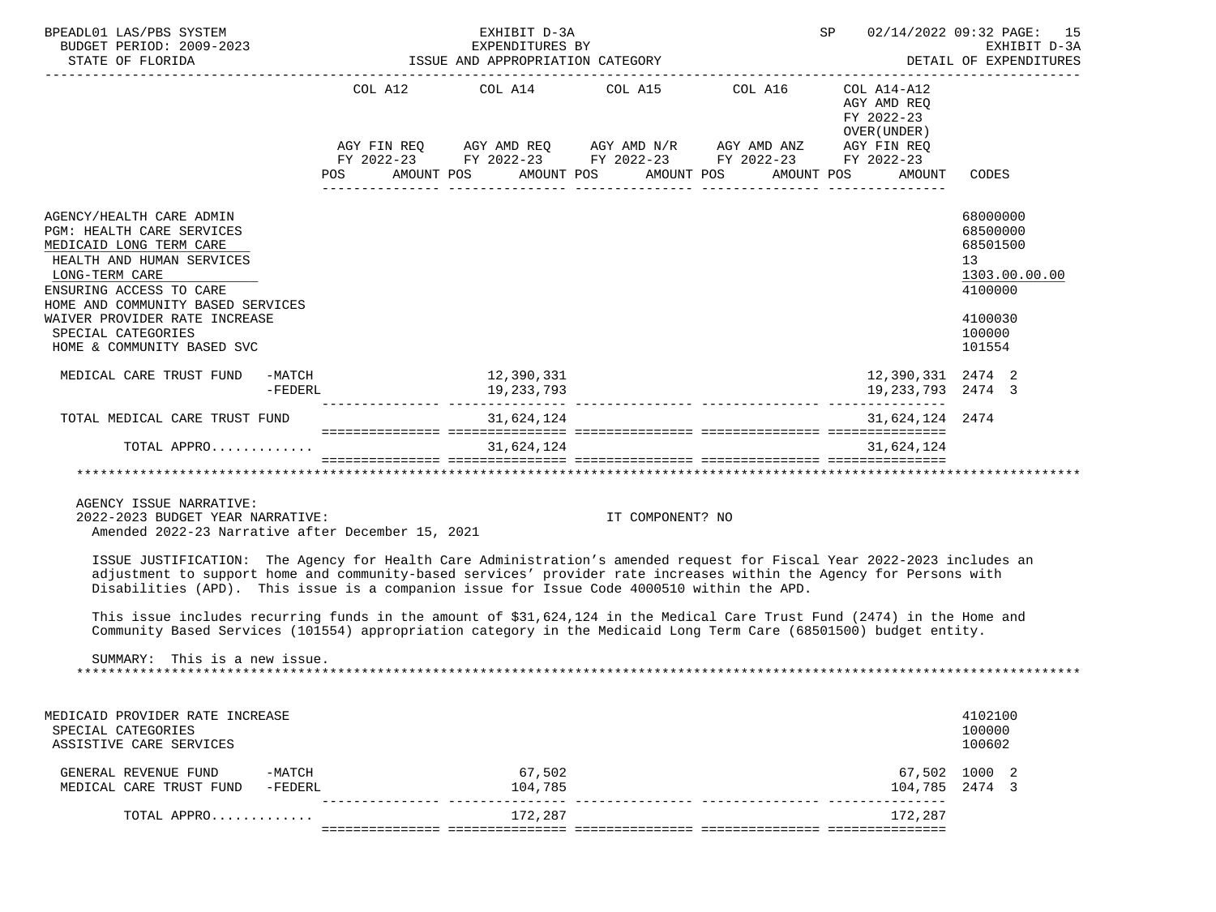BPEADL01 LAS/PBS SYSTEM — EXHIBIT D-3A — EXPENDITURES BY ISSUE AND APPROPRIATION CATEGORY — SP 02/14/2022 09:32 PAGE: 15
BUDGET PERIOD: 2009-2023 — EXHIBIT D-3A
STATE OF FLORIDA — DETAIL OF EXPENDITURES

| | COL A12 AGY FIN REQ FY 2022-23 POS AMOUNT | COL A14 AGY AMD REQ FY 2022-23 POS AMOUNT | COL A15 AGY AMD N/R FY 2022-23 POS AMOUNT | COL A16 AGY AMD ANZ FY 2022-23 POS AMOUNT | COL A14-A12 AGY AMD REQ FY 2022-23 OVER(UNDER) AGY FIN REQ FY 2022-23 POS AMOUNT | CODES |
|---|---|---|---|---|---|---|
| AGENCY/HEALTH CARE ADMIN | | | | | | 68000000 |
| PGM: HEALTH CARE SERVICES | | | | | | 68500000 |
| MEDICAID LONG TERM CARE | | | | | | 68501500 |
| HEALTH AND HUMAN SERVICES | | | | | | 13 |
| LONG-TERM CARE | | | | | | 1303.00.00.00 |
| ENSURING ACCESS TO CARE | | | | | | 4100000 |
| HOME AND COMMUNITY BASED SERVICES WAIVER PROVIDER RATE INCREASE | | | | | | 4100030 |
| SPECIAL CATEGORIES | | | | | | 100000 |
| HOME & COMMUNITY BASED SVC | | | | | | 101554 |
| MEDICAL CARE TRUST FUND -MATCH | | 12,390,331 | | | 12,390,331 | 2474 2 |
| -FEDERL | | 19,233,793 | | | 19,233,793 | 2474 3 |
| TOTAL MEDICAL CARE TRUST FUND | | 31,624,124 | | | 31,624,124 | 2474 |
| TOTAL APPRO............. | | 31,624,124 | | | 31,624,124 | |

AGENCY ISSUE NARRATIVE:
2022-2023 BUDGET YEAR NARRATIVE: IT COMPONENT? NO
Amended 2022-23 Narrative after December 15, 2021

ISSUE JUSTIFICATION: The Agency for Health Care Administration's amended request for Fiscal Year 2022-2023 includes an adjustment to support home and community-based services' provider rate increases within the Agency for Persons with Disabilities (APD). This issue is a companion issue for Issue Code 4000510 within the APD.

This issue includes recurring funds in the amount of $31,624,124 in the Medical Care Trust Fund (2474) in the Home and Community Based Services (101554) appropriation category in the Medicaid Long Term Care (68501500) budget entity.

SUMMARY: This is a new issue.

| | COL A12 | COL A14 | COL A15 | COL A16 | COL A14-A12 | CODES |
|---|---|---|---|---|---|---|
| MEDICAID PROVIDER RATE INCREASE | | | | | | 4102100 |
| SPECIAL CATEGORIES | | | | | | 100000 |
| ASSISTIVE CARE SERVICES | | | | | | 100602 |
| GENERAL REVENUE FUND -MATCH | | 67,502 | | | 67,502 | 1000 2 |
| MEDICAL CARE TRUST FUND -FEDERL | | 104,785 | | | 104,785 | 2474 3 |
| TOTAL APPRO............. | | 172,287 | | | 172,287 | |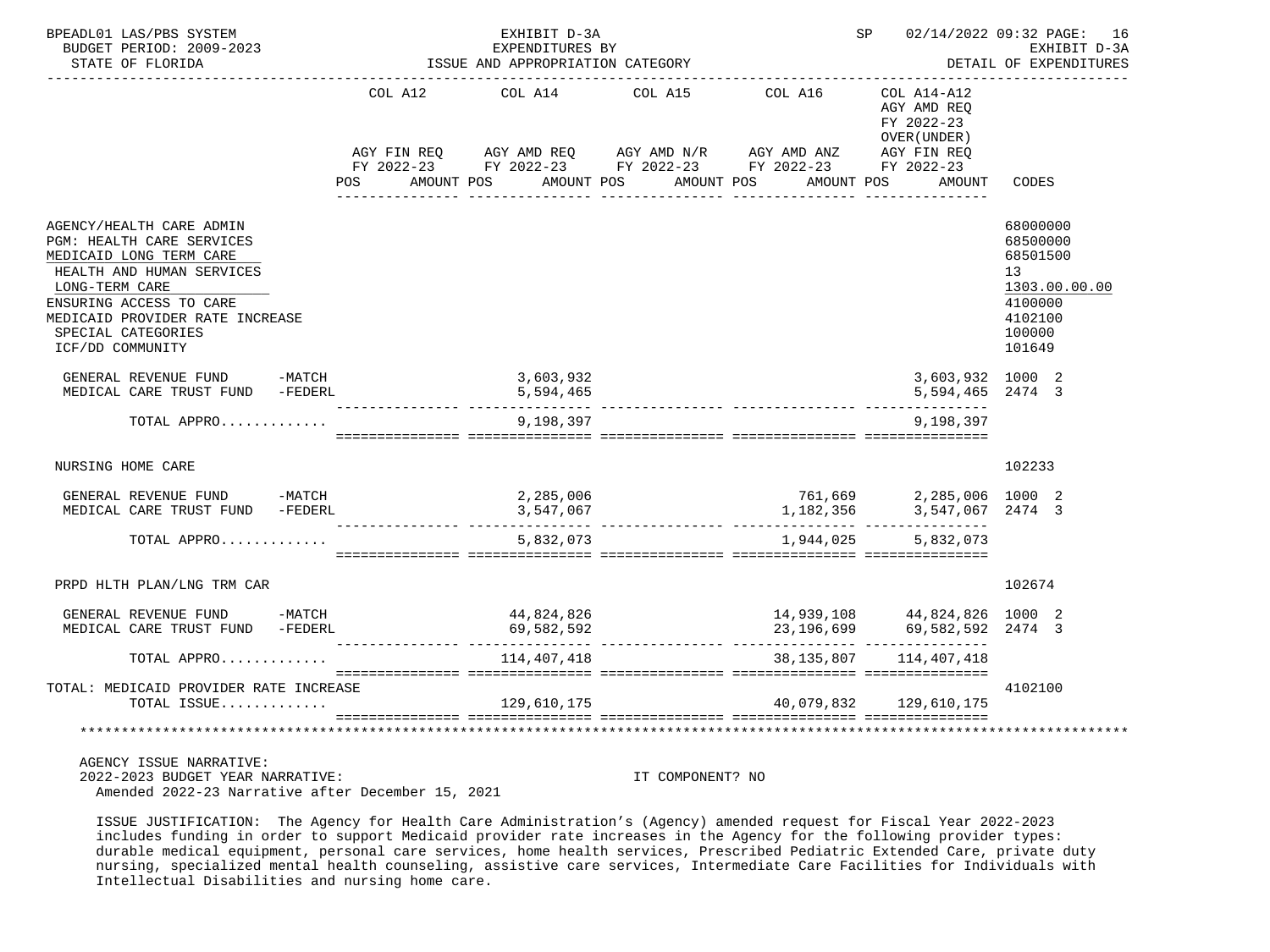BPEADL01 LAS/PBS SYSTEM — EXHIBIT D-3A — SP 02/14/2022 09:32 PAGE: 16
BUDGET PERIOD: 2009-2023 — EXPENDITURES BY ISSUE AND APPROPRIATION CATEGORY — EXHIBIT D-3A
STATE OF FLORIDA — DETAIL OF EXPENDITURES

| | COL A12 AGY FIN REQ FY 2022-23 POS AMOUNT | COL A14 AGY AMD REQ FY 2022-23 POS AMOUNT | COL A15 AGY AMD N/R FY 2022-23 POS AMOUNT | COL A16 AGY AMD ANZ FY 2022-23 POS AMOUNT | COL A14-A12 AGY AMD REQ FY 2022-23 OVER(UNDER) AGY FIN REQ FY 2022-23 POS AMOUNT | CODES |
|---|---|---|---|---|---|---|
| AGENCY/HEALTH CARE ADMIN | | | | | | 68000000 |
| PGM: HEALTH CARE SERVICES | | | | | | 68500000 |
| MEDICAID LONG TERM CARE | | | | | | 68501500 |
| HEALTH AND HUMAN SERVICES | | | | | | 13 |
| LONG-TERM CARE | | | | | | 1303.00.00.00 |
| ENSURING ACCESS TO CARE | | | | | | 4100000 |
| MEDICAID PROVIDER RATE INCREASE | | | | | | 4102100 |
| SPECIAL CATEGORIES | | | | | | 100000 |
| ICF/DD COMMUNITY | | | | | | 101649 |
| GENERAL REVENUE FUND -MATCH | | 3,603,932 | | | 3,603,932 | 1000 2 |
| MEDICAL CARE TRUST FUND -FEDERL | | 5,594,465 | | | 5,594,465 | 2474 3 |
| TOTAL APPRO............ | | 9,198,397 | | | 9,198,397 | |
| NURSING HOME CARE | | | | | | 102233 |
| GENERAL REVENUE FUND -MATCH | | 2,285,006 | | 761,669 | 2,285,006 | 1000 2 |
| MEDICAL CARE TRUST FUND -FEDERL | | 3,547,067 | | 1,182,356 | 3,547,067 | 2474 3 |
| TOTAL APPRO............ | | 5,832,073 | | 1,944,025 | 5,832,073 | |
| PRPD HLTH PLAN/LNG TRM CAR | | | | | | 102674 |
| GENERAL REVENUE FUND -MATCH | | 44,824,826 | | 14,939,108 | 44,824,826 | 1000 2 |
| MEDICAL CARE TRUST FUND -FEDERL | | 69,582,592 | | 23,196,699 | 69,582,592 | 2474 3 |
| TOTAL APPRO............ | | 114,407,418 | | 38,135,807 | 114,407,418 | |
| TOTAL: MEDICAID PROVIDER RATE INCREASE | | | | | | 4102100 |
| TOTAL ISSUE............ | | 129,610,175 | | 40,079,832 | 129,610,175 | |

AGENCY ISSUE NARRATIVE:
2022-2023 BUDGET YEAR NARRATIVE: IT COMPONENT? NO
Amended 2022-23 Narrative after December 15, 2021

ISSUE JUSTIFICATION: The Agency for Health Care Administration's (Agency) amended request for Fiscal Year 2022-2023 includes funding in order to support Medicaid provider rate increases in the Agency for the following provider types: durable medical equipment, personal care services, home health services, Prescribed Pediatric Extended Care, private duty nursing, specialized mental health counseling, assistive care services, Intermediate Care Facilities for Individuals with Intellectual Disabilities and nursing home care.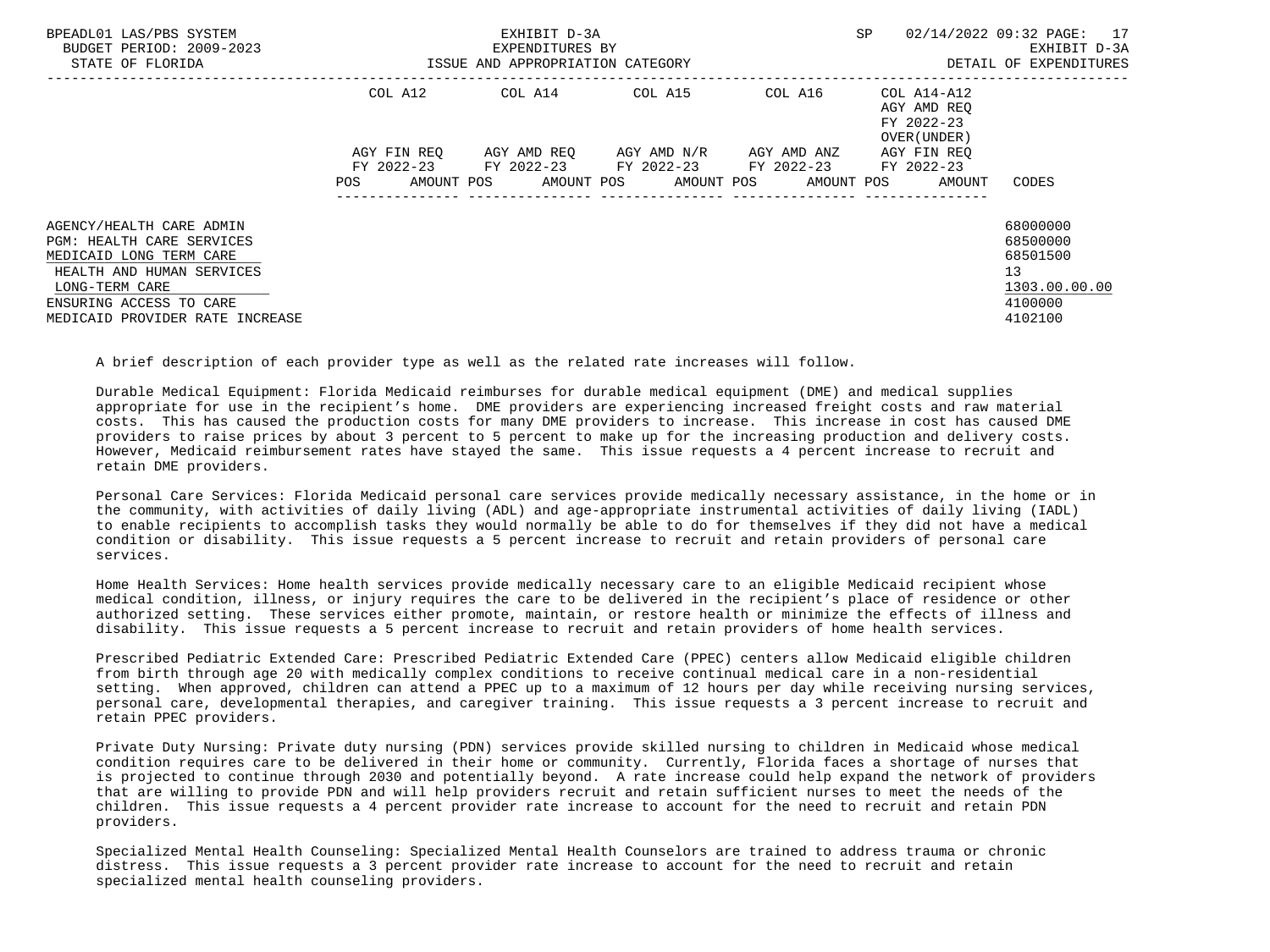| | COL A12 | COL A14 | COL A15 | COL A16 | COL A14-A12 AGY AMD REQ FY 2022-23 OVER(UNDER) | |
|---|---|---|---|---|---|---|
| | AGY FIN REQ FY 2022-23 | AGY AMD REQ FY 2022-23 | AGY AMD N/R FY 2022-23 | AGY AMD ANZ FY 2022-23 | AGY FIN REQ FY 2022-23 | |
| | POS AMOUNT | POS AMOUNT | POS AMOUNT | POS AMOUNT | POS AMOUNT | CODES |
| AGENCY/HEALTH CARE ADMIN | | | | | | 68000000 |
| PGM: HEALTH CARE SERVICES | | | | | | 68500000 |
| MEDICAID LONG TERM CARE | | | | | | 68501500 |
| HEALTH AND HUMAN SERVICES | | | | | | 13 |
| LONG-TERM CARE | | | | | | 1303.00.00.00 |
| ENSURING ACCESS TO CARE | | | | | | 4100000 |
| MEDICAID PROVIDER RATE INCREASE | | | | | | 4102100 |

A brief description of each provider type as well as the related rate increases will follow.

Durable Medical Equipment: Florida Medicaid reimburses for durable medical equipment (DME) and medical supplies appropriate for use in the recipient's home. DME providers are experiencing increased freight costs and raw material costs. This has caused the production costs for many DME providers to increase. This increase in cost has caused DME providers to raise prices by about 3 percent to 5 percent to make up for the increasing production and delivery costs. However, Medicaid reimbursement rates have stayed the same. This issue requests a 4 percent increase to recruit and retain DME providers.

Personal Care Services: Florida Medicaid personal care services provide medically necessary assistance, in the home or in the community, with activities of daily living (ADL) and age-appropriate instrumental activities of daily living (IADL) to enable recipients to accomplish tasks they would normally be able to do for themselves if they did not have a medical condition or disability. This issue requests a 5 percent increase to recruit and retain providers of personal care services.

Home Health Services: Home health services provide medically necessary care to an eligible Medicaid recipient whose medical condition, illness, or injury requires the care to be delivered in the recipient's place of residence or other authorized setting. These services either promote, maintain, or restore health or minimize the effects of illness and disability. This issue requests a 5 percent increase to recruit and retain providers of home health services.

Prescribed Pediatric Extended Care: Prescribed Pediatric Extended Care (PPEC) centers allow Medicaid eligible children from birth through age 20 with medically complex conditions to receive continual medical care in a non-residential setting. When approved, children can attend a PPEC up to a maximum of 12 hours per day while receiving nursing services, personal care, developmental therapies, and caregiver training. This issue requests a 3 percent increase to recruit and retain PPEC providers.

Private Duty Nursing: Private duty nursing (PDN) services provide skilled nursing to children in Medicaid whose medical condition requires care to be delivered in their home or community. Currently, Florida faces a shortage of nurses that is projected to continue through 2030 and potentially beyond. A rate increase could help expand the network of providers that are willing to provide PDN and will help providers recruit and retain sufficient nurses to meet the needs of the children. This issue requests a 4 percent provider rate increase to account for the need to recruit and retain PDN providers.

Specialized Mental Health Counseling: Specialized Mental Health Counselors are trained to address trauma or chronic distress. This issue requests a 3 percent provider rate increase to account for the need to recruit and retain specialized mental health counseling providers.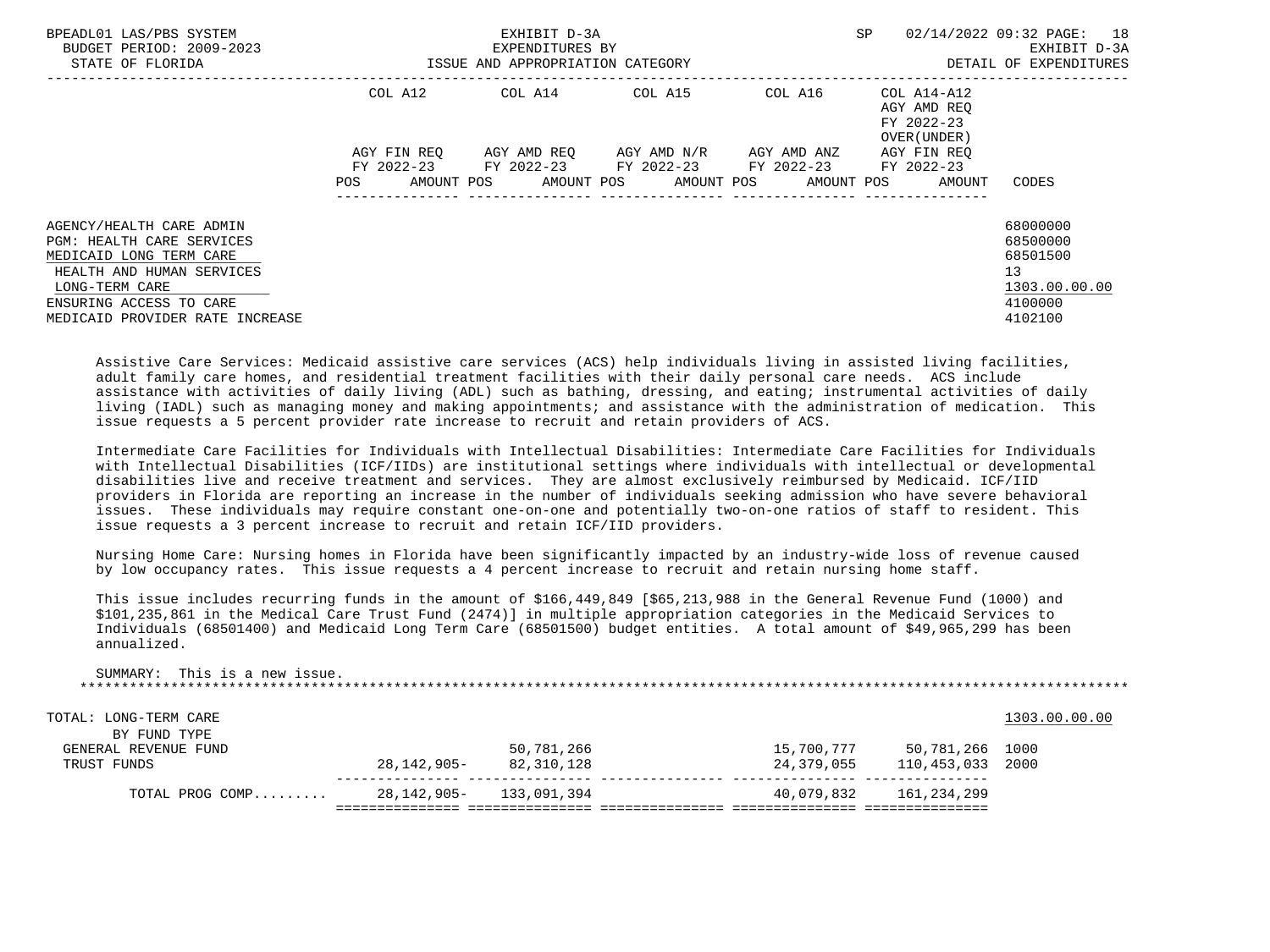BPEADL01 LAS/PBS SYSTEM — EXHIBIT D-3A — EXPENDITURES BY ISSUE AND APPROPRIATION CATEGORY — DETAIL OF EXPENDITURES

BUDGET PERIOD: 2009-2023

STATE OF FLORIDA

SP 02/14/2022 09:32

| | COL A12 AGY FIN REQ FY 2022-23 POS AMOUNT | COL A14 AGY AMD REQ FY 2022-23 POS AMOUNT | COL A15 AGY AMD N/R FY 2022-23 POS AMOUNT | COL A16 AGY AMD ANZ FY 2022-23 POS AMOUNT | COL A14-A12 AGY AMD REQ FY 2022-23 OVER(UNDER) AGY FIN REQ FY 2022-23 POS AMOUNT | CODES |
|---|---|---|---|---|---|---|
| AGENCY/HEALTH CARE ADMIN | | | | | | 68000000 |
| PGM: HEALTH CARE SERVICES | | | | | | 68500000 |
| MEDICAID LONG TERM CARE | | | | | | 68501500 |
| HEALTH AND HUMAN SERVICES | | | | | | 13 |
| LONG-TERM CARE | | | | | | 1303.00.00.00 |
| ENSURING ACCESS TO CARE | | | | | | 4100000 |
| MEDICAID PROVIDER RATE INCREASE | | | | | | 4102100 |

Assistive Care Services: Medicaid assistive care services (ACS) help individuals living in assisted living facilities, adult family care homes, and residential treatment facilities with their daily personal care needs. ACS include assistance with activities of daily living (ADL) such as bathing, dressing, and eating; instrumental activities of daily living (IADL) such as managing money and making appointments; and assistance with the administration of medication. This issue requests a 5 percent provider rate increase to recruit and retain providers of ACS.

Intermediate Care Facilities for Individuals with Intellectual Disabilities: Intermediate Care Facilities for Individuals with Intellectual Disabilities (ICF/IIDs) are institutional settings where individuals with intellectual or developmental disabilities live and receive treatment and services. They are almost exclusively reimbursed by Medicaid. ICF/IID providers in Florida are reporting an increase in the number of individuals seeking admission who have severe behavioral issues. These individuals may require constant one-on-one and potentially two-on-one ratios of staff to resident. This issue requests a 3 percent increase to recruit and retain ICF/IID providers.

Nursing Home Care: Nursing homes in Florida have been significantly impacted by an industry-wide loss of revenue caused by low occupancy rates. This issue requests a 4 percent increase to recruit and retain nursing home staff.

This issue includes recurring funds in the amount of $166,449,849 [$65,213,988 in the General Revenue Fund (1000) and $101,235,861 in the Medical Care Trust Fund (2474)] in multiple appropriation categories in the Medicaid Services to Individuals (68501400) and Medicaid Long Term Care (68501500) budget entities. A total amount of $49,965,299 has been annualized.

SUMMARY: This is a new issue.

| | COL A12 | COL A14 | COL A15 | COL A16 | COL A14-A12 | CODES |
|---|---|---|---|---|---|---|
| TOTAL: LONG-TERM CARE | | | | | | 1303.00.00.00 |
| BY FUND TYPE | | | | | | |
| GENERAL REVENUE FUND | | 50,781,266 | | 15,700,777 | 50,781,266 | 1000 |
| TRUST FUNDS | 28,142,905- | 82,310,128 | | 24,379,055 | 110,453,033 | 2000 |
| TOTAL PROG COMP......... | 28,142,905- | 133,091,394 | | 40,079,832 | 161,234,299 | |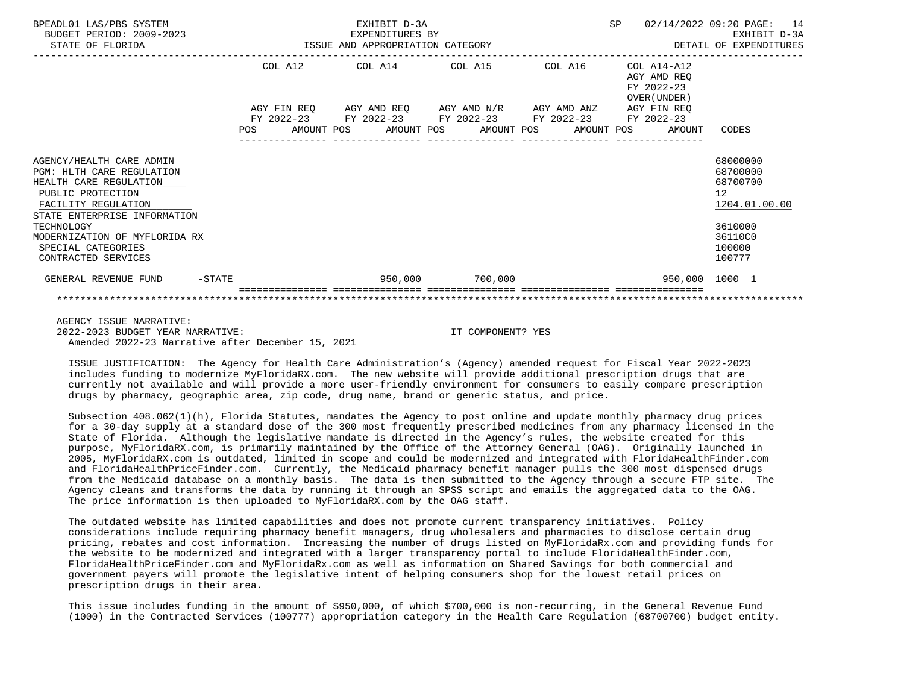BPEADL01 LAS/PBS SYSTEM | EXHIBIT D-3A | SP 02/14/2022 09:20
BUDGET PERIOD: 2009-2023 | EXPENDITURES BY | EXHIBIT D-3A
STATE OF FLORIDA | ISSUE AND APPROPRIATION CATEGORY | DETAIL OF EXPENDITURES

| | COL A12 AGY FIN REQ FY 2022-23 POS AMOUNT | COL A14 AGY AMD REQ FY 2022-23 POS AMOUNT | COL A15 AGY AMD N/R FY 2022-23 POS AMOUNT | COL A16 AGY AMD ANZ FY 2022-23 POS AMOUNT | COL A14-A12 AGY AMD REQ FY 2022-23 OVER(UNDER) AGY FIN REQ FY 2022-23 POS AMOUNT | CODES |
|---|---|---|---|---|---|---|
| AGENCY/HEALTH CARE ADMIN | | | | | | 68000000 |
| PGM: HLTH CARE REGULATION | | | | | | 68700000 |
| HEALTH CARE REGULATION | | | | | | 68700700 |
| PUBLIC PROTECTION | | | | | | 12 |
| FACILITY REGULATION | | | | | | 1204.01.00.00 |
| STATE ENTERPRISE INFORMATION TECHNOLOGY | | | | | | 3610000 |
| MODERNIZATION OF MYFLORIDA RX | | | | | | 36110C0 |
| SPECIAL CATEGORIES | | | | | | 100000 |
| CONTRACTED SERVICES | | | | | | 100777 |
| GENERAL REVENUE FUND -STATE | | 950,000 | 700,000 | | 950,000 | 1000 1 |

AGENCY ISSUE NARRATIVE:
2022-2023 BUDGET YEAR NARRATIVE: IT COMPONENT? YES
Amended 2022-23 Narrative after December 15, 2021

ISSUE JUSTIFICATION: The Agency for Health Care Administration's (Agency) amended request for Fiscal Year 2022-2023 includes funding to modernize MyFloridaRX.com. The new website will provide additional prescription drugs that are currently not available and will provide a more user-friendly environment for consumers to easily compare prescription drugs by pharmacy, geographic area, zip code, drug name, brand or generic status, and price.

Subsection 408.062(1)(h), Florida Statutes, mandates the Agency to post online and update monthly pharmacy drug prices for a 30-day supply at a standard dose of the 300 most frequently prescribed medicines from any pharmacy licensed in the State of Florida. Although the legislative mandate is directed in the Agency's rules, the website created for this purpose, MyFloridaRX.com, is primarily maintained by the Office of the Attorney General (OAG). Originally launched in 2005, MyFloridaRX.com is outdated, limited in scope and could be modernized and integrated with FloridaHealthFinder.com and FloridaHealthPriceFinder.com. Currently, the Medicaid pharmacy benefit manager pulls the 300 most dispensed drugs from the Medicaid database on a monthly basis. The data is then submitted to the Agency through a secure FTP site. The Agency cleans and transforms the data by running it through an SPSS script and emails the aggregated data to the OAG. The price information is then uploaded to MyFloridaRX.com by the OAG staff.

The outdated website has limited capabilities and does not promote current transparency initiatives. Policy considerations include requiring pharmacy benefit managers, drug wholesalers and pharmacies to disclose certain drug pricing, rebates and cost information. Increasing the number of drugs listed on MyFloridaRx.com and providing funds for the website to be modernized and integrated with a larger transparency portal to include FloridaHealthFinder.com, FloridaHealthPriceFinder.com and MyFloridaRx.com as well as information on Shared Savings for both commercial and government payers will promote the legislative intent of helping consumers shop for the lowest retail prices on prescription drugs in their area.

This issue includes funding in the amount of $950,000, of which $700,000 is non-recurring, in the General Revenue Fund (1000) in the Contracted Services (100777) appropriation category in the Health Care Regulation (68700700) budget entity.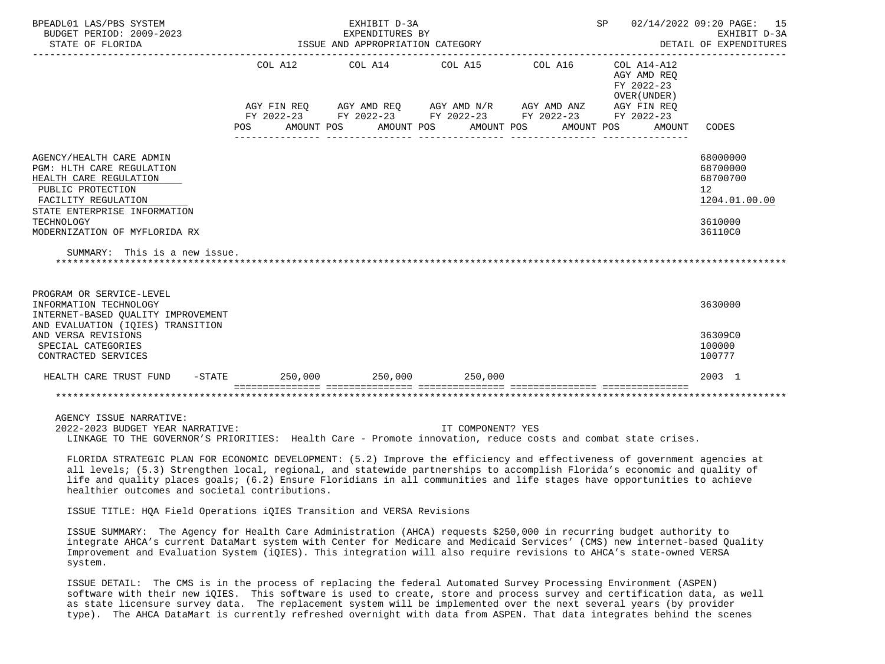BPEADL01 LAS/PBS SYSTEM — EXHIBIT D-3A — EXPENDITURES BY ISSUE AND APPROPRIATION CATEGORY — BUDGET PERIOD: 2009-2023 — STATE OF FLORIDA — SP 02/14/2022 09:20 — EXHIBIT D-3A DETAIL OF EXPENDITURES

| | COL A12 AGY FIN REQ FY 2022-23 POS AMOUNT | COL A14 AGY AMD REQ FY 2022-23 POS AMOUNT | COL A15 AGY AMD N/R FY 2022-23 POS AMOUNT | COL A16 AGY AMD ANZ FY 2022-23 POS AMOUNT | COL A14-A12 AGY AMD REQ FY 2022-23 OVER(UNDER) AGY FIN REQ FY 2022-23 POS AMOUNT | CODES |
|---|---|---|---|---|---|---|
| AGENCY/HEALTH CARE ADMIN | | | | | | 68000000 |
| PGM: HLTH CARE REGULATION | | | | | | 68700000 |
| HEALTH CARE REGULATION | | | | | | 68700700 |
| PUBLIC PROTECTION | | | | | | 12 |
| FACILITY REGULATION | | | | | | 1204.01.00.00 |
| STATE ENTERPRISE INFORMATION TECHNOLOGY | | | | | | 3610000 |
| MODERNIZATION OF MYFLORIDA RX | | | | | | 36110C0 |
| SUMMARY: This is a new issue. | | | | | | |
| PROGRAM OR SERVICE-LEVEL INFORMATION TECHNOLOGY | | | | | | 3630000 |
| INTERNET-BASED QUALITY IMPROVEMENT AND EVALUATION (IQIES) TRANSITION AND VERSA REVISIONS | | | | | | 36309C0 |
| SPECIAL CATEGORIES | | | | | | 100000 |
| CONTRACTED SERVICES | | | | | | 100777 |
| HEALTH CARE TRUST FUND -STATE | 250,000 | 250,000 | 250,000 | | | 2003 1 |

AGENCY ISSUE NARRATIVE:

2022-2023 BUDGET YEAR NARRATIVE: IT COMPONENT? YES

LINKAGE TO THE GOVERNOR'S PRIORITIES: Health Care - Promote innovation, reduce costs and combat state crises.

FLORIDA STRATEGIC PLAN FOR ECONOMIC DEVELOPMENT: (5.2) Improve the efficiency and effectiveness of government agencies at all levels; (5.3) Strengthen local, regional, and statewide partnerships to accomplish Florida's economic and quality of life and quality places goals; (6.2) Ensure Floridians in all communities and life stages have opportunities to achieve healthier outcomes and societal contributions.

ISSUE TITLE: HQA Field Operations iQIES Transition and VERSA Revisions

ISSUE SUMMARY: The Agency for Health Care Administration (AHCA) requests $250,000 in recurring budget authority to integrate AHCA's current DataMart system with Center for Medicare and Medicaid Services' (CMS) new internet-based Quality Improvement and Evaluation System (iQIES). This integration will also require revisions to AHCA's state-owned VERSA system.

ISSUE DETAIL: The CMS is in the process of replacing the federal Automated Survey Processing Environment (ASPEN) software with their new iQIES. This software is used to create, store and process survey and certification data, as well as state licensure survey data. The replacement system will be implemented over the next several years (by provider type). The AHCA DataMart is currently refreshed overnight with data from ASPEN. That data integrates behind the scenes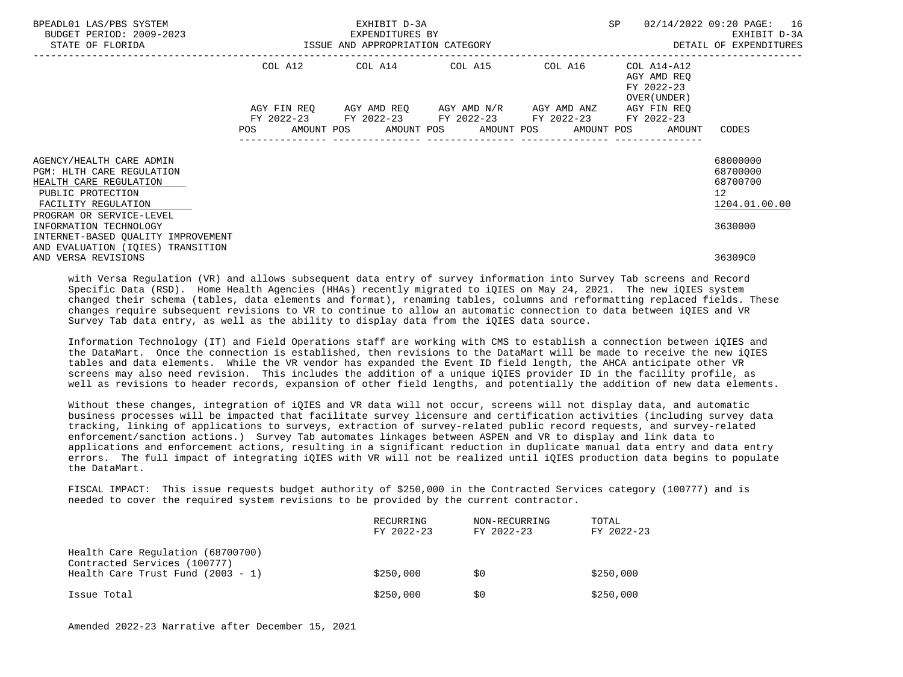| | COL A12 | | COL A14 | | COL A15 | | COL A16 | | COL A14-A12 AGY AMD REQ FY 2022-23 OVER(UNDER) | | |
|---|---|---|---|---|---|---|---|---|---|---|---|
| | AGY FIN REQ FY 2022-23 | | AGY AMD REQ FY 2022-23 | | AGY AMD N/R FY 2022-23 | | AGY AMD ANZ FY 2022-23 | | AGY FIN REQ FY 2022-23 | | |
| | POS | AMOUNT | POS | AMOUNT | POS | AMOUNT | POS | AMOUNT | POS | AMOUNT | CODES |
| AGENCY/HEALTH CARE ADMIN | | | | | | | | | | | 68000000 |
| PGM: HLTH CARE REGULATION | | | | | | | | | | | 68700000 |
| HEALTH CARE REGULATION | | | | | | | | | | | 68700700 |
| PUBLIC PROTECTION | | | | | | | | | | | 12 |
| FACILITY REGULATION | | | | | | | | | | | 1204.01.00.00 |
| PROGRAM OR SERVICE-LEVEL INFORMATION TECHNOLOGY | | | | | | | | | | | 3630000 |
| INTERNET-BASED QUALITY IMPROVEMENT AND EVALUATION (IQIES) TRANSITION AND VERSA REVISIONS | | | | | | | | | | | 36309C0 |

with Versa Regulation (VR) and allows subsequent data entry of survey information into Survey Tab screens and Record Specific Data (RSD). Home Health Agencies (HHAs) recently migrated to iQIES on May 24, 2021. The new iQIES system changed their schema (tables, data elements and format), renaming tables, columns and reformatting replaced fields. These changes require subsequent revisions to VR to continue to allow an automatic connection to data between iQIES and VR Survey Tab data entry, as well as the ability to display data from the iQIES data source.

Information Technology (IT) and Field Operations staff are working with CMS to establish a connection between iQIES and the DataMart. Once the connection is established, then revisions to the DataMart will be made to receive the new iQIES tables and data elements. While the VR vendor has expanded the Event ID field length, the AHCA anticipate other VR screens may also need revision. This includes the addition of a unique iQIES provider ID in the facility profile, as well as revisions to header records, expansion of other field lengths, and potentially the addition of new data elements.

Without these changes, integration of iQIES and VR data will not occur, screens will not display data, and automatic business processes will be impacted that facilitate survey licensure and certification activities (including survey data tracking, linking of applications to surveys, extraction of survey-related public record requests, and survey-related enforcement/sanction actions.) Survey Tab automates linkages between ASPEN and VR to display and link data to applications and enforcement actions, resulting in a significant reduction in duplicate manual data entry and data entry errors. The full impact of integrating iQIES with VR will not be realized until iQIES production data begins to populate the DataMart.

FISCAL IMPACT: This issue requests budget authority of $250,000 in the Contracted Services category (100777) and is needed to cover the required system revisions to be provided by the current contractor.

| | RECURRING FY 2022-23 | NON-RECURRING FY 2022-23 | TOTAL FY 2022-23 |
|---|---|---|---|
| Health Care Regulation (68700700) Contracted Services (100777) Health Care Trust Fund (2003 - 1) | $250,000 | $0 | $250,000 |
| Issue Total | $250,000 | $0 | $250,000 |

Amended 2022-23 Narrative after December 15, 2021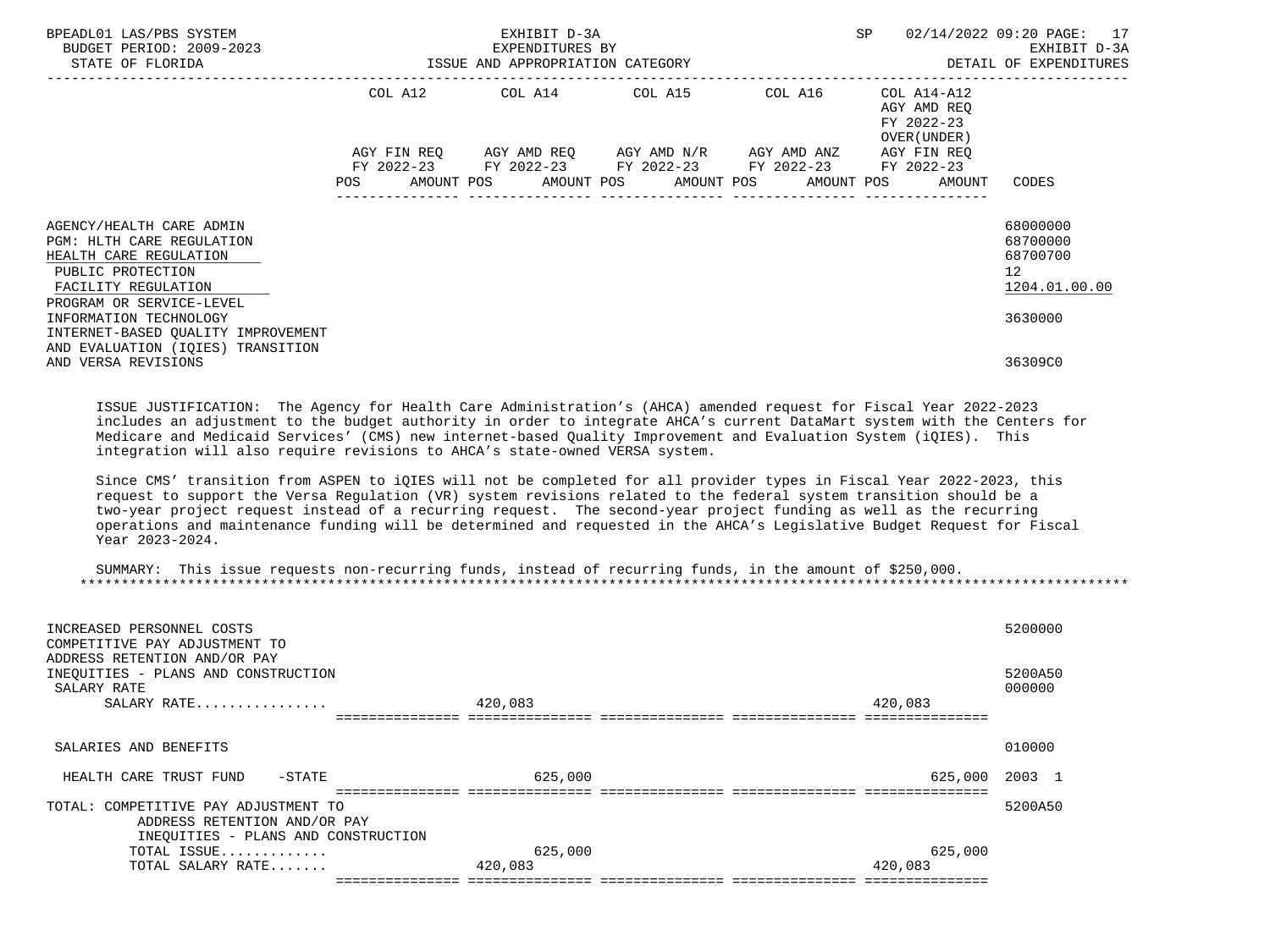EXHIBIT D-3A
EXPENDITURES BY
ISSUE AND APPROPRIATION CATEGORY

BUDGET PERIOD: 2009-2023
STATE OF FLORIDA

DETAIL OF EXPENDITURES

| | COL A12 AGY FIN REQ FY 2022-23 POS AMOUNT | COL A14 AGY AMD REQ FY 2022-23 POS AMOUNT | COL A15 AGY AMD N/R FY 2022-23 POS AMOUNT | COL A16 AGY AMD ANZ FY 2022-23 POS AMOUNT | COL A14-A12 AGY AMD REQ FY 2022-23 OVER(UNDER) AGY FIN REQ FY 2022-23 POS AMOUNT | CODES |
|---|---|---|---|---|---|---|
| AGENCY/HEALTH CARE ADMIN | | | | | | 68000000 |
| PGM: HLTH CARE REGULATION | | | | | | 68700000 |
| HEALTH CARE REGULATION | | | | | | 68700700 |
| PUBLIC PROTECTION | | | | | | 12 |
| FACILITY REGULATION | | | | | | 1204.01.00.00 |
| PROGRAM OR SERVICE-LEVEL INFORMATION TECHNOLOGY | | | | | | 3630000 |
| INTERNET-BASED QUALITY IMPROVEMENT AND EVALUATION (IQIES) TRANSITION AND VERSA REVISIONS | | | | | | 36309C0 |

ISSUE JUSTIFICATION: The Agency for Health Care Administration's (AHCA) amended request for Fiscal Year 2022-2023 includes an adjustment to the budget authority in order to integrate AHCA's current DataMart system with the Centers for Medicare and Medicaid Services' (CMS) new internet-based Quality Improvement and Evaluation System (iQIES). This integration will also require revisions to AHCA's state-owned VERSA system.

Since CMS' transition from ASPEN to iQIES will not be completed for all provider types in Fiscal Year 2022-2023, this request to support the Versa Regulation (VR) system revisions related to the federal system transition should be a two-year project request instead of a recurring request. The second-year project funding as well as the recurring operations and maintenance funding will be determined and requested in the AHCA's Legislative Budget Request for Fiscal Year 2023-2024.

SUMMARY: This issue requests non-recurring funds, instead of recurring funds, in the amount of $250,000.

| | COL A12 | COL A14 | COL A15 | COL A16 | COL A14-A12 | CODES |
|---|---|---|---|---|---|---|
| INCREASED PERSONNEL COSTS | | | | | | 5200000 |
| COMPETITIVE PAY ADJUSTMENT TO ADDRESS RETENTION AND/OR PAY INEQUITIES - PLANS AND CONSTRUCTION | | | | | | 5200A50 |
| SALARY RATE | | | | | | 000000 |
| SALARY RATE................ | | 420,083 | | | 420,083 | |
| SALARIES AND BENEFITS | | | | | | 010000 |
| HEALTH CARE TRUST FUND -STATE | | 625,000 | | | 625,000 | 2003 1 |
| TOTAL: COMPETITIVE PAY ADJUSTMENT TO ADDRESS RETENTION AND/OR PAY INEQUITIES - PLANS AND CONSTRUCTION | | | | | | 5200A50 |
| TOTAL ISSUE............. | | 625,000 | | | 625,000 | |
| TOTAL SALARY RATE....... | | 420,083 | | | 420,083 | |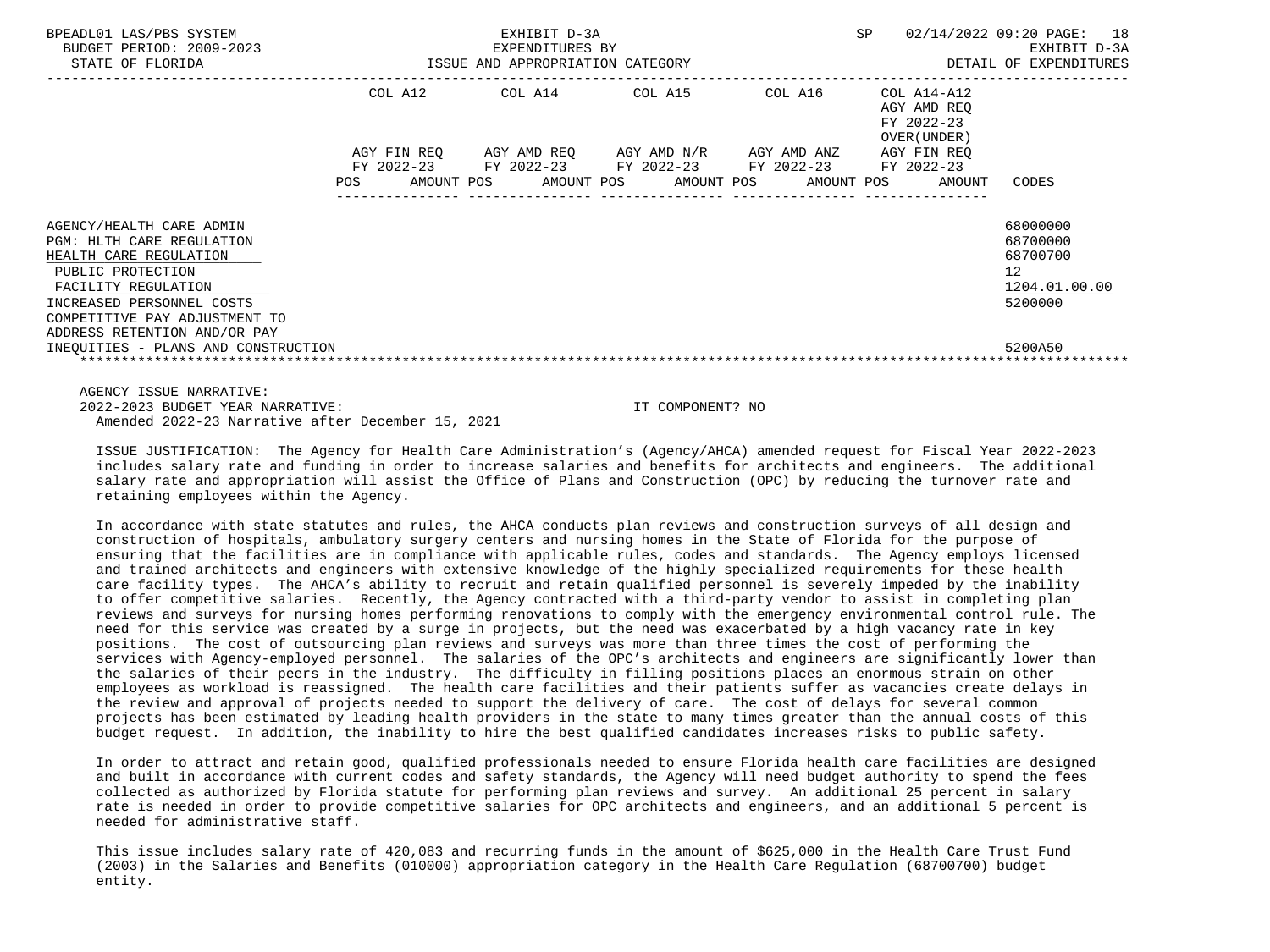| | COL A12 | | COL A14 | | COL A15 | | COL A16 | | COL A14-A12 AGY AMD REQ FY 2022-23 OVER(UNDER) | | |
|---|---|---|---|---|---|---|---|---|---|---|---|
| | AGY FIN REQ FY 2022-23 | | AGY AMD REQ FY 2022-23 | | AGY AMD N/R FY 2022-23 | | AGY AMD ANZ FY 2022-23 | | AGY FIN REQ FY 2022-23 | | |
| | POS | AMOUNT | POS | AMOUNT | POS | AMOUNT | POS | AMOUNT | POS | AMOUNT | CODES |
| AGENCY/HEALTH CARE ADMIN | | | | | | | | | | | 68000000 |
| PGM: HLTH CARE REGULATION | | | | | | | | | | | 68700000 |
| HEALTH CARE REGULATION | | | | | | | | | | | 68700700 |
| PUBLIC PROTECTION | | | | | | | | | | | 12 |
| FACILITY REGULATION | | | | | | | | | | | 1204.01.00.00 |
| INCREASED PERSONNEL COSTS | | | | | | | | | | | 5200000 |
| COMPETITIVE PAY ADJUSTMENT TO ADDRESS RETENTION AND/OR PAY INEQUITIES - PLANS AND CONSTRUCTION | | | | | | | | | | | 5200A50 |

AGENCY ISSUE NARRATIVE:
2022-2023 BUDGET YEAR NARRATIVE: IT COMPONENT? NO
Amended 2022-23 Narrative after December 15, 2021

ISSUE JUSTIFICATION: The Agency for Health Care Administration's (Agency/AHCA) amended request for Fiscal Year 2022-2023 includes salary rate and funding in order to increase salaries and benefits for architects and engineers. The additional salary rate and appropriation will assist the Office of Plans and Construction (OPC) by reducing the turnover rate and retaining employees within the Agency.

In accordance with state statutes and rules, the AHCA conducts plan reviews and construction surveys of all design and construction of hospitals, ambulatory surgery centers and nursing homes in the State of Florida for the purpose of ensuring that the facilities are in compliance with applicable rules, codes and standards. The Agency employs licensed and trained architects and engineers with extensive knowledge of the highly specialized requirements for these health care facility types. The AHCA's ability to recruit and retain qualified personnel is severely impeded by the inability to offer competitive salaries. Recently, the Agency contracted with a third-party vendor to assist in completing plan reviews and surveys for nursing homes performing renovations to comply with the emergency environmental control rule. The need for this service was created by a surge in projects, but the need was exacerbated by a high vacancy rate in key positions. The cost of outsourcing plan reviews and surveys was more than three times the cost of performing the services with Agency-employed personnel. The salaries of the OPC's architects and engineers are significantly lower than the salaries of their peers in the industry. The difficulty in filling positions places an enormous strain on other employees as workload is reassigned. The health care facilities and their patients suffer as vacancies create delays in the review and approval of projects needed to support the delivery of care. The cost of delays for several common projects has been estimated by leading health providers in the state to many times greater than the annual costs of this budget request. In addition, the inability to hire the best qualified candidates increases risks to public safety.

In order to attract and retain good, qualified professionals needed to ensure Florida health care facilities are designed and built in accordance with current codes and safety standards, the Agency will need budget authority to spend the fees collected as authorized by Florida statute for performing plan reviews and survey. An additional 25 percent in salary rate is needed in order to provide competitive salaries for OPC architects and engineers, and an additional 5 percent is needed for administrative staff.

This issue includes salary rate of 420,083 and recurring funds in the amount of $625,000 in the Health Care Trust Fund (2003) in the Salaries and Benefits (010000) appropriation category in the Health Care Regulation (68700700) budget entity.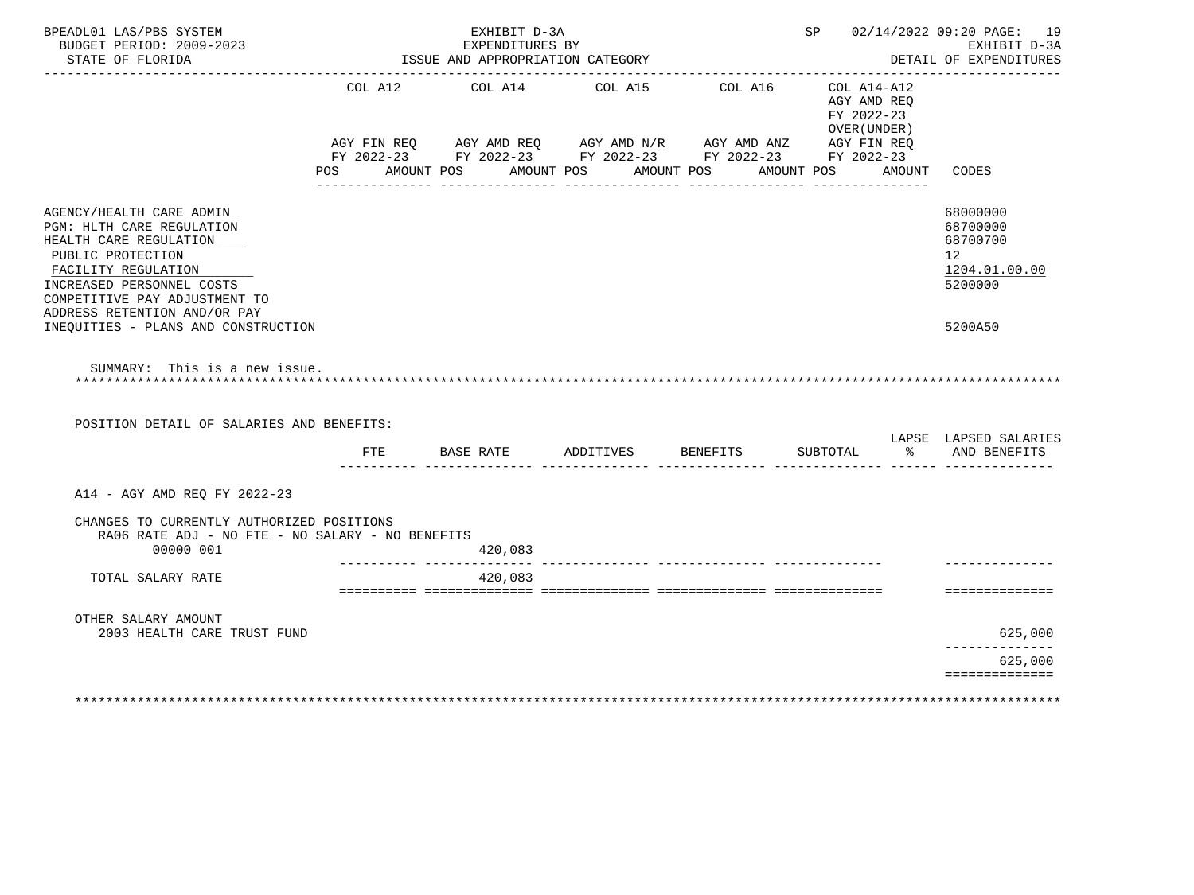BPEADL01 LAS/PBS SYSTEM
BUDGET PERIOD: 2009-2023
STATE OF FLORIDA

EXHIBIT D-3A
EXPENDITURES BY
ISSUE AND APPROPRIATION CATEGORY

SP 02/14/2022 09:20
EXHIBIT D-3A
DETAIL OF EXPENDITURES

| | COL A12 AGY FIN REQ FY 2022-23 POS AMOUNT | COL A14 AGY AMD REQ FY 2022-23 POS AMOUNT | COL A15 AGY AMD N/R FY 2022-23 POS AMOUNT | COL A16 AGY AMD ANZ FY 2022-23 POS AMOUNT | COL A14-A12 AGY AMD REQ FY 2022-23 OVER(UNDER) AGY FIN REQ FY 2022-23 POS AMOUNT | CODES |
|---|---|---|---|---|---|---|
| AGENCY/HEALTH CARE ADMIN | | | | | | 68000000 |
| PGM: HLTH CARE REGULATION | | | | | | 68700000 |
| HEALTH CARE REGULATION | | | | | | 68700700 |
| PUBLIC PROTECTION | | | | | | 12 |
| FACILITY REGULATION | | | | | | 1204.01.00.00 |
| INCREASED PERSONNEL COSTS | | | | | | 5200000 |
| COMPETITIVE PAY ADJUSTMENT TO ADDRESS RETENTION AND/OR PAY INEQUITIES - PLANS AND CONSTRUCTION | | | | | | 5200A50 |

SUMMARY: This is a new issue.

POSITION DETAIL OF SALARIES AND BENEFITS:

| | FTE | BASE RATE | ADDITIVES | BENEFITS | SUBTOTAL | LAPSE % | LAPSED SALARIES AND BENEFITS |
|---|---|---|---|---|---|---|---|
| A14 - AGY AMD REQ FY 2022-23 | | | | | | | |
| CHANGES TO CURRENTLY AUTHORIZED POSITIONS | | | | | | | |
| RA06 RATE ADJ - NO FTE - NO SALARY - NO BENEFITS | | | | | | | |
| 00000 001 | | 420,083 | | | | | |
| TOTAL SALARY RATE | | 420,083 | | | | | |
| OTHER SALARY AMOUNT | | | | | | | |
| 2003 HEALTH CARE TRUST FUND | | | | | | | 625,000 |
| | | | | | | | 625,000 |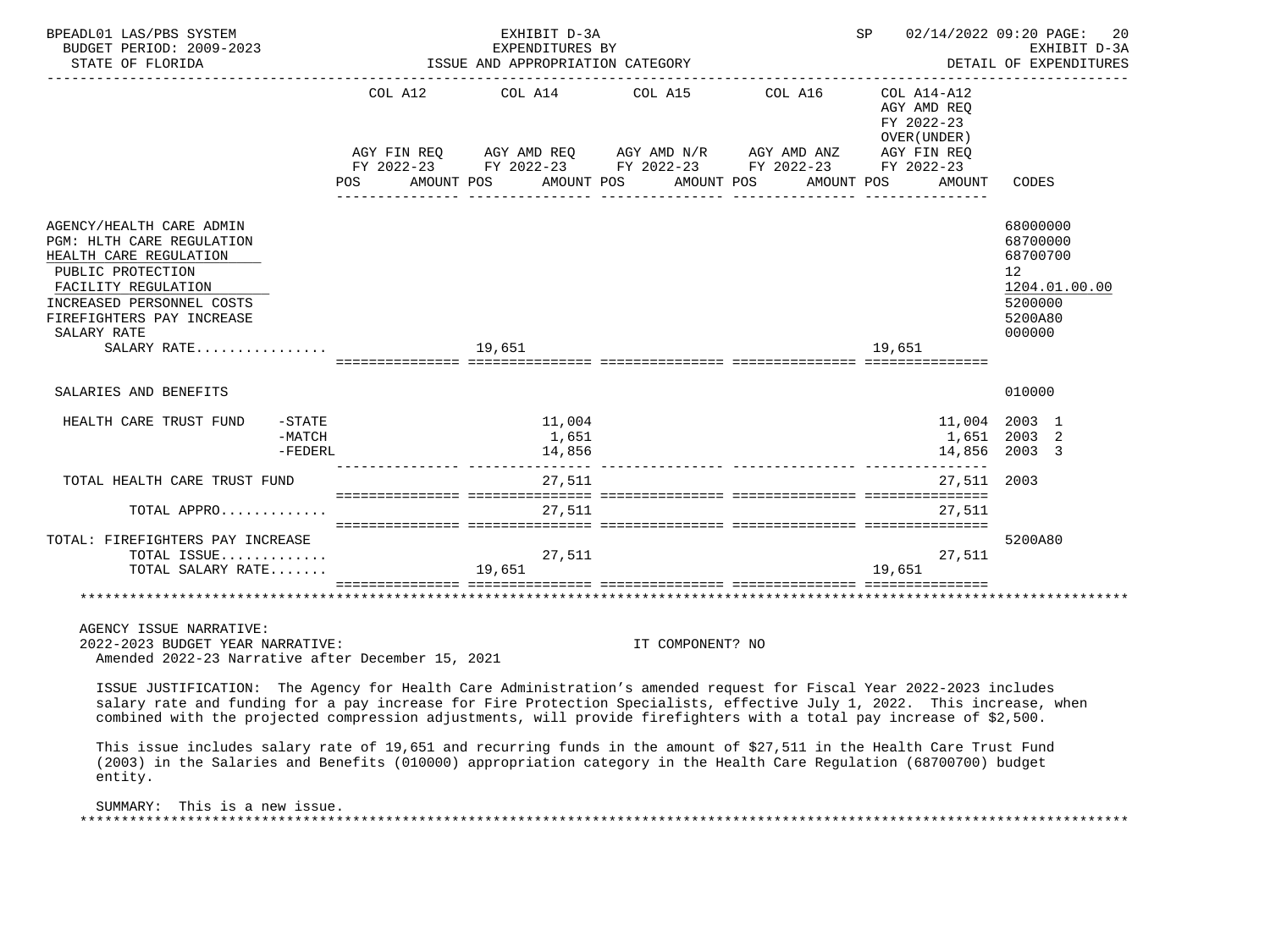BPEADL01 LAS/PBS SYSTEM — EXHIBIT D-3A — EXPENDITURES BY ISSUE AND APPROPRIATION CATEGORY

BUDGET PERIOD: 2009-2023 — STATE OF FLORIDA — SP 02/14/2022 09:20 — EXHIBIT D-3A DETAIL OF EXPENDITURES

| | COL A12 AGY FIN REQ FY 2022-23 POS | AMOUNT | COL A14 AGY AMD REQ FY 2022-23 POS | AMOUNT | COL A15 AGY AMD N/R FY 2022-23 POS | AMOUNT | COL A16 AGY AMD ANZ FY 2022-23 POS | AMOUNT | COL A14-A12 AGY AMD REQ FY 2022-23 OVER(UNDER) AGY FIN REQ FY 2022-23 POS | AMOUNT | CODES |
|---|---|---|---|---|---|---|---|---|---|---|---|
| AGENCY/HEALTH CARE ADMIN | | | | | | | | | | | 68000000 |
| PGM: HLTH CARE REGULATION | | | | | | | | | | | 68700000 |
| HEALTH CARE REGULATION | | | | | | | | | | | 68700700 |
| PUBLIC PROTECTION | | | | | | | | | | | 12 |
| FACILITY REGULATION | | | | | | | | | | | 1204.01.00.00 |
| INCREASED PERSONNEL COSTS | | | | | | | | | | | 5200000 |
| FIREFIGHTERS PAY INCREASE | | | | | | | | | | | 5200A80 |
| SALARY RATE | | | | | | | | | | | 000000 |
| SALARY RATE................ | | | 19,651 | | | | | | 19,651 | | |
| SALARIES AND BENEFITS | | | | | | | | | | | 010000 |
| HEALTH CARE TRUST FUND -STATE | | | | 11,004 | | | | | | 11,004 | 2003 1 |
| -MATCH | | | | 1,651 | | | | | | 1,651 | 2003 2 |
| -FEDERL | | | | 14,856 | | | | | | 14,856 | 2003 3 |
| TOTAL HEALTH CARE TRUST FUND | | | | 27,511 | | | | | | 27,511 | 2003 |
| TOTAL APPRO............. | | | | 27,511 | | | | | | 27,511 | |
| TOTAL: FIREFIGHTERS PAY INCREASE | | | | | | | | | | | 5200A80 |
| TOTAL ISSUE............. | | | | 27,511 | | | | | | 27,511 | |
| TOTAL SALARY RATE....... | | | 19,651 | | | | | | 19,651 | | |

AGENCY ISSUE NARRATIVE:
2022-2023 BUDGET YEAR NARRATIVE: IT COMPONENT? NO
Amended 2022-23 Narrative after December 15, 2021

ISSUE JUSTIFICATION: The Agency for Health Care Administration's amended request for Fiscal Year 2022-2023 includes salary rate and funding for a pay increase for Fire Protection Specialists, effective July 1, 2022. This increase, when combined with the projected compression adjustments, will provide firefighters with a total pay increase of $2,500.

This issue includes salary rate of 19,651 and recurring funds in the amount of $27,511 in the Health Care Trust Fund (2003) in the Salaries and Benefits (010000) appropriation category in the Health Care Regulation (68700700) budget entity.

SUMMARY: This is a new issue.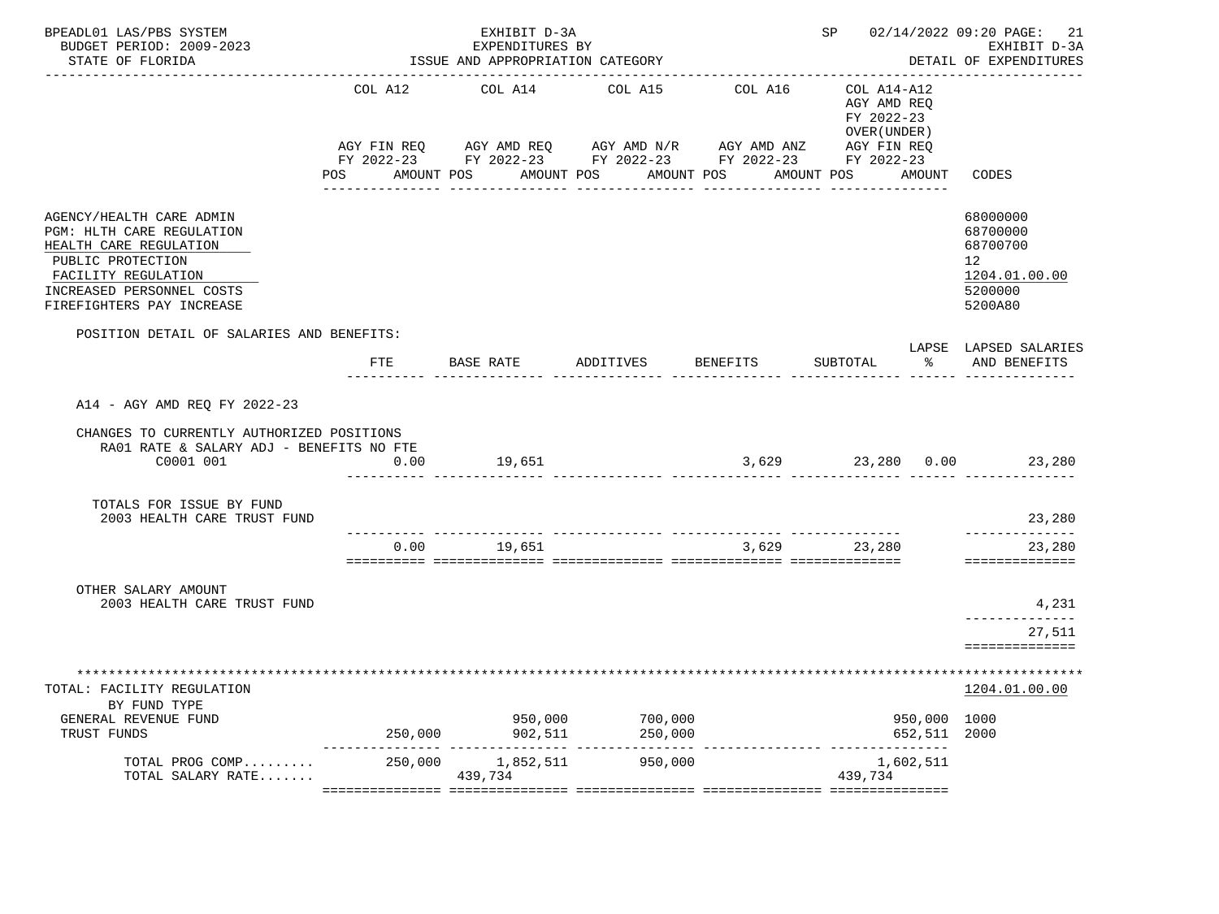BPEADL01 LAS/PBS SYSTEM — EXHIBIT D-3A — EXPENDITURES BY ISSUE AND APPROPRIATION CATEGORY
BUDGET PERIOD: 2009-2023 — STATE OF FLORIDA — SP 02/14/2022 09:20 — EXHIBIT D-3A DETAIL OF EXPENDITURES

| | COL A12 AGY FIN REQ FY 2022-23 POS AMOUNT | COL A14 AGY AMD REQ FY 2022-23 POS AMOUNT | COL A15 AGY AMD N/R FY 2022-23 POS AMOUNT | COL A16 AGY AMD ANZ FY 2022-23 POS AMOUNT | COL A14-A12 AGY AMD REQ FY 2022-23 OVER(UNDER) AGY FIN REQ FY 2022-23 POS AMOUNT | CODES |
|---|---|---|---|---|---|---|
| AGENCY/HEALTH CARE ADMIN | | | | | | 68000000 |
| PGM: HLTH CARE REGULATION | | | | | | 68700000 |
| HEALTH CARE REGULATION | | | | | | 68700700 |
| PUBLIC PROTECTION | | | | | | 12 |
| FACILITY REGULATION | | | | | | 1204.01.00.00 |
| INCREASED PERSONNEL COSTS | | | | | | 5200000 |
| FIREFIGHTERS PAY INCREASE | | | | | | 5200A80 |

POSITION DETAIL OF SALARIES AND BENEFITS:

| | FTE | BASE RATE | ADDITIVES | BENEFITS | SUBTOTAL | LAPSE % | LAPSED SALARIES AND BENEFITS |
|---|---|---|---|---|---|---|---|
| A14 - AGY AMD REQ FY 2022-23 | | | | | | | |
| CHANGES TO CURRENTLY AUTHORIZED POSITIONS | | | | | | | |
| RA01 RATE & SALARY ADJ - BENEFITS NO FTE | | | | | | | |
| C0001 001 | 0.00 | 19,651 | | 3,629 | 23,280 | 0.00 | 23,280 |
| TOTALS FOR ISSUE BY FUND | | | | | | | |
| 2003 HEALTH CARE TRUST FUND | | | | | | | 23,280 |
| | 0.00 | 19,651 | | 3,629 | 23,280 | | 23,280 |
| OTHER SALARY AMOUNT | | | | | | | |
| 2003 HEALTH CARE TRUST FUND | | | | | | | 4,231 |
| | | | | | | | 27,511 |

| TOTAL: FACILITY REGULATION | COL A12 | COL A14 | COL A15 | COL A16 | COL A14-A12 | CODES |
|---|---|---|---|---|---|---|
| BY FUND TYPE | | | | | | 1204.01.00.00 |
| GENERAL REVENUE FUND | | 950,000 | 700,000 | | 950,000 | 1000 |
| TRUST FUNDS | 250,000 | 902,511 | 250,000 | | 652,511 | 2000 |
| TOTAL PROG COMP......... | 250,000 | 1,852,511 | 950,000 | | 1,602,511 | |
| TOTAL SALARY RATE....... | | 439,734 | | | 439,734 | |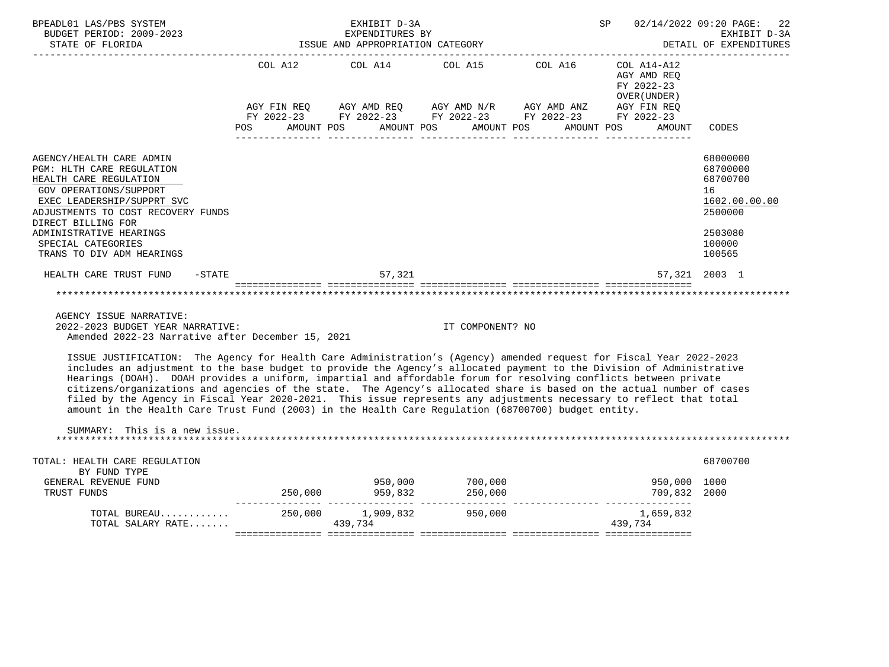BPEADL01 LAS/PBS SYSTEM | EXHIBIT D-3A | SP 02/14/2022 09:20 PAGE: 22
BUDGET PERIOD: 2009-2023 | EXPENDITURES BY | EXHIBIT D-3A
STATE OF FLORIDA | ISSUE AND APPROPRIATION CATEGORY | DETAIL OF EXPENDITURES

| | COL A12 AGY FIN REQ FY 2022-23 POS AMOUNT | COL A14 AGY AMD REQ FY 2022-23 POS AMOUNT | COL A15 AGY AMD N/R FY 2022-23 POS AMOUNT | COL A16 AGY AMD ANZ FY 2022-23 POS AMOUNT | COL A14-A12 AGY AMD REQ FY 2022-23 OVER(UNDER) AGY FIN REQ FY 2022-23 POS AMOUNT | CODES |
|---|---|---|---|---|---|---|
| AGENCY/HEALTH CARE ADMIN | | | | | | 68000000 |
| PGM: HLTH CARE REGULATION | | | | | | 68700000 |
| HEALTH CARE REGULATION | | | | | | 68700700 |
| GOV OPERATIONS/SUPPORT | | | | | | 16 |
| EXEC LEADERSHIP/SUPPRT SVC | | | | | | 1602.00.00.00 |
| ADJUSTMENTS TO COST RECOVERY FUNDS | | | | | | 2500000 |
| DIRECT BILLING FOR ADMINISTRATIVE HEARINGS | | | | | | 2503080 |
| SPECIAL CATEGORIES | | | | | | 100000 |
| TRANS TO DIV ADM HEARINGS | | | | | | 100565 |
| HEALTH CARE TRUST FUND -STATE | | 57,321 | | | 57,321 | 2003 1 |

AGENCY ISSUE NARRATIVE:
2022-2023 BUDGET YEAR NARRATIVE: IT COMPONENT? NO
Amended 2022-23 Narrative after December 15, 2021

ISSUE JUSTIFICATION: The Agency for Health Care Administration's (Agency) amended request for Fiscal Year 2022-2023 includes an adjustment to the base budget to provide the Agency's allocated payment to the Division of Administrative Hearings (DOAH). DOAH provides a uniform, impartial and affordable forum for resolving conflicts between private citizens/organizations and agencies of the state. The Agency's allocated share is based on the actual number of cases filed by the Agency in Fiscal Year 2020-2021. This issue represents any adjustments necessary to reflect that total amount in the Health Care Trust Fund (2003) in the Health Care Regulation (68700700) budget entity.

SUMMARY: This is a new issue.

| | COL A12 | COL A14 | COL A15 | COL A16 | COL A14-A12 | CODES |
|---|---|---|---|---|---|---|
| TOTAL: HEALTH CARE REGULATION | | | | | | 68700700 |
| BY FUND TYPE | | | | | | |
| GENERAL REVENUE FUND | | 950,000 | 700,000 | | 950,000 | 1000 |
| TRUST FUNDS | 250,000 | 959,832 | 250,000 | | 709,832 | 2000 |
| TOTAL BUREAU............ | 250,000 | 1,909,832 | 950,000 | | 1,659,832 | |
| TOTAL SALARY RATE....... | | 439,734 | | | 439,734 | |